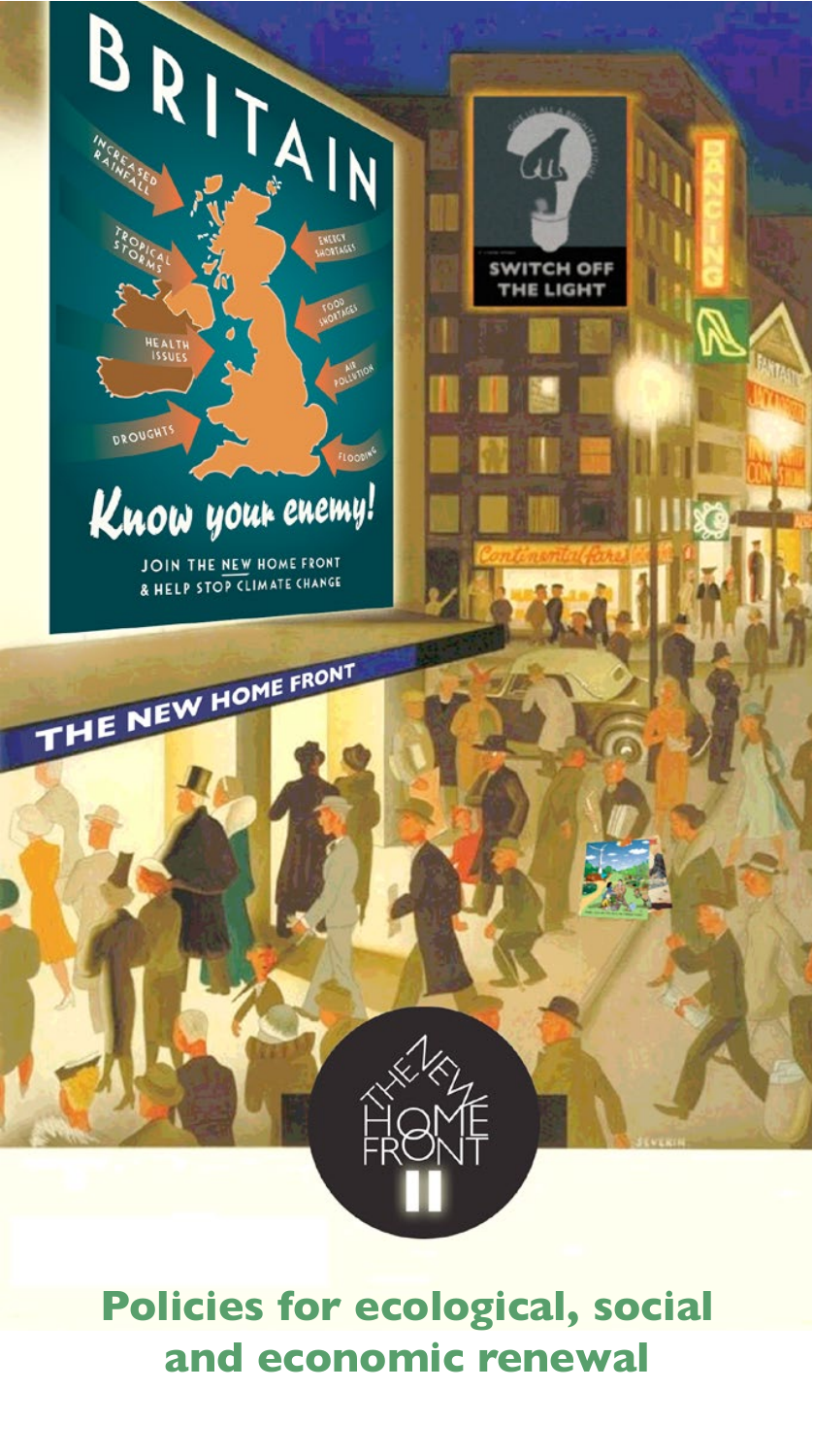# THE NEW HOME FRONT II

## Policies for ecological, social and economic renewal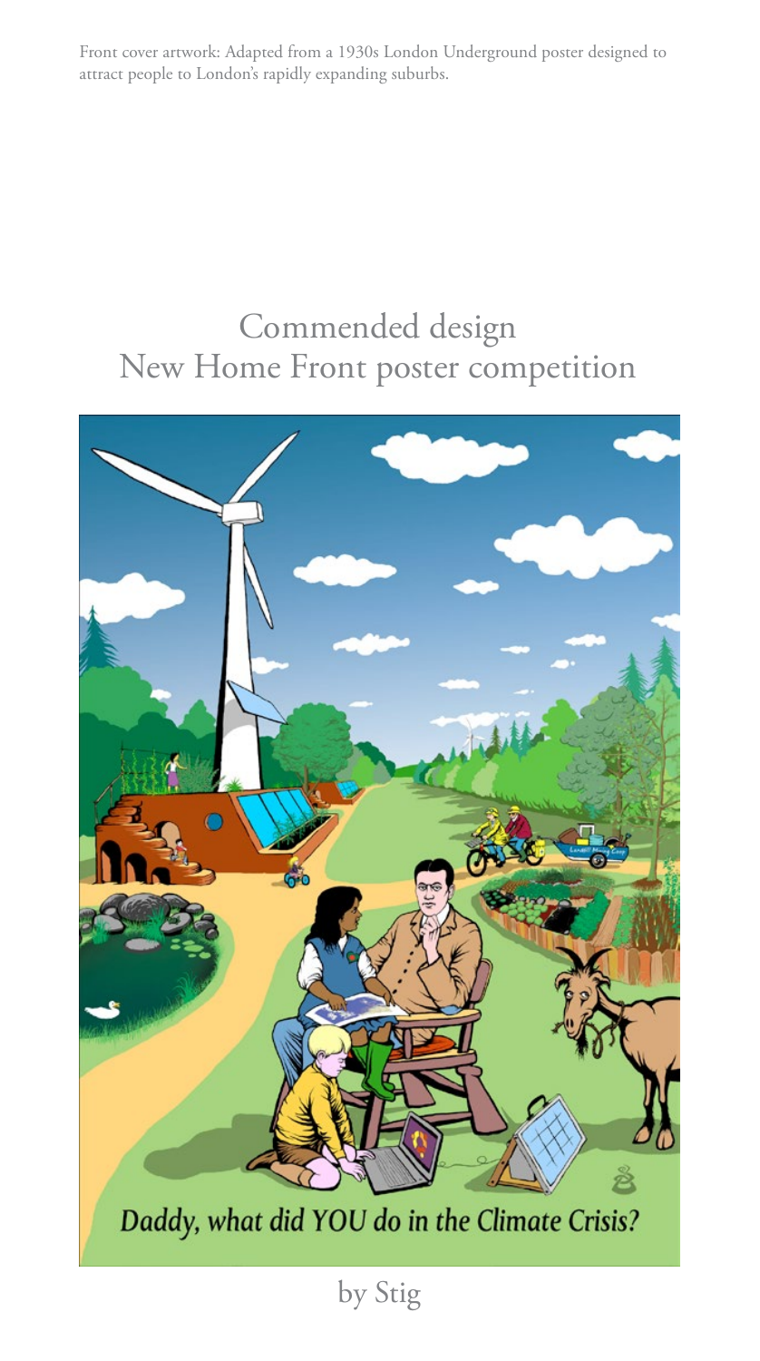Front cover artwork: Adapted from a 1930s London Underground poster designed to attract people to London's rapidly expanding suburbs.

Commended design
New Home Front poster competition

Daddy, what did YOU do in the Climate Crisis?

by Stig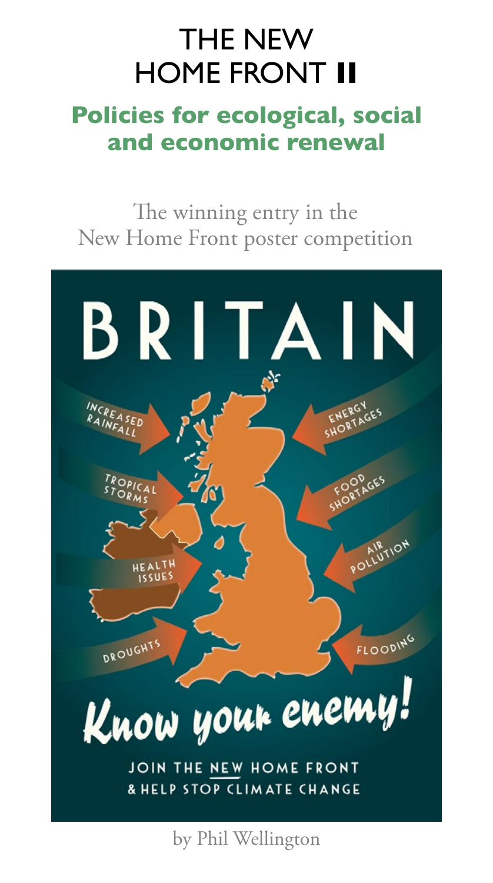# THE NEW HOME FRONT II

## Policies for ecological, social and economic renewal

The winning entry in the New Home Front poster competition

BRITAIN

INCREASED RAINFALL

TROPICAL STORMS

HEALTH ISSUES

DROUGHTS

ENERGY SHORTAGES

FOOD SHORTAGES

AIR POLLUTION

FLOODING

Know your enemy!

JOIN THE NEW HOME FRONT & HELP STOP CLIMATE CHANGE

by Phil Wellington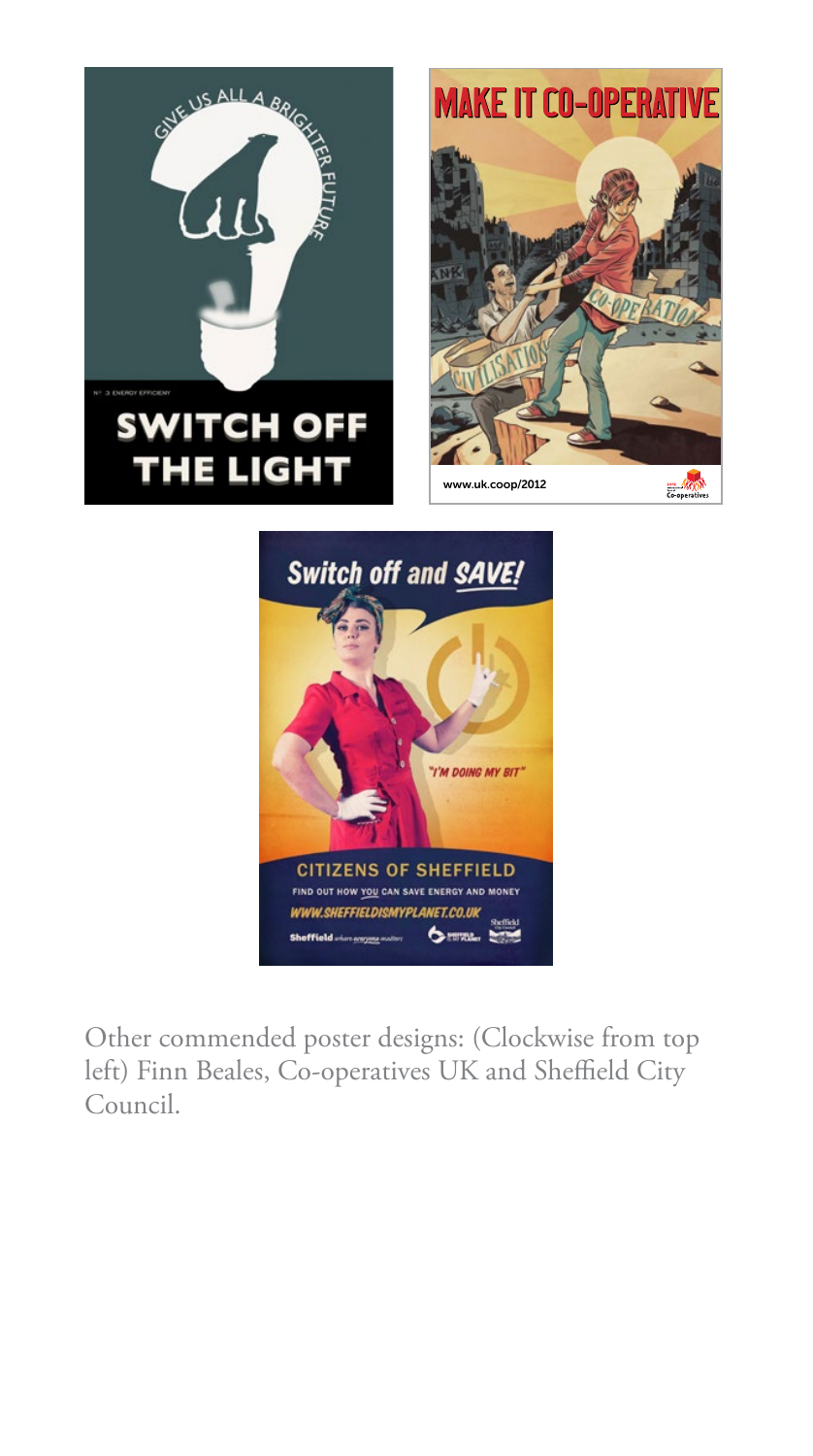Other commended poster designs: (Clockwise from top left) Finn Beales, Co-operatives UK and Sheffield City Council.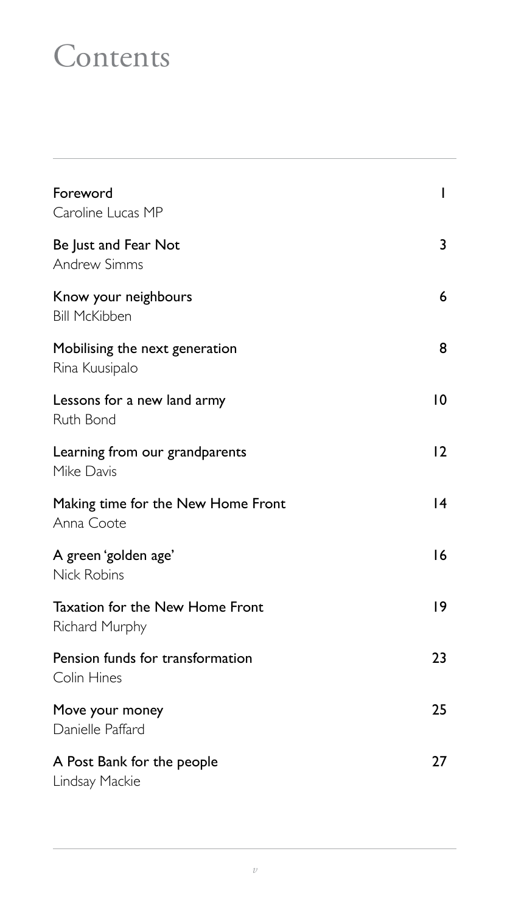# Contents

| | |
|---|---|
| Foreword<br>Caroline Lucas MP | 1 |
| Be Just and Fear Not<br>Andrew Simms | 3 |
| Know your neighbours<br>Bill McKibben | 6 |
| Mobilising the next generation<br>Rina Kuusipalo | 8 |
| Lessons for a new land army<br>Ruth Bond | 10 |
| Learning from our grandparents<br>Mike Davis | 12 |
| Making time for the New Home Front<br>Anna Coote | 14 |
| A green 'golden age'<br>Nick Robins | 16 |
| Taxation for the New Home Front<br>Richard Murphy | 19 |
| Pension funds for transformation<br>Colin Hines | 23 |
| Move your money<br>Danielle Paffard | 25 |
| A Post Bank for the people<br>Lindsay Mackie | 27 |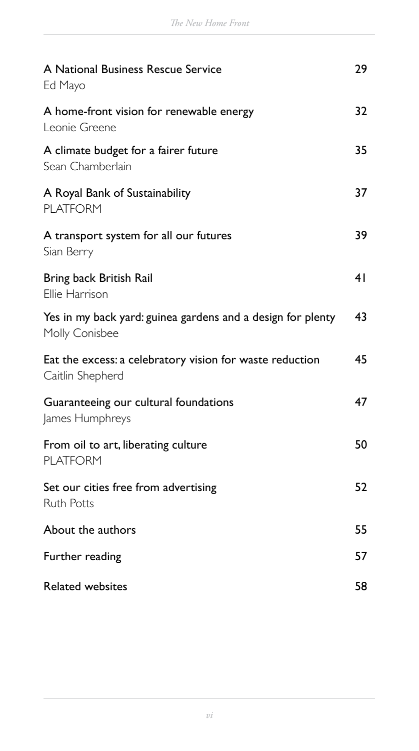| | |
|---|---|
| A National Business Rescue Service<br>Ed Mayo | 29 |
| A home-front vision for renewable energy<br>Leonie Greene | 32 |
| A climate budget for a fairer future<br>Sean Chamberlain | 35 |
| A Royal Bank of Sustainability<br>PLATFORM | 37 |
| A transport system for all our futures<br>Sian Berry | 39 |
| Bring back British Rail<br>Ellie Harrison | 41 |
| Yes in my back yard: guinea gardens and a design for plenty<br>Molly Conisbee | 43 |
| Eat the excess: a celebratory vision for waste reduction<br>Caitlin Shepherd | 45 |
| Guaranteeing our cultural foundations<br>James Humphreys | 47 |
| From oil to art, liberating culture<br>PLATFORM | 50 |
| Set our cities free from advertising<br>Ruth Potts | 52 |
| About the authors | 55 |
| Further reading | 57 |
| Related websites | 58 |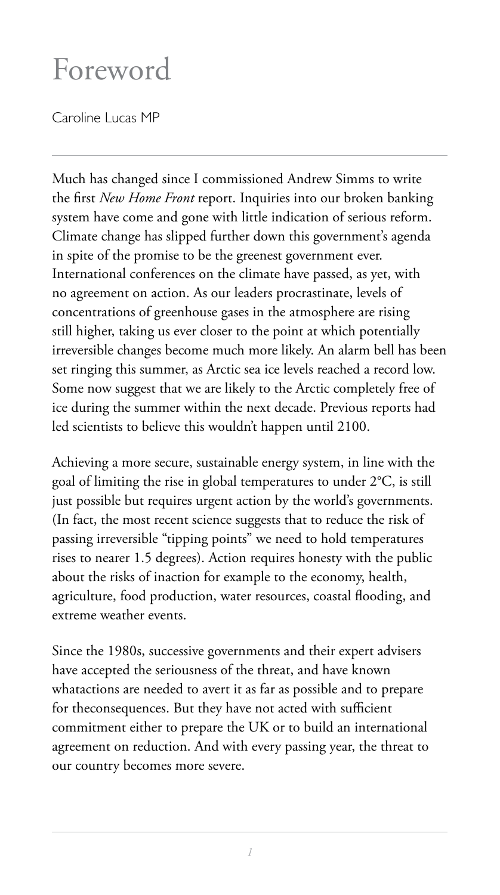# Foreword

Caroline Lucas MP

Much has changed since I commissioned Andrew Simms to write the first *New Home Front* report. Inquiries into our broken banking system have come and gone with little indication of serious reform. Climate change has slipped further down this government's agenda in spite of the promise to be the greenest government ever. International conferences on the climate have passed, as yet, with no agreement on action. As our leaders procrastinate, levels of concentrations of greenhouse gases in the atmosphere are rising still higher, taking us ever closer to the point at which potentially irreversible changes become much more likely. An alarm bell has been set ringing this summer, as Arctic sea ice levels reached a record low. Some now suggest that we are likely to the Arctic completely free of ice during the summer within the next decade. Previous reports had led scientists to believe this wouldn't happen until 2100.

Achieving a more secure, sustainable energy system, in line with the goal of limiting the rise in global temperatures to under 2°C, is still just possible but requires urgent action by the world's governments. (In fact, the most recent science suggests that to reduce the risk of passing irreversible "tipping points" we need to hold temperatures rises to nearer 1.5 degrees). Action requires honesty with the public about the risks of inaction for example to the economy, health, agriculture, food production, water resources, coastal flooding, and extreme weather events.

Since the 1980s, successive governments and their expert advisers have accepted the seriousness of the threat, and have known whatactions are needed to avert it as far as possible and to prepare for theconsequences. But they have not acted with sufficient commitment either to prepare the UK or to build an international agreement on reduction. And with every passing year, the threat to our country becomes more severe.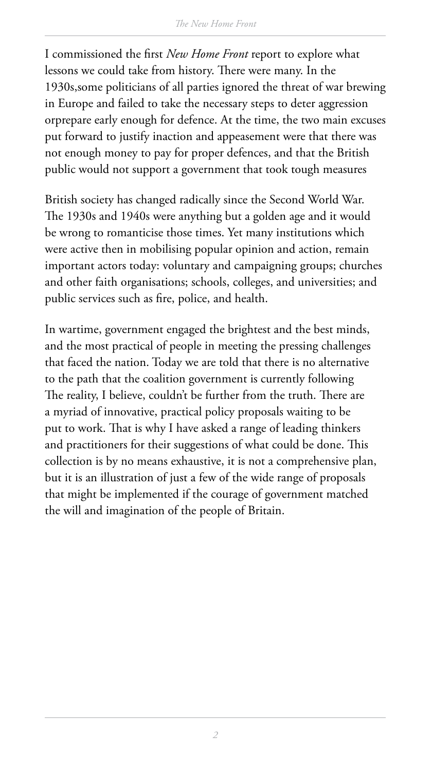I commissioned the first *New Home Front* report to explore what lessons we could take from history. There were many. In the 1930s,some politicians of all parties ignored the threat of war brewing in Europe and failed to take the necessary steps to deter aggression orprepare early enough for defence. At the time, the two main excuses put forward to justify inaction and appeasement were that there was not enough money to pay for proper defences, and that the British public would not support a government that took tough measures

British society has changed radically since the Second World War. The 1930s and 1940s were anything but a golden age and it would be wrong to romanticise those times. Yet many institutions which were active then in mobilising popular opinion and action, remain important actors today: voluntary and campaigning groups; churches and other faith organisations; schools, colleges, and universities; and public services such as fire, police, and health.

In wartime, government engaged the brightest and the best minds, and the most practical of people in meeting the pressing challenges that faced the nation. Today we are told that there is no alternative to the path that the coalition government is currently following The reality, I believe, couldn't be further from the truth. There are a myriad of innovative, practical policy proposals waiting to be put to work. That is why I have asked a range of leading thinkers and practitioners for their suggestions of what could be done. This collection is by no means exhaustive, it is not a comprehensive plan, but it is an illustration of just a few of the wide range of proposals that might be implemented if the courage of government matched the will and imagination of the people of Britain.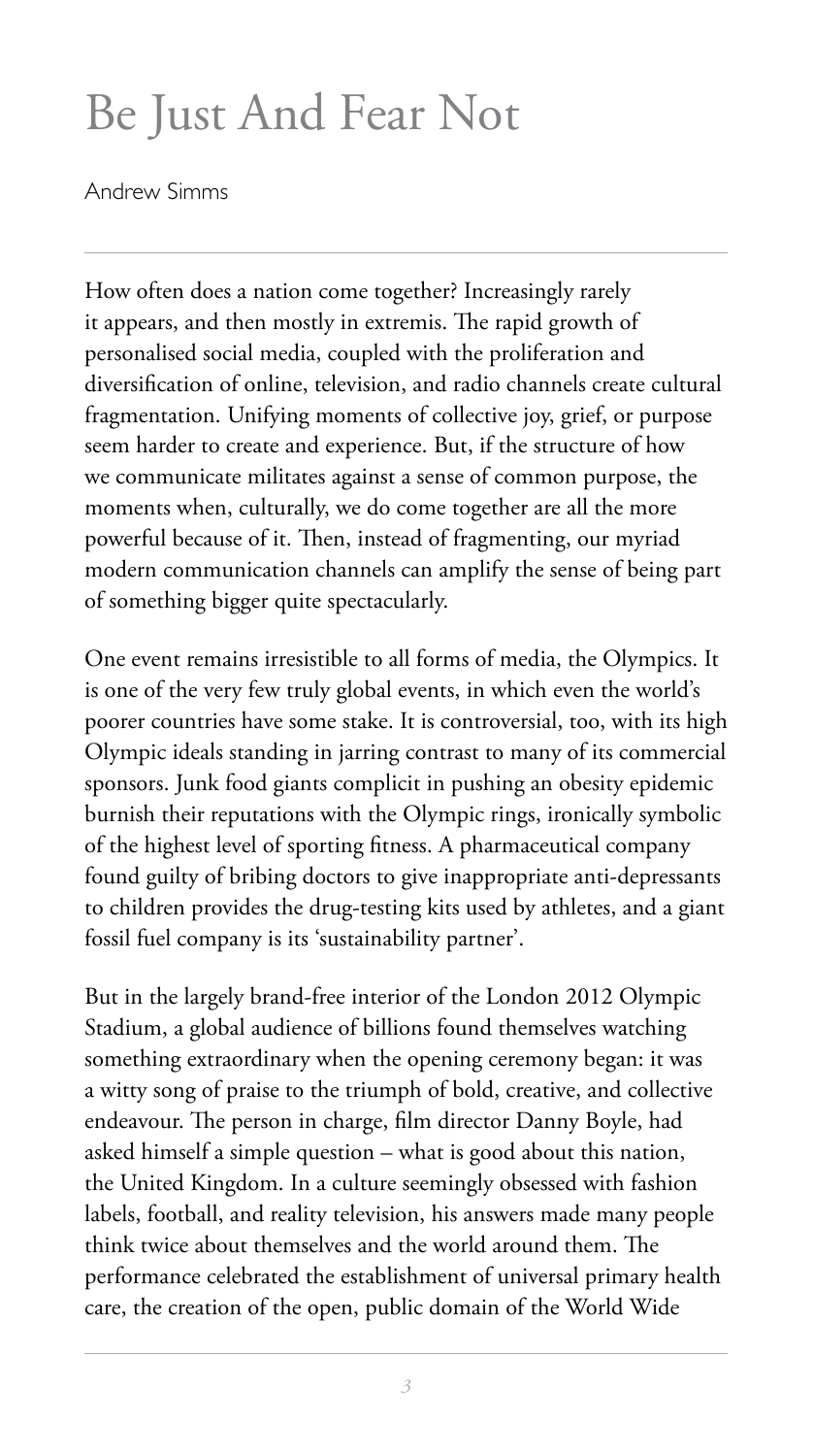# Be Just And Fear Not

Andrew Simms

How often does a nation come together? Increasingly rarely it appears, and then mostly in extremis. The rapid growth of personalised social media, coupled with the proliferation and diversification of online, television, and radio channels create cultural fragmentation. Unifying moments of collective joy, grief, or purpose seem harder to create and experience. But, if the structure of how we communicate militates against a sense of common purpose, the moments when, culturally, we do come together are all the more powerful because of it. Then, instead of fragmenting, our myriad modern communication channels can amplify the sense of being part of something bigger quite spectacularly.

One event remains irresistible to all forms of media, the Olympics. It is one of the very few truly global events, in which even the world's poorer countries have some stake. It is controversial, too, with its high Olympic ideals standing in jarring contrast to many of its commercial sponsors. Junk food giants complicit in pushing an obesity epidemic burnish their reputations with the Olympic rings, ironically symbolic of the highest level of sporting fitness. A pharmaceutical company found guilty of bribing doctors to give inappropriate anti-depressants to children provides the drug-testing kits used by athletes, and a giant fossil fuel company is its 'sustainability partner'.

But in the largely brand-free interior of the London 2012 Olympic Stadium, a global audience of billions found themselves watching something extraordinary when the opening ceremony began: it was a witty song of praise to the triumph of bold, creative, and collective endeavour. The person in charge, film director Danny Boyle, had asked himself a simple question – what is good about this nation, the United Kingdom. In a culture seemingly obsessed with fashion labels, football, and reality television, his answers made many people think twice about themselves and the world around them. The performance celebrated the establishment of universal primary health care, the creation of the open, public domain of the World Wide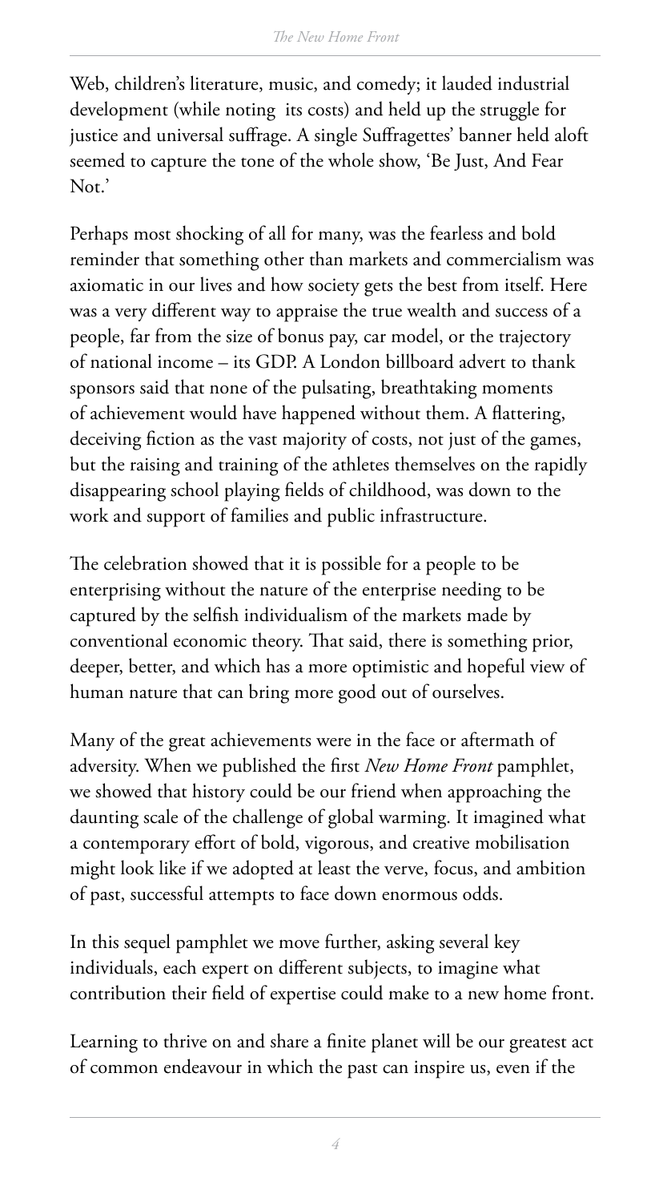Web, children's literature, music, and comedy; it lauded industrial development (while noting its costs) and held up the struggle for justice and universal suffrage. A single Suffragettes' banner held aloft seemed to capture the tone of the whole show, 'Be Just, And Fear Not.'

Perhaps most shocking of all for many, was the fearless and bold reminder that something other than markets and commercialism was axiomatic in our lives and how society gets the best from itself. Here was a very different way to appraise the true wealth and success of a people, far from the size of bonus pay, car model, or the trajectory of national income – its GDP. A London billboard advert to thank sponsors said that none of the pulsating, breathtaking moments of achievement would have happened without them. A flattering, deceiving fiction as the vast majority of costs, not just of the games, but the raising and training of the athletes themselves on the rapidly disappearing school playing fields of childhood, was down to the work and support of families and public infrastructure.

The celebration showed that it is possible for a people to be enterprising without the nature of the enterprise needing to be captured by the selfish individualism of the markets made by conventional economic theory. That said, there is something prior, deeper, better, and which has a more optimistic and hopeful view of human nature that can bring more good out of ourselves.

Many of the great achievements were in the face or aftermath of adversity. When we published the first *New Home Front* pamphlet, we showed that history could be our friend when approaching the daunting scale of the challenge of global warming. It imagined what a contemporary effort of bold, vigorous, and creative mobilisation might look like if we adopted at least the verve, focus, and ambition of past, successful attempts to face down enormous odds.

In this sequel pamphlet we move further, asking several key individuals, each expert on different subjects, to imagine what contribution their field of expertise could make to a new home front.

Learning to thrive on and share a finite planet will be our greatest act of common endeavour in which the past can inspire us, even if the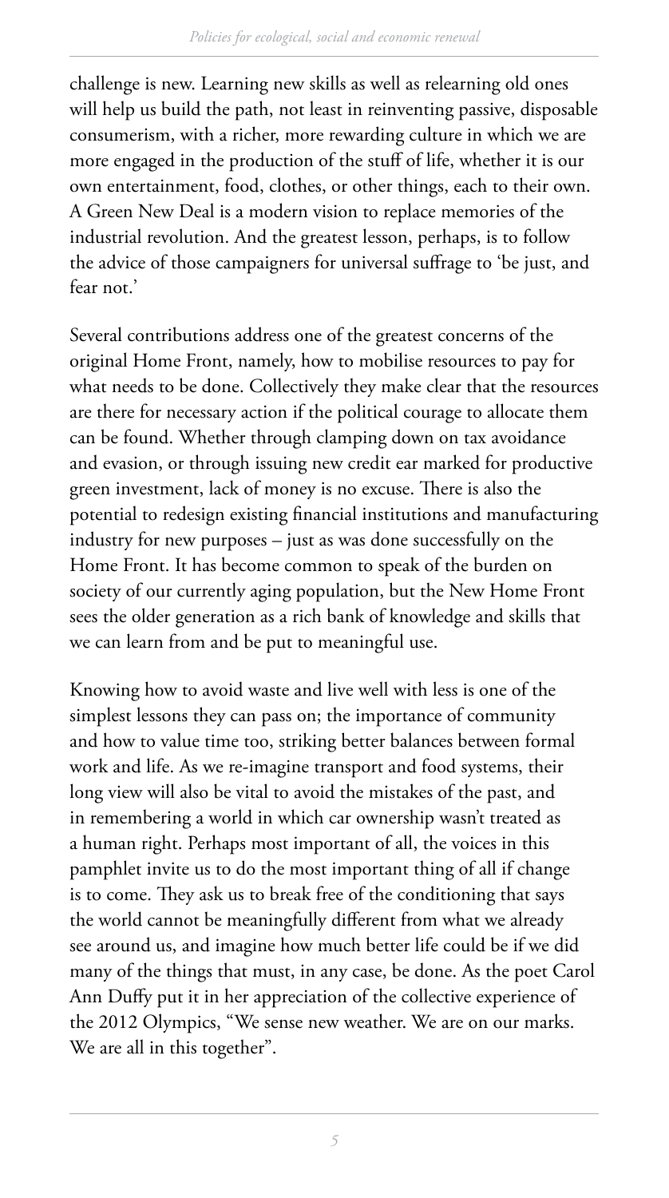challenge is new. Learning new skills as well as relearning old ones will help us build the path, not least in reinventing passive, disposable consumerism, with a richer, more rewarding culture in which we are more engaged in the production of the stuff of life, whether it is our own entertainment, food, clothes, or other things, each to their own. A Green New Deal is a modern vision to replace memories of the industrial revolution. And the greatest lesson, perhaps, is to follow the advice of those campaigners for universal suffrage to 'be just, and fear not.'

Several contributions address one of the greatest concerns of the original Home Front, namely, how to mobilise resources to pay for what needs to be done. Collectively they make clear that the resources are there for necessary action if the political courage to allocate them can be found. Whether through clamping down on tax avoidance and evasion, or through issuing new credit ear marked for productive green investment, lack of money is no excuse. There is also the potential to redesign existing financial institutions and manufacturing industry for new purposes – just as was done successfully on the Home Front. It has become common to speak of the burden on society of our currently aging population, but the New Home Front sees the older generation as a rich bank of knowledge and skills that we can learn from and be put to meaningful use.

Knowing how to avoid waste and live well with less is one of the simplest lessons they can pass on; the importance of community and how to value time too, striking better balances between formal work and life. As we re-imagine transport and food systems, their long view will also be vital to avoid the mistakes of the past, and in remembering a world in which car ownership wasn't treated as a human right. Perhaps most important of all, the voices in this pamphlet invite us to do the most important thing of all if change is to come. They ask us to break free of the conditioning that says the world cannot be meaningfully different from what we already see around us, and imagine how much better life could be if we did many of the things that must, in any case, be done. As the poet Carol Ann Duffy put it in her appreciation of the collective experience of the 2012 Olympics, "We sense new weather. We are on our marks. We are all in this together".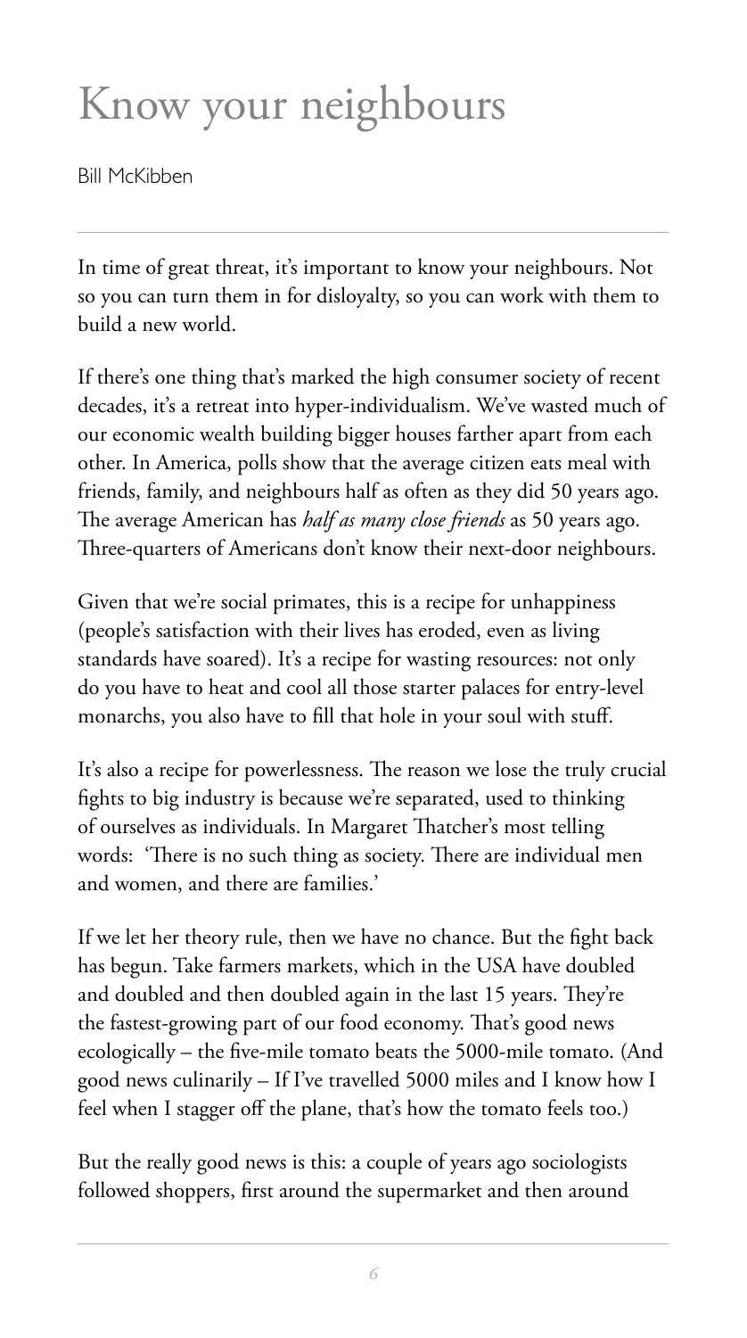# Know your neighbours

Bill McKibben

In time of great threat, it's important to know your neighbours. Not so you can turn them in for disloyalty, so you can work with them to build a new world.

If there's one thing that's marked the high consumer society of recent decades, it's a retreat into hyper-individualism. We've wasted much of our economic wealth building bigger houses farther apart from each other. In America, polls show that the average citizen eats meal with friends, family, and neighbours half as often as they did 50 years ago. The average American has *half as many close friends* as 50 years ago. Three-quarters of Americans don't know their next-door neighbours.

Given that we're social primates, this is a recipe for unhappiness (people's satisfaction with their lives has eroded, even as living standards have soared). It's a recipe for wasting resources: not only do you have to heat and cool all those starter palaces for entry-level monarchs, you also have to fill that hole in your soul with stuff.

It's also a recipe for powerlessness. The reason we lose the truly crucial fights to big industry is because we're separated, used to thinking of ourselves as individuals. In Margaret Thatcher's most telling words: 'There is no such thing as society. There are individual men and women, and there are families.'

If we let her theory rule, then we have no chance. But the fight back has begun. Take farmers markets, which in the USA have doubled and doubled and then doubled again in the last 15 years. They're the fastest-growing part of our food economy. That's good news ecologically – the five-mile tomato beats the 5000-mile tomato. (And good news culinarily – If I've travelled 5000 miles and I know how I feel when I stagger off the plane, that's how the tomato feels too.)

But the really good news is this: a couple of years ago sociologists followed shoppers, first around the supermarket and then around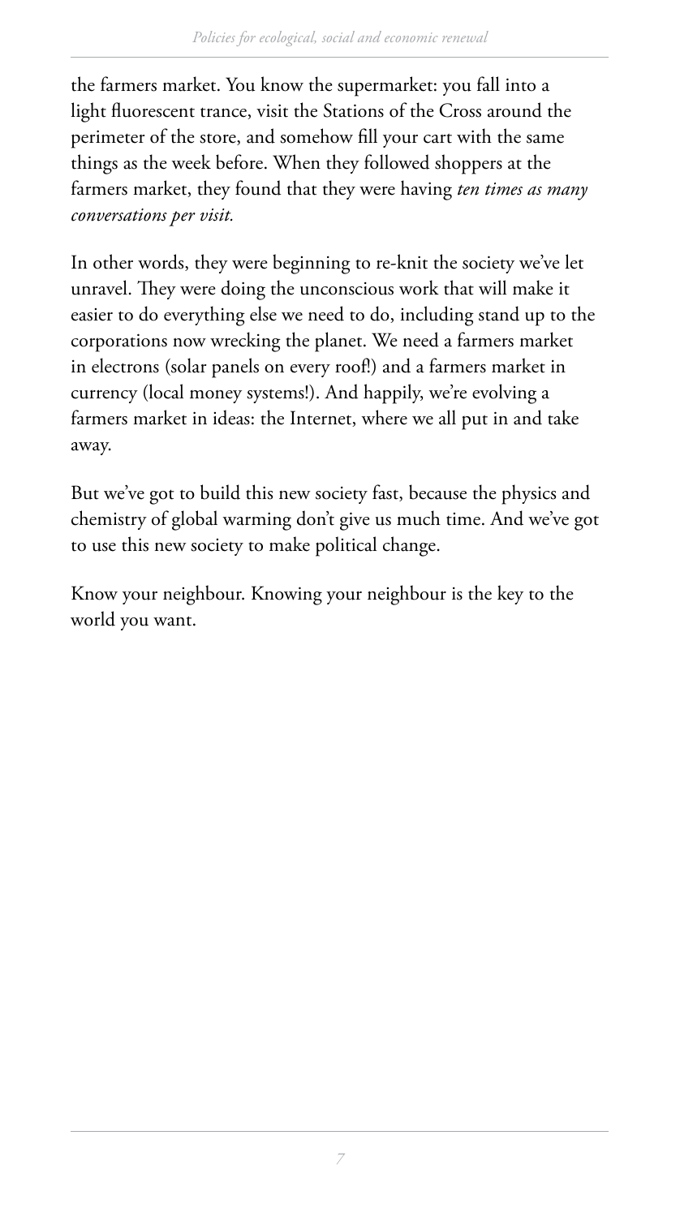the farmers market. You know the supermarket: you fall into a light fluorescent trance, visit the Stations of the Cross around the perimeter of the store, and somehow fill your cart with the same things as the week before. When they followed shoppers at the farmers market, they found that they were having *ten times as many conversations per visit.*

In other words, they were beginning to re-knit the society we've let unravel. They were doing the unconscious work that will make it easier to do everything else we need to do, including stand up to the corporations now wrecking the planet. We need a farmers market in electrons (solar panels on every roof!) and a farmers market in currency (local money systems!). And happily, we're evolving a farmers market in ideas: the Internet, where we all put in and take away.

But we've got to build this new society fast, because the physics and chemistry of global warming don't give us much time. And we've got to use this new society to make political change.

Know your neighbour. Knowing your neighbour is the key to the world you want.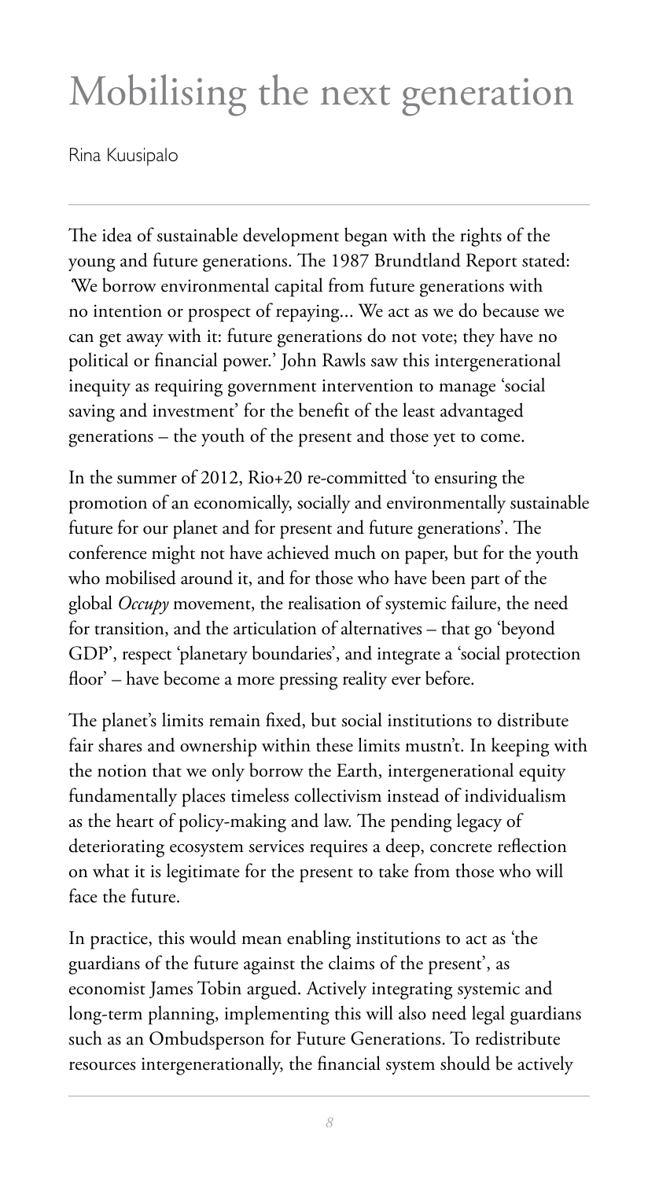# Mobilising the next generation

Rina Kuusipalo

The idea of sustainable development began with the rights of the young and future generations. The 1987 Brundtland Report stated: 'We borrow environmental capital from future generations with no intention or prospect of repaying... We act as we do because we can get away with it: future generations do not vote; they have no political or financial power.' John Rawls saw this intergenerational inequity as requiring government intervention to manage 'social saving and investment' for the benefit of the least advantaged generations – the youth of the present and those yet to come.

In the summer of 2012, Rio+20 re-committed 'to ensuring the promotion of an economically, socially and environmentally sustainable future for our planet and for present and future generations'. The conference might not have achieved much on paper, but for the youth who mobilised around it, and for those who have been part of the global *Occupy* movement, the realisation of systemic failure, the need for transition, and the articulation of alternatives – that go 'beyond GDP', respect 'planetary boundaries', and integrate a 'social protection floor' – have become a more pressing reality ever before.

The planet's limits remain fixed, but social institutions to distribute fair shares and ownership within these limits mustn't. In keeping with the notion that we only borrow the Earth, intergenerational equity fundamentally places timeless collectivism instead of individualism as the heart of policy-making and law. The pending legacy of deteriorating ecosystem services requires a deep, concrete reflection on what it is legitimate for the present to take from those who will face the future.

In practice, this would mean enabling institutions to act as 'the guardians of the future against the claims of the present', as economist James Tobin argued. Actively integrating systemic and long-term planning, implementing this will also need legal guardians such as an Ombudsperson for Future Generations. To redistribute resources intergenerationally, the financial system should be actively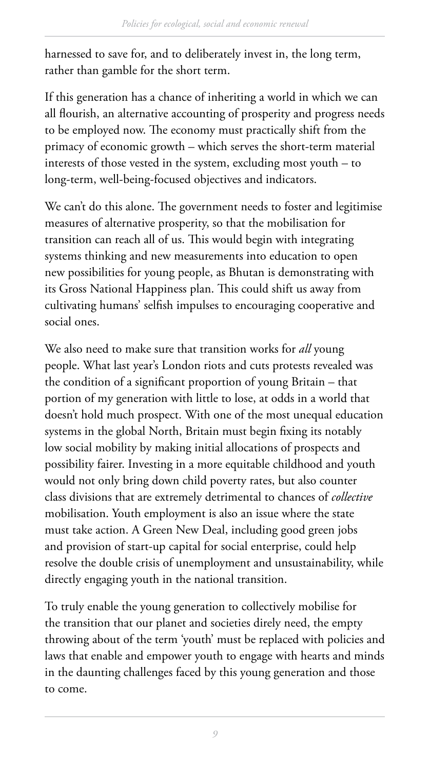harnessed to save for, and to deliberately invest in, the long term, rather than gamble for the short term.

If this generation has a chance of inheriting a world in which we can all flourish, an alternative accounting of prosperity and progress needs to be employed now. The economy must practically shift from the primacy of economic growth – which serves the short-term material interests of those vested in the system, excluding most youth – to long-term, well-being-focused objectives and indicators.

We can't do this alone. The government needs to foster and legitimise measures of alternative prosperity, so that the mobilisation for transition can reach all of us. This would begin with integrating systems thinking and new measurements into education to open new possibilities for young people, as Bhutan is demonstrating with its Gross National Happiness plan. This could shift us away from cultivating humans' selfish impulses to encouraging cooperative and social ones.

We also need to make sure that transition works for *all* young people. What last year's London riots and cuts protests revealed was the condition of a significant proportion of young Britain – that portion of my generation with little to lose, at odds in a world that doesn't hold much prospect. With one of the most unequal education systems in the global North, Britain must begin fixing its notably low social mobility by making initial allocations of prospects and possibility fairer. Investing in a more equitable childhood and youth would not only bring down child poverty rates, but also counter class divisions that are extremely detrimental to chances of *collective* mobilisation. Youth employment is also an issue where the state must take action. A Green New Deal, including good green jobs and provision of start-up capital for social enterprise, could help resolve the double crisis of unemployment and unsustainability, while directly engaging youth in the national transition.

To truly enable the young generation to collectively mobilise for the transition that our planet and societies direly need, the empty throwing about of the term 'youth' must be replaced with policies and laws that enable and empower youth to engage with hearts and minds in the daunting challenges faced by this young generation and those to come.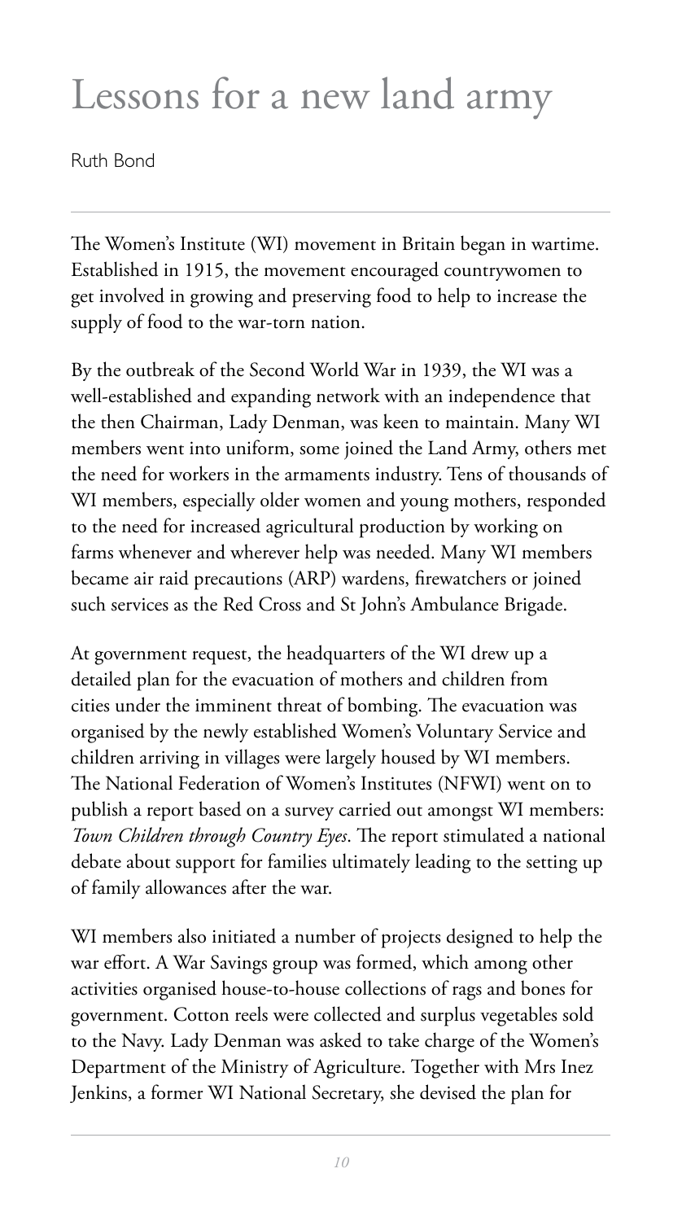# Lessons for a new land army

Ruth Bond

The Women's Institute (WI) movement in Britain began in wartime. Established in 1915, the movement encouraged countrywomen to get involved in growing and preserving food to help to increase the supply of food to the war-torn nation.

By the outbreak of the Second World War in 1939, the WI was a well-established and expanding network with an independence that the then Chairman, Lady Denman, was keen to maintain. Many WI members went into uniform, some joined the Land Army, others met the need for workers in the armaments industry. Tens of thousands of WI members, especially older women and young mothers, responded to the need for increased agricultural production by working on farms whenever and wherever help was needed. Many WI members became air raid precautions (ARP) wardens, firewatchers or joined such services as the Red Cross and St John's Ambulance Brigade.

At government request, the headquarters of the WI drew up a detailed plan for the evacuation of mothers and children from cities under the imminent threat of bombing. The evacuation was organised by the newly established Women's Voluntary Service and children arriving in villages were largely housed by WI members. The National Federation of Women's Institutes (NFWI) went on to publish a report based on a survey carried out amongst WI members: *Town Children through Country Eyes*. The report stimulated a national debate about support for families ultimately leading to the setting up of family allowances after the war.

WI members also initiated a number of projects designed to help the war effort. A War Savings group was formed, which among other activities organised house-to-house collections of rags and bones for government. Cotton reels were collected and surplus vegetables sold to the Navy. Lady Denman was asked to take charge of the Women's Department of the Ministry of Agriculture. Together with Mrs Inez Jenkins, a former WI National Secretary, she devised the plan for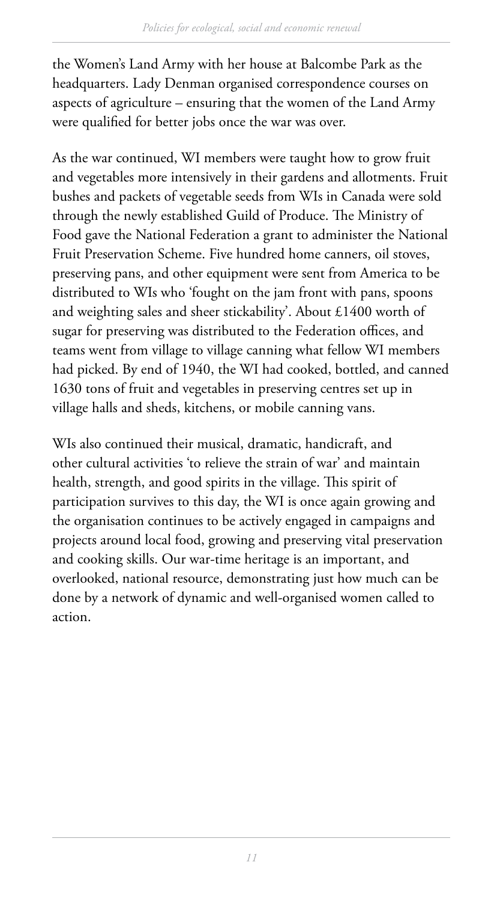the Women's Land Army with her house at Balcombe Park as the headquarters. Lady Denman organised correspondence courses on aspects of agriculture – ensuring that the women of the Land Army were qualified for better jobs once the war was over.

As the war continued, WI members were taught how to grow fruit and vegetables more intensively in their gardens and allotments. Fruit bushes and packets of vegetable seeds from WIs in Canada were sold through the newly established Guild of Produce. The Ministry of Food gave the National Federation a grant to administer the National Fruit Preservation Scheme. Five hundred home canners, oil stoves, preserving pans, and other equipment were sent from America to be distributed to WIs who 'fought on the jam front with pans, spoons and weighting sales and sheer stickability'. About £1400 worth of sugar for preserving was distributed to the Federation offices, and teams went from village to village canning what fellow WI members had picked. By end of 1940, the WI had cooked, bottled, and canned 1630 tons of fruit and vegetables in preserving centres set up in village halls and sheds, kitchens, or mobile canning vans.

WIs also continued their musical, dramatic, handicraft, and other cultural activities 'to relieve the strain of war' and maintain health, strength, and good spirits in the village. This spirit of participation survives to this day, the WI is once again growing and the organisation continues to be actively engaged in campaigns and projects around local food, growing and preserving vital preservation and cooking skills. Our war-time heritage is an important, and overlooked, national resource, demonstrating just how much can be done by a network of dynamic and well-organised women called to action.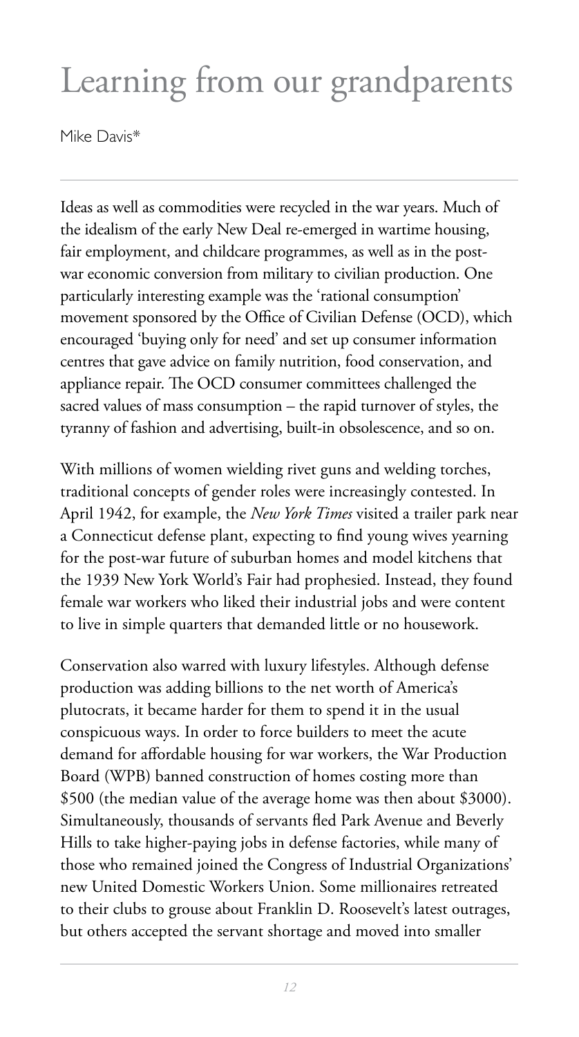# Learning from our grandparents

Mike Davis*

Ideas as well as commodities were recycled in the war years. Much of the idealism of the early New Deal re-emerged in wartime housing, fair employment, and childcare programmes, as well as in the post-war economic conversion from military to civilian production. One particularly interesting example was the 'rational consumption' movement sponsored by the Office of Civilian Defense (OCD), which encouraged 'buying only for need' and set up consumer information centres that gave advice on family nutrition, food conservation, and appliance repair. The OCD consumer committees challenged the sacred values of mass consumption – the rapid turnover of styles, the tyranny of fashion and advertising, built-in obsolescence, and so on.

With millions of women wielding rivet guns and welding torches, traditional concepts of gender roles were increasingly contested. In April 1942, for example, the *New York Times* visited a trailer park near a Connecticut defense plant, expecting to find young wives yearning for the post-war future of suburban homes and model kitchens that the 1939 New York World's Fair had prophesied. Instead, they found female war workers who liked their industrial jobs and were content to live in simple quarters that demanded little or no housework.

Conservation also warred with luxury lifestyles. Although defense production was adding billions to the net worth of America's plutocrats, it became harder for them to spend it in the usual conspicuous ways. In order to force builders to meet the acute demand for affordable housing for war workers, the War Production Board (WPB) banned construction of homes costing more than \$500 (the median value of the average home was then about \$3000). Simultaneously, thousands of servants fled Park Avenue and Beverly Hills to take higher-paying jobs in defense factories, while many of those who remained joined the Congress of Industrial Organizations' new United Domestic Workers Union. Some millionaires retreated to their clubs to grouse about Franklin D. Roosevelt's latest outrages, but others accepted the servant shortage and moved into smaller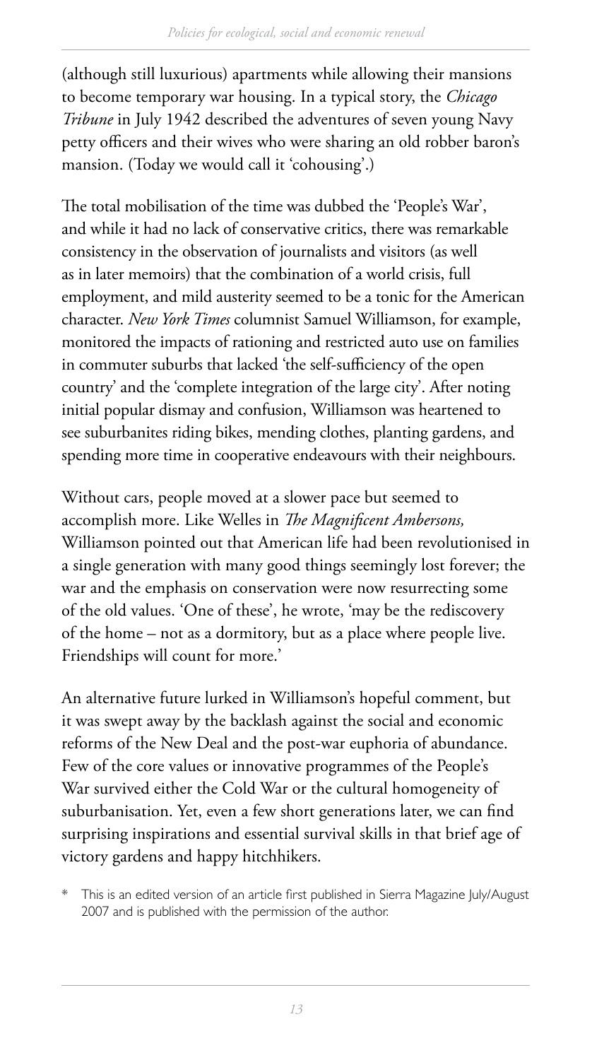(although still luxurious) apartments while allowing their mansions to become temporary war housing. In a typical story, the *Chicago Tribune* in July 1942 described the adventures of seven young Navy petty officers and their wives who were sharing an old robber baron's mansion. (Today we would call it 'cohousing'.)

The total mobilisation of the time was dubbed the 'People's War', and while it had no lack of conservative critics, there was remarkable consistency in the observation of journalists and visitors (as well as in later memoirs) that the combination of a world crisis, full employment, and mild austerity seemed to be a tonic for the American character. *New York Times* columnist Samuel Williamson, for example, monitored the impacts of rationing and restricted auto use on families in commuter suburbs that lacked 'the self-sufficiency of the open country' and the 'complete integration of the large city'. After noting initial popular dismay and confusion, Williamson was heartened to see suburbanites riding bikes, mending clothes, planting gardens, and spending more time in cooperative endeavours with their neighbours.

Without cars, people moved at a slower pace but seemed to accomplish more. Like Welles in *The Magnificent Ambersons,* Williamson pointed out that American life had been revolutionised in a single generation with many good things seemingly lost forever; the war and the emphasis on conservation were now resurrecting some of the old values. 'One of these', he wrote, 'may be the rediscovery of the home – not as a dormitory, but as a place where people live. Friendships will count for more.'

An alternative future lurked in Williamson's hopeful comment, but it was swept away by the backlash against the social and economic reforms of the New Deal and the post-war euphoria of abundance. Few of the core values or innovative programmes of the People's War survived either the Cold War or the cultural homogeneity of suburbanisation. Yet, even a few short generations later, we can find surprising inspirations and essential survival skills in that brief age of victory gardens and happy hitchhikers.

\* This is an edited version of an article first published in Sierra Magazine July/August 2007 and is published with the permission of the author.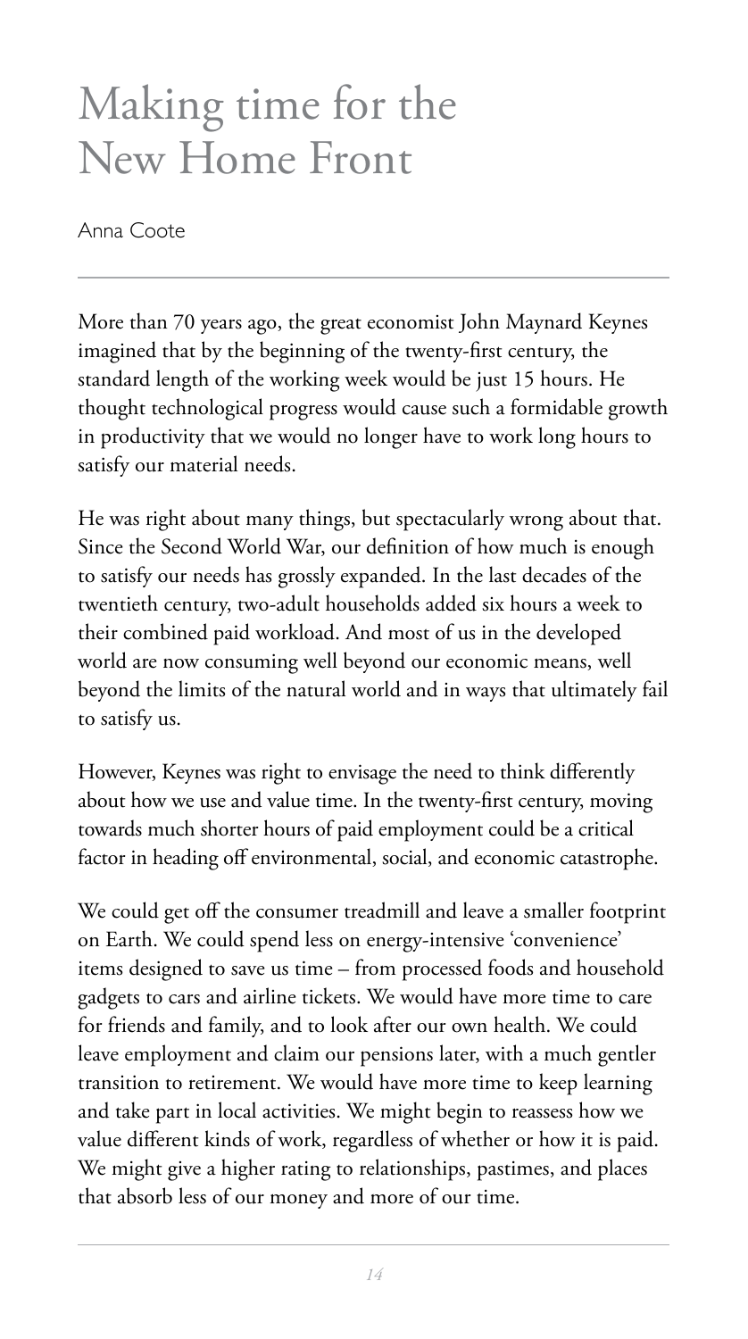# Making time for the New Home Front

Anna Coote

More than 70 years ago, the great economist John Maynard Keynes imagined that by the beginning of the twenty-first century, the standard length of the working week would be just 15 hours. He thought technological progress would cause such a formidable growth in productivity that we would no longer have to work long hours to satisfy our material needs.

He was right about many things, but spectacularly wrong about that. Since the Second World War, our definition of how much is enough to satisfy our needs has grossly expanded. In the last decades of the twentieth century, two-adult households added six hours a week to their combined paid workload. And most of us in the developed world are now consuming well beyond our economic means, well beyond the limits of the natural world and in ways that ultimately fail to satisfy us.

However, Keynes was right to envisage the need to think differently about how we use and value time. In the twenty-first century, moving towards much shorter hours of paid employment could be a critical factor in heading off environmental, social, and economic catastrophe.

We could get off the consumer treadmill and leave a smaller footprint on Earth. We could spend less on energy-intensive 'convenience' items designed to save us time – from processed foods and household gadgets to cars and airline tickets. We would have more time to care for friends and family, and to look after our own health. We could leave employment and claim our pensions later, with a much gentler transition to retirement. We would have more time to keep learning and take part in local activities. We might begin to reassess how we value different kinds of work, regardless of whether or how it is paid. We might give a higher rating to relationships, pastimes, and places that absorb less of our money and more of our time.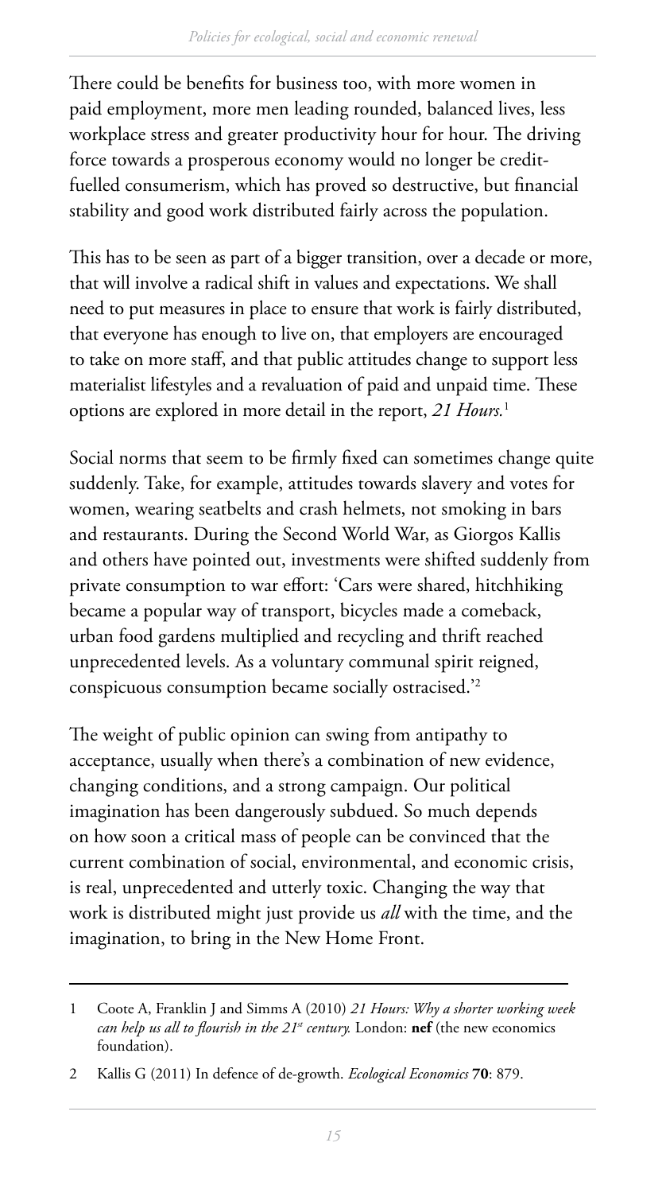There could be benefits for business too, with more women in paid employment, more men leading rounded, balanced lives, less workplace stress and greater productivity hour for hour. The driving force towards a prosperous economy would no longer be credit-fuelled consumerism, which has proved so destructive, but financial stability and good work distributed fairly across the population.

This has to be seen as part of a bigger transition, over a decade or more, that will involve a radical shift in values and expectations. We shall need to put measures in place to ensure that work is fairly distributed, that everyone has enough to live on, that employers are encouraged to take on more staff, and that public attitudes change to support less materialist lifestyles and a revaluation of paid and unpaid time. These options are explored in more detail in the report, *21 Hours.*[1]

Social norms that seem to be firmly fixed can sometimes change quite suddenly. Take, for example, attitudes towards slavery and votes for women, wearing seatbelts and crash helmets, not smoking in bars and restaurants. During the Second World War, as Giorgos Kallis and others have pointed out, investments were shifted suddenly from private consumption to war effort: 'Cars were shared, hitchhiking became a popular way of transport, bicycles made a comeback, urban food gardens multiplied and recycling and thrift reached unprecedented levels. As a voluntary communal spirit reigned, conspicuous consumption became socially ostracised.'[2]

The weight of public opinion can swing from antipathy to acceptance, usually when there's a combination of new evidence, changing conditions, and a strong campaign. Our political imagination has been dangerously subdued. So much depends on how soon a critical mass of people can be convinced that the current combination of social, environmental, and economic crisis, is real, unprecedented and utterly toxic. Changing the way that work is distributed might just provide us *all* with the time, and the imagination, to bring in the New Home Front.

---

1 Coote A, Franklin J and Simms A (2010) *21 Hours: Why a shorter working week can help us all to flourish in the 21st century.* London: **nef** (the new economics foundation).

2 Kallis G (2011) In defence of de-growth. *Ecological Economics* **70**: 879.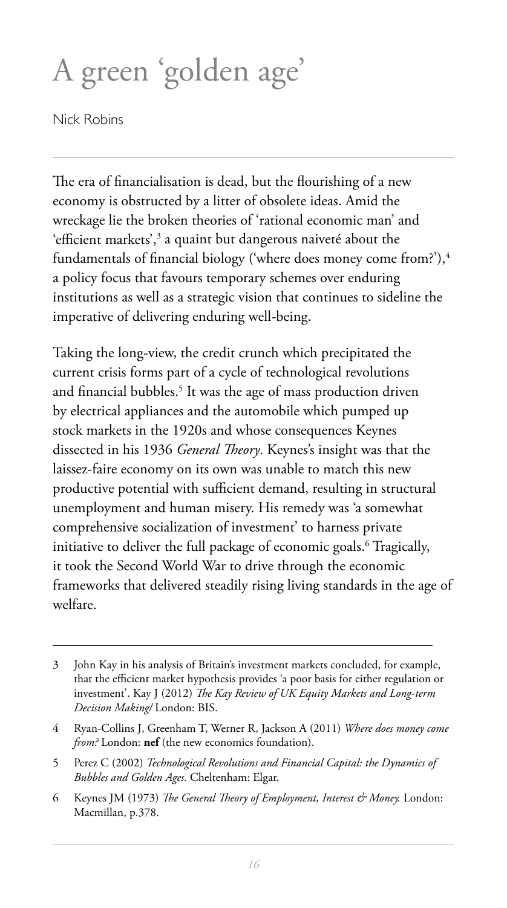# A green 'golden age'

Nick Robins

The era of financialisation is dead, but the flourishing of a new economy is obstructed by a litter of obsolete ideas. Amid the wreckage lie the broken theories of 'rational economic man' and 'efficient markets',[3] a quaint but dangerous naiveté about the fundamentals of financial biology ('where does money come from?'),[4] a policy focus that favours temporary schemes over enduring institutions as well as a strategic vision that continues to sideline the imperative of delivering enduring well-being.

Taking the long-view, the credit crunch which precipitated the current crisis forms part of a cycle of technological revolutions and financial bubbles.[5] It was the age of mass production driven by electrical appliances and the automobile which pumped up stock markets in the 1920s and whose consequences Keynes dissected in his 1936 *General Theory*. Keynes's insight was that the laissez-faire economy on its own was unable to match this new productive potential with sufficient demand, resulting in structural unemployment and human misery. His remedy was 'a somewhat comprehensive socialization of investment' to harness private initiative to deliver the full package of economic goals.[6] Tragically, it took the Second World War to drive through the economic frameworks that delivered steadily rising living standards in the age of welfare.

---

3 John Kay in his analysis of Britain's investment markets concluded, for example, that the efficient market hypothesis provides 'a poor basis for either regulation or investment'. Kay J (2012) *The Kay Review of UK Equity Markets and Long-term Decision Making/* London: BIS.

4 Ryan-Collins J, Greenham T, Werner R, Jackson A (2011) *Where does money come from?* London: **nef** (the new economics foundation).

5 Perez C (2002) *Technological Revolutions and Financial Capital: the Dynamics of Bubbles and Golden Ages.* Cheltenham: Elgar.

6 Keynes JM (1973) *The General Theory of Employment, Interest & Money.* London: Macmillan, p.378.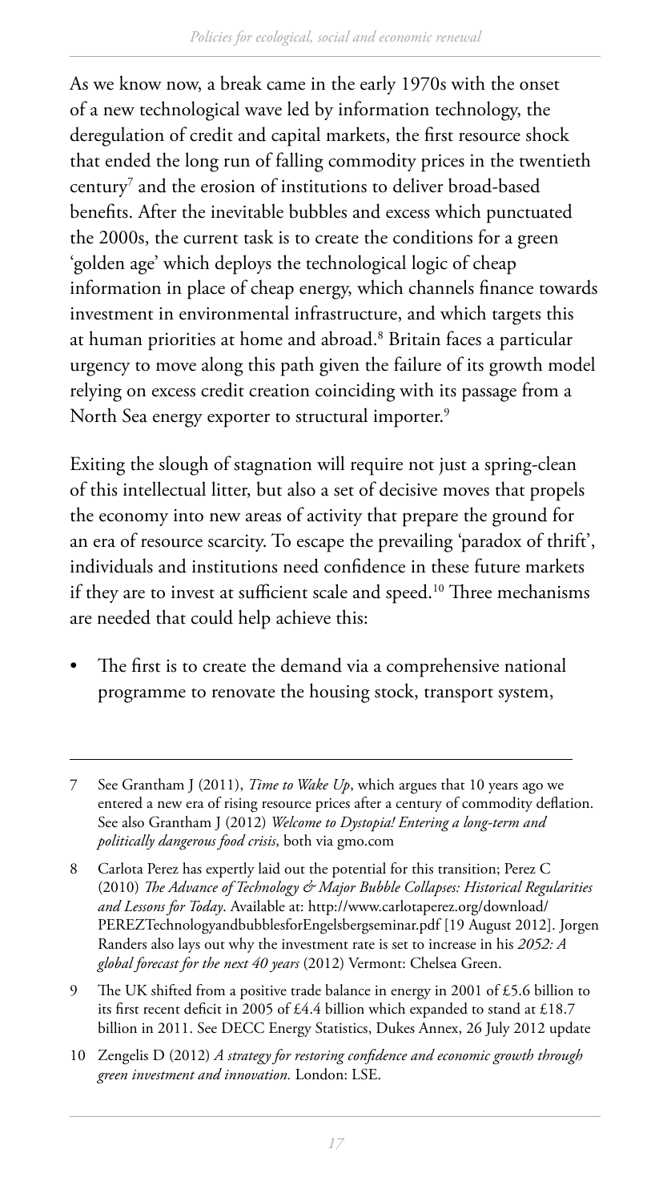As we know now, a break came in the early 1970s with the onset of a new technological wave led by information technology, the deregulation of credit and capital markets, the first resource shock that ended the long run of falling commodity prices in the twentieth century[7] and the erosion of institutions to deliver broad-based benefits. After the inevitable bubbles and excess which punctuated the 2000s, the current task is to create the conditions for a green 'golden age' which deploys the technological logic of cheap information in place of cheap energy, which channels finance towards investment in environmental infrastructure, and which targets this at human priorities at home and abroad.[8] Britain faces a particular urgency to move along this path given the failure of its growth model relying on excess credit creation coinciding with its passage from a North Sea energy exporter to structural importer.[9]

Exiting the slough of stagnation will require not just a spring-clean of this intellectual litter, but also a set of decisive moves that propels the economy into new areas of activity that prepare the ground for an era of resource scarcity. To escape the prevailing 'paradox of thrift', individuals and institutions need confidence in these future markets if they are to invest at sufficient scale and speed.[10] Three mechanisms are needed that could help achieve this:

- The first is to create the demand via a comprehensive national programme to renovate the housing stock, transport system,

---

7 See Grantham J (2011), *Time to Wake Up*, which argues that 10 years ago we entered a new era of rising resource prices after a century of commodity deflation. See also Grantham J (2012) *Welcome to Dystopia! Entering a long-term and politically dangerous food crisis*, both via gmo.com

8 Carlota Perez has expertly laid out the potential for this transition; Perez C (2010) *The Advance of Technology & Major Bubble Collapses: Historical Regularities and Lessons for Today*. Available at: http://www.carlotaperez.org/download/PEREZTechnologyandbubblesforEngelsbergseminar.pdf [19 August 2012]. Jorgen Randers also lays out why the investment rate is set to increase in his *2052: A global forecast for the next 40 years* (2012) Vermont: Chelsea Green.

9 The UK shifted from a positive trade balance in energy in 2001 of £5.6 billion to its first recent deficit in 2005 of £4.4 billion which expanded to stand at £18.7 billion in 2011. See DECC Energy Statistics, Dukes Annex, 26 July 2012 update

10 Zengelis D (2012) *A strategy for restoring confidence and economic growth through green investment and innovation.* London: LSE.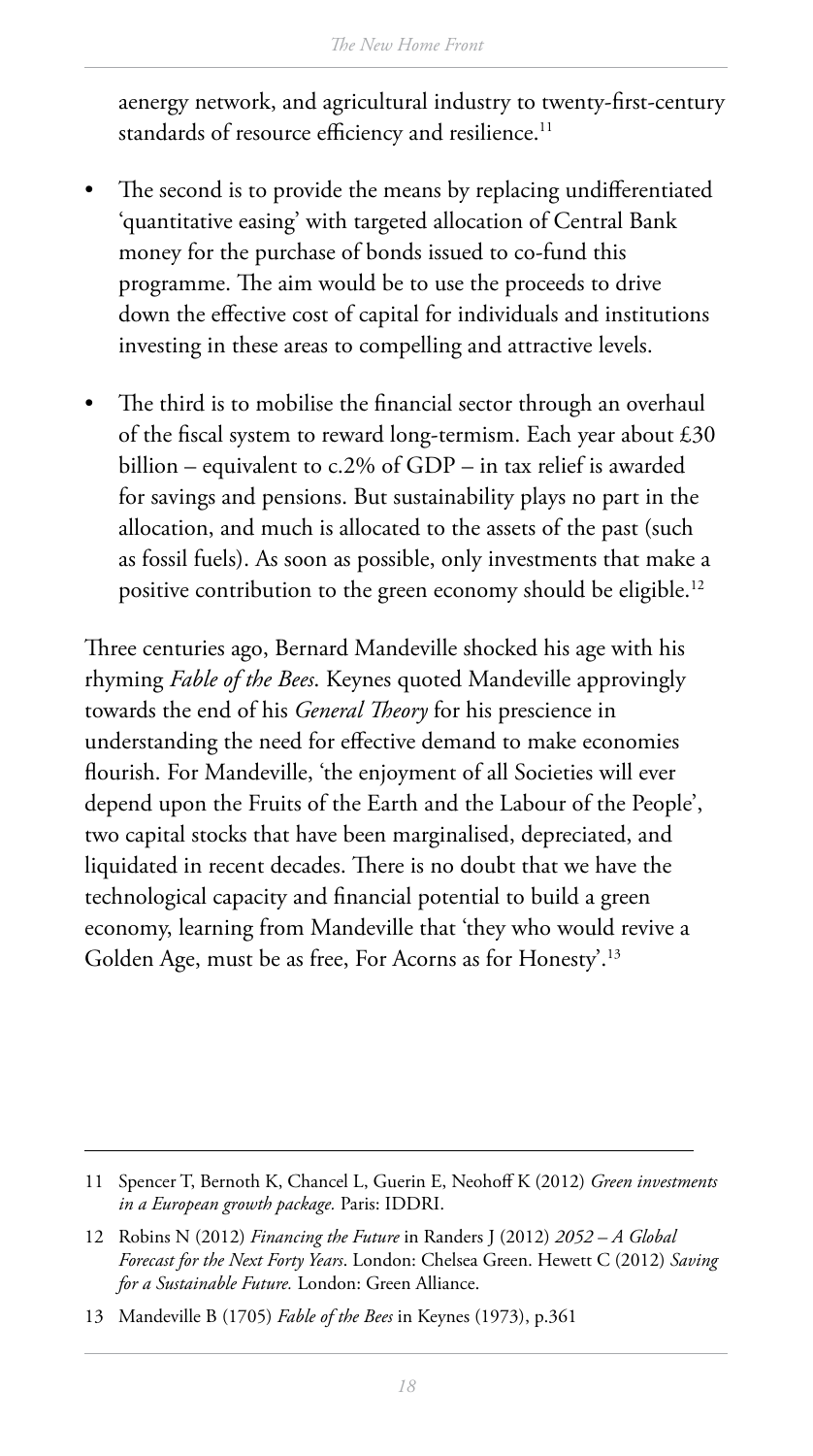aenergy network, and agricultural industry to twenty-first-century standards of resource efficiency and resilience.[11]

- The second is to provide the means by replacing undifferentiated 'quantitative easing' with targeted allocation of Central Bank money for the purchase of bonds issued to co-fund this programme. The aim would be to use the proceeds to drive down the effective cost of capital for individuals and institutions investing in these areas to compelling and attractive levels.
- The third is to mobilise the financial sector through an overhaul of the fiscal system to reward long-termism. Each year about £30 billion – equivalent to c.2% of GDP – in tax relief is awarded for savings and pensions. But sustainability plays no part in the allocation, and much is allocated to the assets of the past (such as fossil fuels). As soon as possible, only investments that make a positive contribution to the green economy should be eligible.[12]

Three centuries ago, Bernard Mandeville shocked his age with his rhyming *Fable of the Bees*. Keynes quoted Mandeville approvingly towards the end of his *General Theory* for his prescience in understanding the need for effective demand to make economies flourish. For Mandeville, 'the enjoyment of all Societies will ever depend upon the Fruits of the Earth and the Labour of the People', two capital stocks that have been marginalised, depreciated, and liquidated in recent decades. There is no doubt that we have the technological capacity and financial potential to build a green economy, learning from Mandeville that 'they who would revive a Golden Age, must be as free, For Acorns as for Honesty'.[13]

---

11 Spencer T, Bernoth K, Chancel L, Guerin E, Neohoff K (2012) *Green investments in a European growth package.* Paris: IDDRI.

12 Robins N (2012) *Financing the Future* in Randers J (2012) *2052 – A Global Forecast for the Next Forty Years*. London: Chelsea Green. Hewett C (2012) *Saving for a Sustainable Future.* London: Green Alliance.

13 Mandeville B (1705) *Fable of the Bees* in Keynes (1973), p.361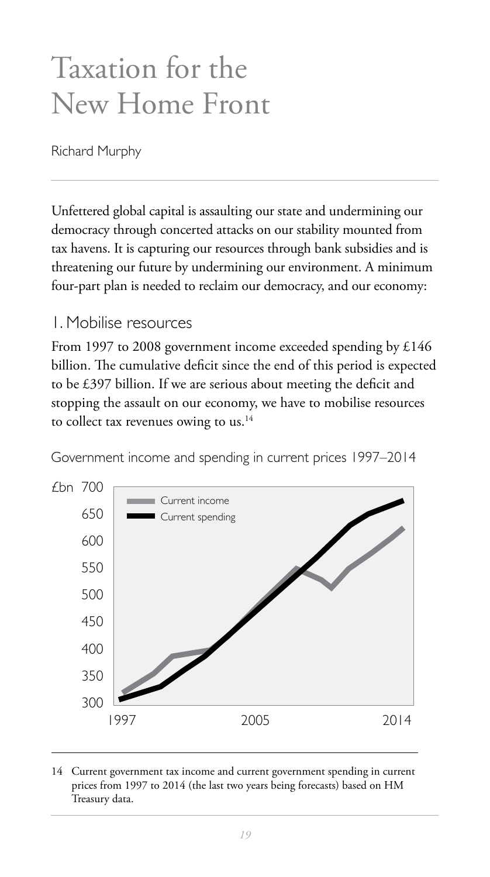# Taxation for the New Home Front

Richard Murphy

Unfettered global capital is assaulting our state and undermining our democracy through concerted attacks on our stability mounted from tax havens. It is capturing our resources through bank subsidies and is threatening our future by undermining our environment. A minimum four-part plan is needed to reclaim our democracy, and our economy:

## 1. Mobilise resources

From 1997 to 2008 government income exceeded spending by £146 billion. The cumulative deficit since the end of this period is expected to be £397 billion. If we are serious about meeting the deficit and stopping the assault on our economy, we have to mobilise resources to collect tax revenues owing to us.[14]

Government income and spending in current prices 1997–2014

£bn 700, 650, 600, 550, 500, 450, 400, 350, 300

Current income
Current spending

1997 2005 2014

14 Current government tax income and current government spending in current prices from 1997 to 2014 (the last two years being forecasts) based on HM Treasury data.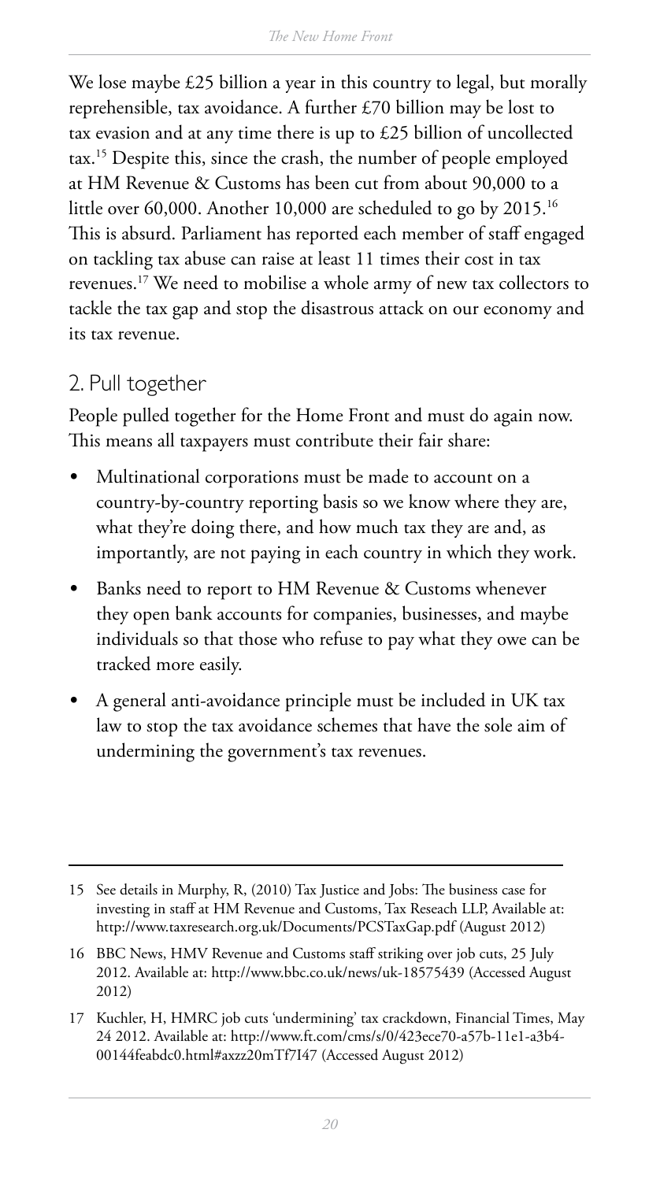We lose maybe £25 billion a year in this country to legal, but morally reprehensible, tax avoidance. A further £70 billion may be lost to tax evasion and at any time there is up to £25 billion of uncollected tax.[15] Despite this, since the crash, the number of people employed at HM Revenue & Customs has been cut from about 90,000 to a little over 60,000. Another 10,000 are scheduled to go by 2015.[16] This is absurd. Parliament has reported each member of staff engaged on tackling tax abuse can raise at least 11 times their cost in tax revenues.[17] We need to mobilise a whole army of new tax collectors to tackle the tax gap and stop the disastrous attack on our economy and its tax revenue.

## 2. Pull together

People pulled together for the Home Front and must do again now. This means all taxpayers must contribute their fair share:

- Multinational corporations must be made to account on a country-by-country reporting basis so we know where they are, what they're doing there, and how much tax they are and, as importantly, are not paying in each country in which they work.
- Banks need to report to HM Revenue & Customs whenever they open bank accounts for companies, businesses, and maybe individuals so that those who refuse to pay what they owe can be tracked more easily.
- A general anti-avoidance principle must be included in UK tax law to stop the tax avoidance schemes that have the sole aim of undermining the government's tax revenues.

---

15 See details in Murphy, R, (2010) Tax Justice and Jobs: The business case for investing in staff at HM Revenue and Customs, Tax Reseach LLP, Available at: http://www.taxresearch.org.uk/Documents/PCSTaxGap.pdf (August 2012)

16 BBC News, HMV Revenue and Customs staff striking over job cuts, 25 July 2012. Available at: http://www.bbc.co.uk/news/uk-18575439 (Accessed August 2012)

17 Kuchler, H, HMRC job cuts 'undermining' tax crackdown, Financial Times, May 24 2012. Available at: http://www.ft.com/cms/s/0/423ece70-a57b-11e1-a3b4-00144feabdc0.html#axzz20mTf7I47 (Accessed August 2012)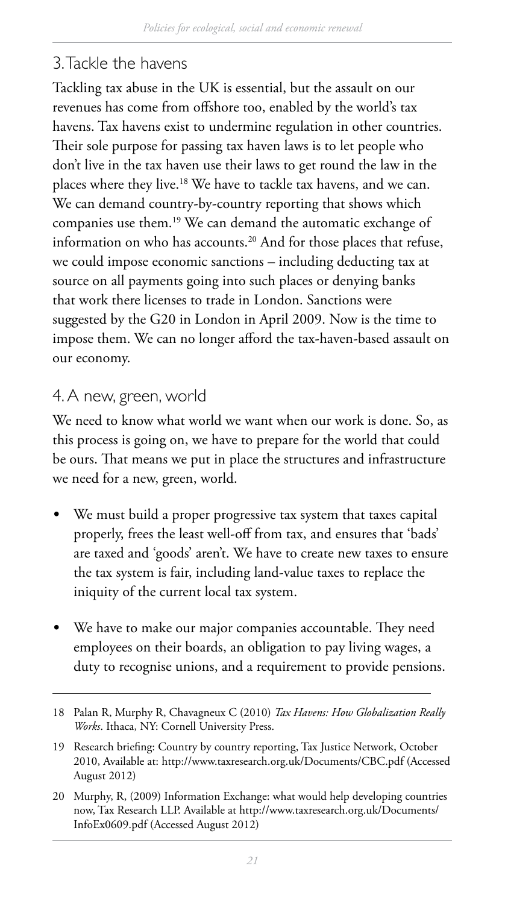## 3. Tackle the havens

Tackling tax abuse in the UK is essential, but the assault on our revenues has come from offshore too, enabled by the world's tax havens. Tax havens exist to undermine regulation in other countries. Their sole purpose for passing tax haven laws is to let people who don't live in the tax haven use their laws to get round the law in the places where they live.[18] We have to tackle tax havens, and we can. We can demand country-by-country reporting that shows which companies use them.[19] We can demand the automatic exchange of information on who has accounts.[20] And for those places that refuse, we could impose economic sanctions – including deducting tax at source on all payments going into such places or denying banks that work there licenses to trade in London. Sanctions were suggested by the G20 in London in April 2009. Now is the time to impose them. We can no longer afford the tax-haven-based assault on our economy.

## 4. A new, green, world

We need to know what world we want when our work is done. So, as this process is going on, we have to prepare for the world that could be ours. That means we put in place the structures and infrastructure we need for a new, green, world.

- We must build a proper progressive tax system that taxes capital properly, frees the least well-off from tax, and ensures that 'bads' are taxed and 'goods' aren't. We have to create new taxes to ensure the tax system is fair, including land-value taxes to replace the iniquity of the current local tax system.
- We have to make our major companies accountable. They need employees on their boards, an obligation to pay living wages, a duty to recognise unions, and a requirement to provide pensions.

---

18 Palan R, Murphy R, Chavagneux C (2010) *Tax Havens: How Globalization Really Works*. Ithaca, NY: Cornell University Press.

19 Research briefing: Country by country reporting, Tax Justice Network, October 2010, Available at: http://www.taxresearch.org.uk/Documents/CBC.pdf (Accessed August 2012)

20 Murphy, R, (2009) Information Exchange: what would help developing countries now, Tax Research LLP. Available at http://www.taxresearch.org.uk/Documents/InfoEx0609.pdf (Accessed August 2012)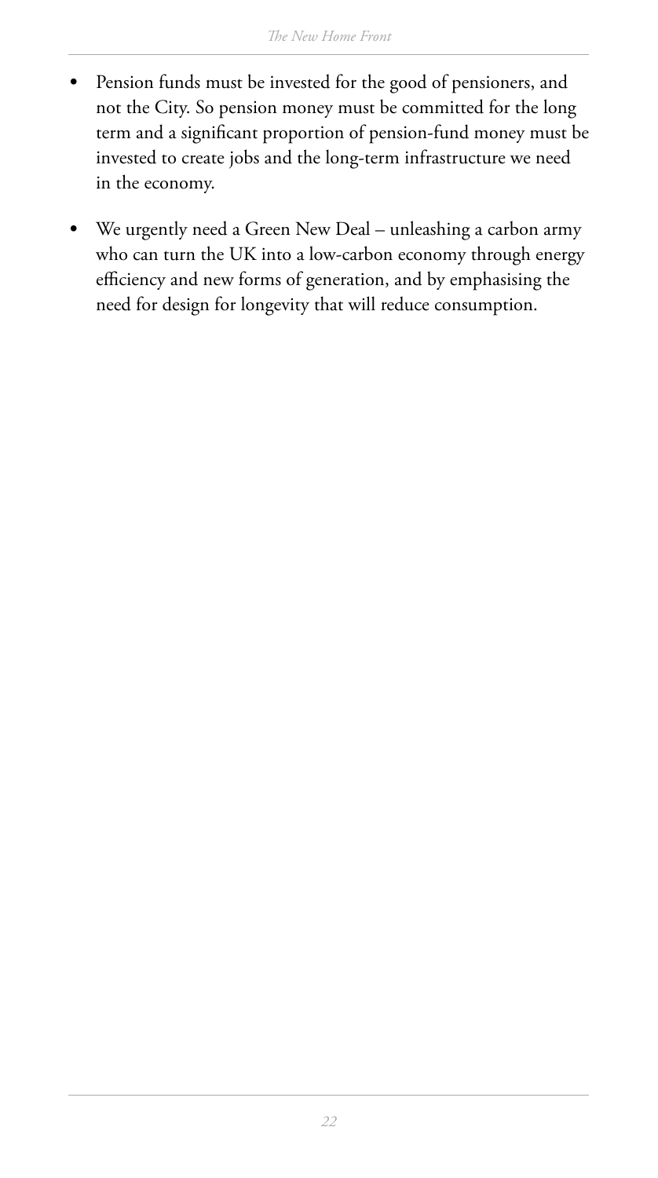- Pension funds must be invested for the good of pensioners, and not the City. So pension money must be committed for the long term and a significant proportion of pension-fund money must be invested to create jobs and the long-term infrastructure we need in the economy.
- We urgently need a Green New Deal – unleashing a carbon army who can turn the UK into a low-carbon economy through energy efficiency and new forms of generation, and by emphasising the need for design for longevity that will reduce consumption.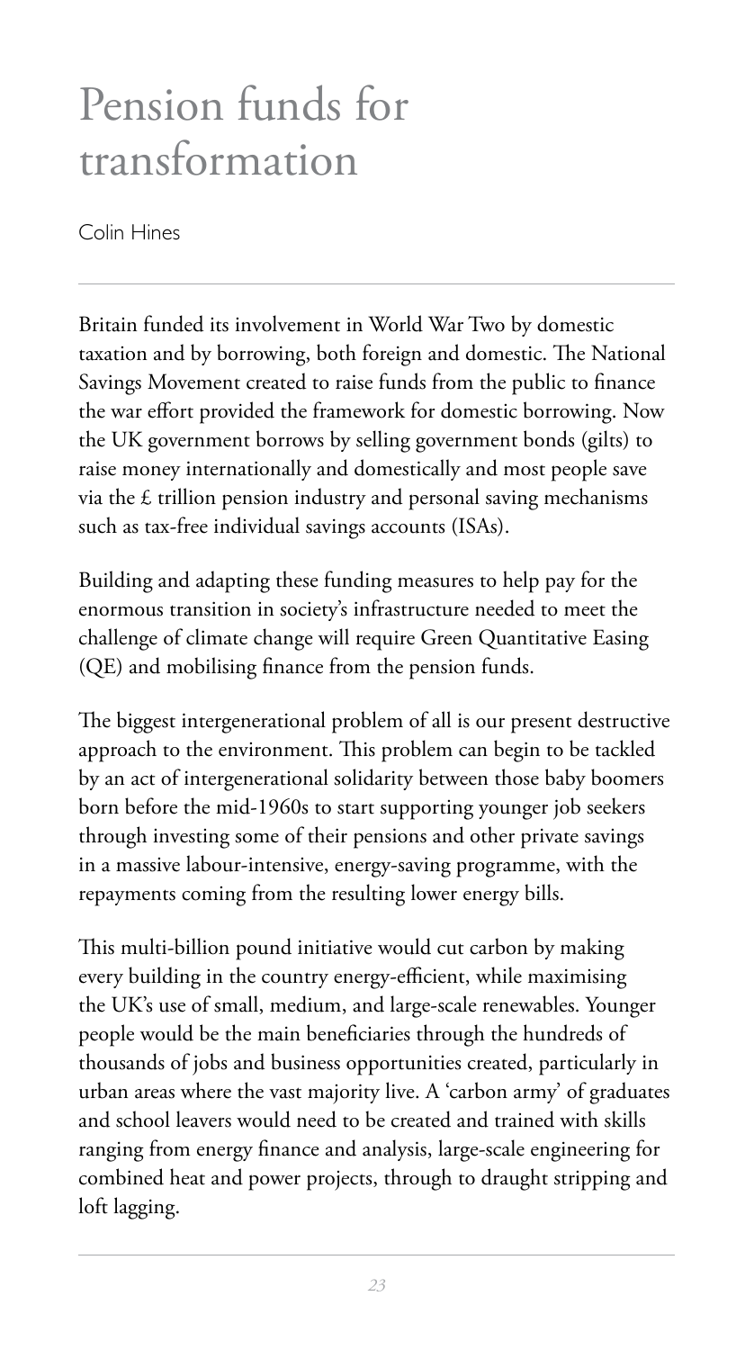# Pension funds for transformation

Colin Hines

Britain funded its involvement in World War Two by domestic taxation and by borrowing, both foreign and domestic. The National Savings Movement created to raise funds from the public to finance the war effort provided the framework for domestic borrowing. Now the UK government borrows by selling government bonds (gilts) to raise money internationally and domestically and most people save via the £ trillion pension industry and personal saving mechanisms such as tax-free individual savings accounts (ISAs).

Building and adapting these funding measures to help pay for the enormous transition in society's infrastructure needed to meet the challenge of climate change will require Green Quantitative Easing (QE) and mobilising finance from the pension funds.

The biggest intergenerational problem of all is our present destructive approach to the environment. This problem can begin to be tackled by an act of intergenerational solidarity between those baby boomers born before the mid-1960s to start supporting younger job seekers through investing some of their pensions and other private savings in a massive labour-intensive, energy-saving programme, with the repayments coming from the resulting lower energy bills.

This multi-billion pound initiative would cut carbon by making every building in the country energy-efficient, while maximising the UK's use of small, medium, and large-scale renewables. Younger people would be the main beneficiaries through the hundreds of thousands of jobs and business opportunities created, particularly in urban areas where the vast majority live. A 'carbon army' of graduates and school leavers would need to be created and trained with skills ranging from energy finance and analysis, large-scale engineering for combined heat and power projects, through to draught stripping and loft lagging.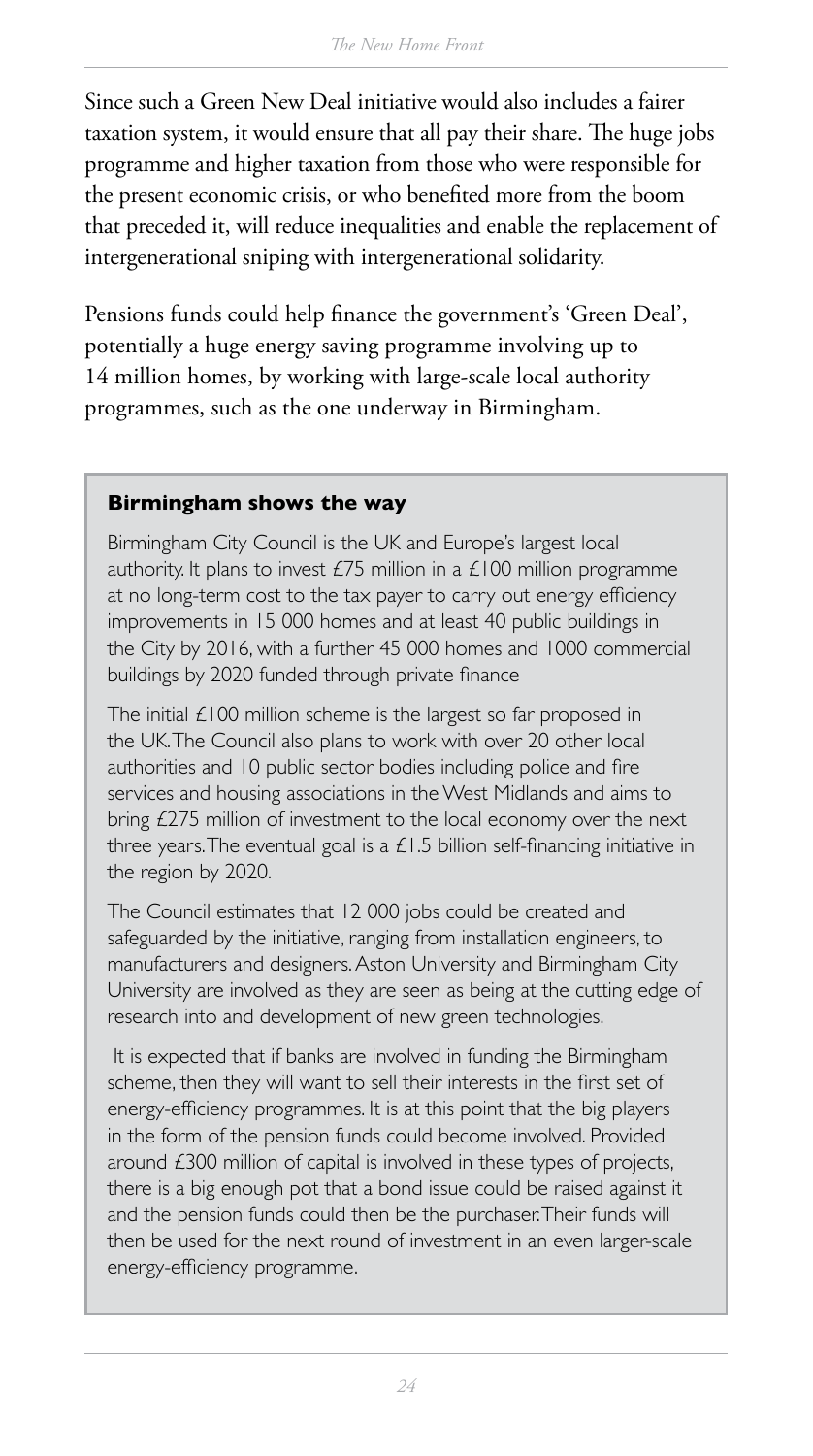Since such a Green New Deal initiative would also includes a fairer taxation system, it would ensure that all pay their share. The huge jobs programme and higher taxation from those who were responsible for the present economic crisis, or who benefited more from the boom that preceded it, will reduce inequalities and enable the replacement of intergenerational sniping with intergenerational solidarity.

Pensions funds could help finance the government's 'Green Deal', potentially a huge energy saving programme involving up to 14 million homes, by working with large-scale local authority programmes, such as the one underway in Birmingham.

### Birmingham shows the way

Birmingham City Council is the UK and Europe's largest local authority. It plans to invest £75 million in a £100 million programme at no long-term cost to the tax payer to carry out energy efficiency improvements in 15 000 homes and at least 40 public buildings in the City by 2016, with a further 45 000 homes and 1000 commercial buildings by 2020 funded through private finance

The initial £100 million scheme is the largest so far proposed in the UK. The Council also plans to work with over 20 other local authorities and 10 public sector bodies including police and fire services and housing associations in the West Midlands and aims to bring £275 million of investment to the local economy over the next three years. The eventual goal is a £1.5 billion self-financing initiative in the region by 2020.

The Council estimates that 12 000 jobs could be created and safeguarded by the initiative, ranging from installation engineers, to manufacturers and designers. Aston University and Birmingham City University are involved as they are seen as being at the cutting edge of research into and development of new green technologies.

It is expected that if banks are involved in funding the Birmingham scheme, then they will want to sell their interests in the first set of energy-efficiency programmes. It is at this point that the big players in the form of the pension funds could become involved. Provided around £300 million of capital is involved in these types of projects, there is a big enough pot that a bond issue could be raised against it and the pension funds could then be the purchaser. Their funds will then be used for the next round of investment in an even larger-scale energy-efficiency programme.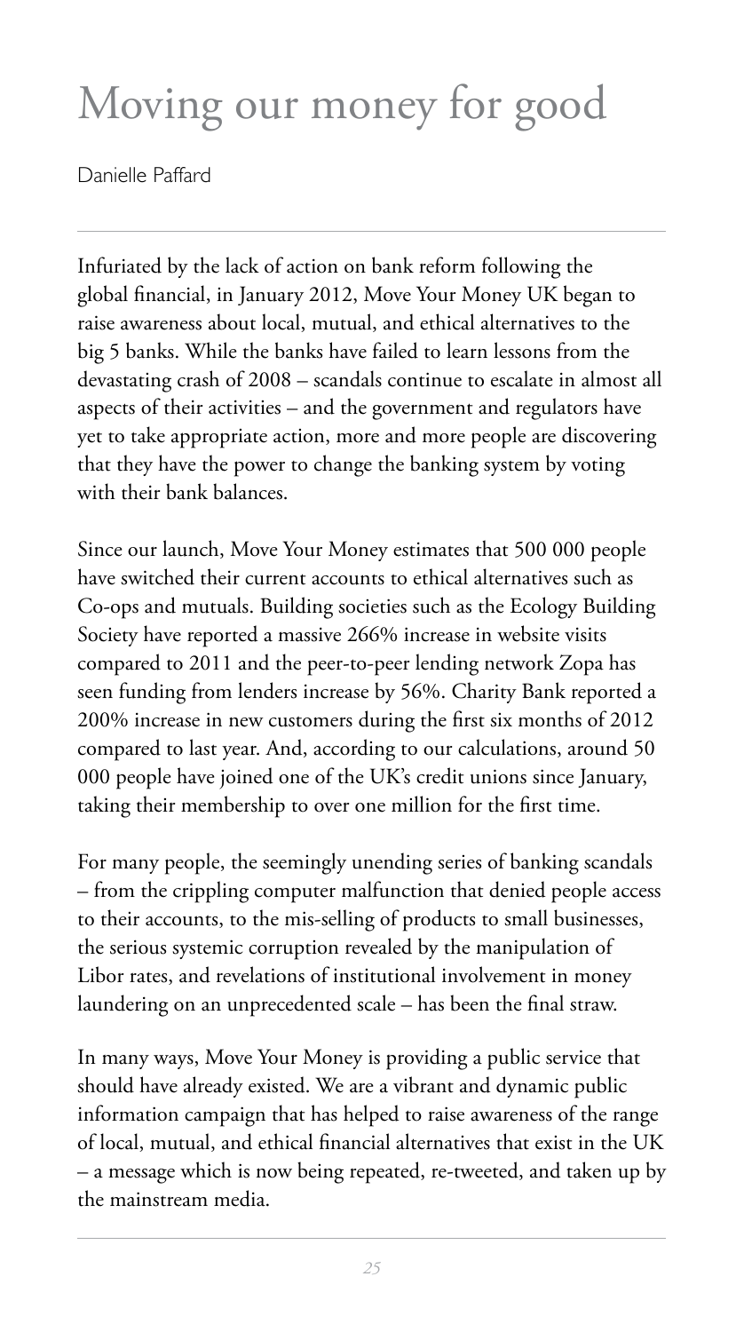# Moving our money for good

Danielle Paffard

Infuriated by the lack of action on bank reform following the global financial, in January 2012, Move Your Money UK began to raise awareness about local, mutual, and ethical alternatives to the big 5 banks. While the banks have failed to learn lessons from the devastating crash of 2008 – scandals continue to escalate in almost all aspects of their activities – and the government and regulators have yet to take appropriate action, more and more people are discovering that they have the power to change the banking system by voting with their bank balances.

Since our launch, Move Your Money estimates that 500 000 people have switched their current accounts to ethical alternatives such as Co-ops and mutuals. Building societies such as the Ecology Building Society have reported a massive 266% increase in website visits compared to 2011 and the peer-to-peer lending network Zopa has seen funding from lenders increase by 56%. Charity Bank reported a 200% increase in new customers during the first six months of 2012 compared to last year. And, according to our calculations, around 50 000 people have joined one of the UK's credit unions since January, taking their membership to over one million for the first time.

For many people, the seemingly unending series of banking scandals – from the crippling computer malfunction that denied people access to their accounts, to the mis-selling of products to small businesses, the serious systemic corruption revealed by the manipulation of Libor rates, and revelations of institutional involvement in money laundering on an unprecedented scale – has been the final straw.

In many ways, Move Your Money is providing a public service that should have already existed. We are a vibrant and dynamic public information campaign that has helped to raise awareness of the range of local, mutual, and ethical financial alternatives that exist in the UK – a message which is now being repeated, re-tweeted, and taken up by the mainstream media.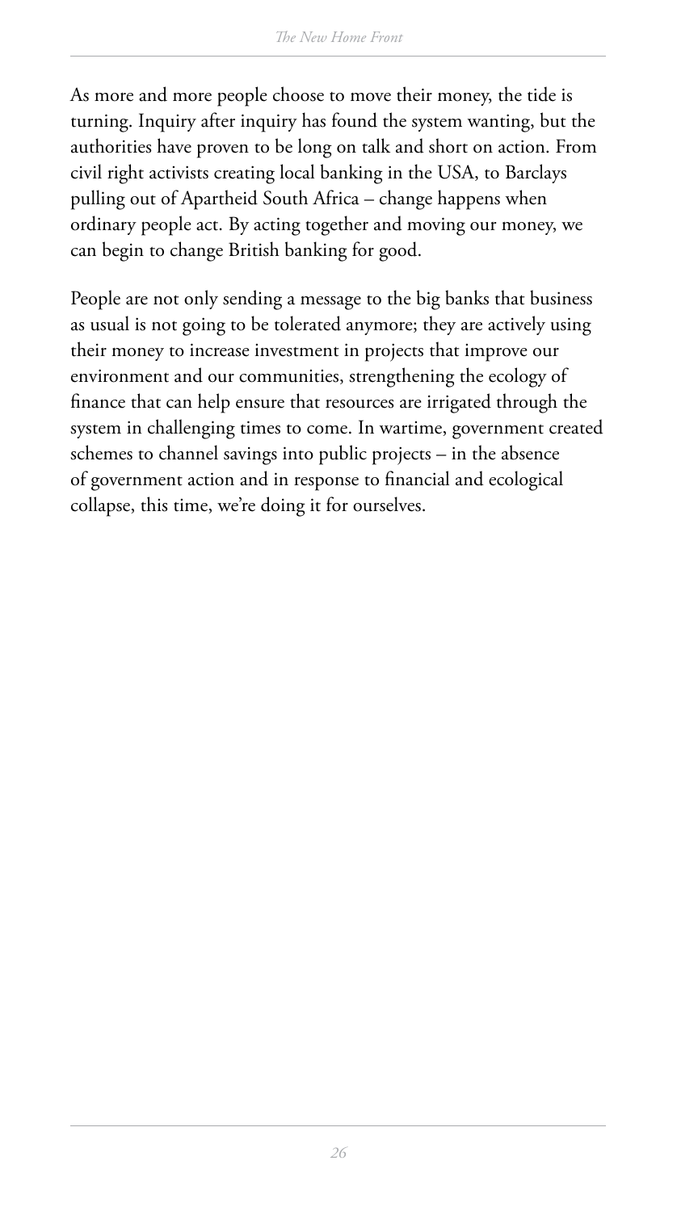As more and more people choose to move their money, the tide is turning. Inquiry after inquiry has found the system wanting, but the authorities have proven to be long on talk and short on action. From civil right activists creating local banking in the USA, to Barclays pulling out of Apartheid South Africa – change happens when ordinary people act. By acting together and moving our money, we can begin to change British banking for good.

People are not only sending a message to the big banks that business as usual is not going to be tolerated anymore; they are actively using their money to increase investment in projects that improve our environment and our communities, strengthening the ecology of finance that can help ensure that resources are irrigated through the system in challenging times to come. In wartime, government created schemes to channel savings into public projects – in the absence of government action and in response to financial and ecological collapse, this time, we're doing it for ourselves.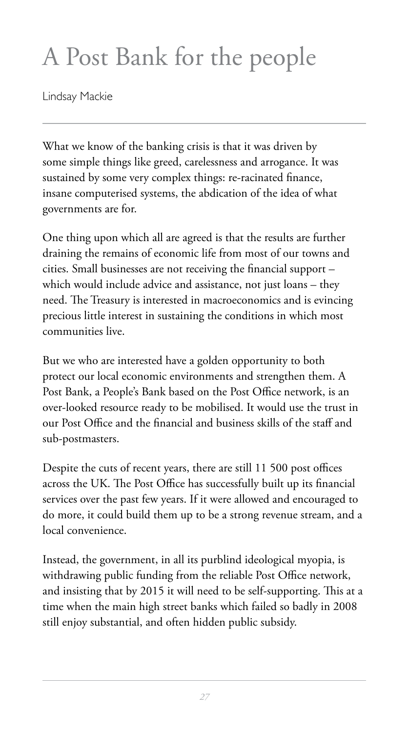# A Post Bank for the people

Lindsay Mackie

What we know of the banking crisis is that it was driven by some simple things like greed, carelessness and arrogance. It was sustained by some very complex things: re-racinated finance, insane computerised systems, the abdication of the idea of what governments are for.

One thing upon which all are agreed is that the results are further draining the remains of economic life from most of our towns and cities. Small businesses are not receiving the financial support – which would include advice and assistance, not just loans – they need. The Treasury is interested in macroeconomics and is evincing precious little interest in sustaining the conditions in which most communities live.

But we who are interested have a golden opportunity to both protect our local economic environments and strengthen them. A Post Bank, a People's Bank based on the Post Office network, is an over-looked resource ready to be mobilised. It would use the trust in our Post Office and the financial and business skills of the staff and sub-postmasters.

Despite the cuts of recent years, there are still 11 500 post offices across the UK. The Post Office has successfully built up its financial services over the past few years. If it were allowed and encouraged to do more, it could build them up to be a strong revenue stream, and a local convenience.

Instead, the government, in all its purblind ideological myopia, is withdrawing public funding from the reliable Post Office network, and insisting that by 2015 it will need to be self-supporting. This at a time when the main high street banks which failed so badly in 2008 still enjoy substantial, and often hidden public subsidy.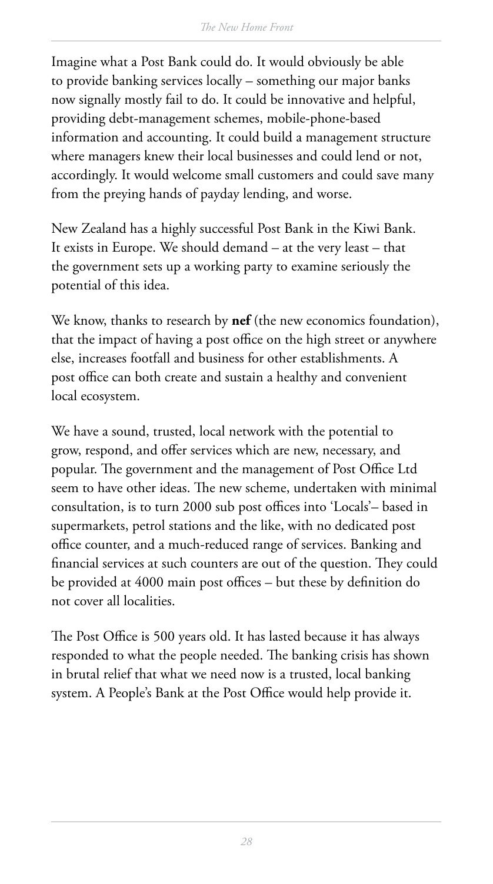Imagine what a Post Bank could do. It would obviously be able to provide banking services locally – something our major banks now signally mostly fail to do. It could be innovative and helpful, providing debt-management schemes, mobile-phone-based information and accounting. It could build a management structure where managers knew their local businesses and could lend or not, accordingly. It would welcome small customers and could save many from the preying hands of payday lending, and worse.

New Zealand has a highly successful Post Bank in the Kiwi Bank. It exists in Europe. We should demand – at the very least – that the government sets up a working party to examine seriously the potential of this idea.

We know, thanks to research by **nef** (the new economics foundation), that the impact of having a post office on the high street or anywhere else, increases footfall and business for other establishments. A post office can both create and sustain a healthy and convenient local ecosystem.

We have a sound, trusted, local network with the potential to grow, respond, and offer services which are new, necessary, and popular. The government and the management of Post Office Ltd seem to have other ideas. The new scheme, undertaken with minimal consultation, is to turn 2000 sub post offices into 'Locals'– based in supermarkets, petrol stations and the like, with no dedicated post office counter, and a much-reduced range of services. Banking and financial services at such counters are out of the question. They could be provided at 4000 main post offices – but these by definition do not cover all localities.

The Post Office is 500 years old. It has lasted because it has always responded to what the people needed. The banking crisis has shown in brutal relief that what we need now is a trusted, local banking system. A People's Bank at the Post Office would help provide it.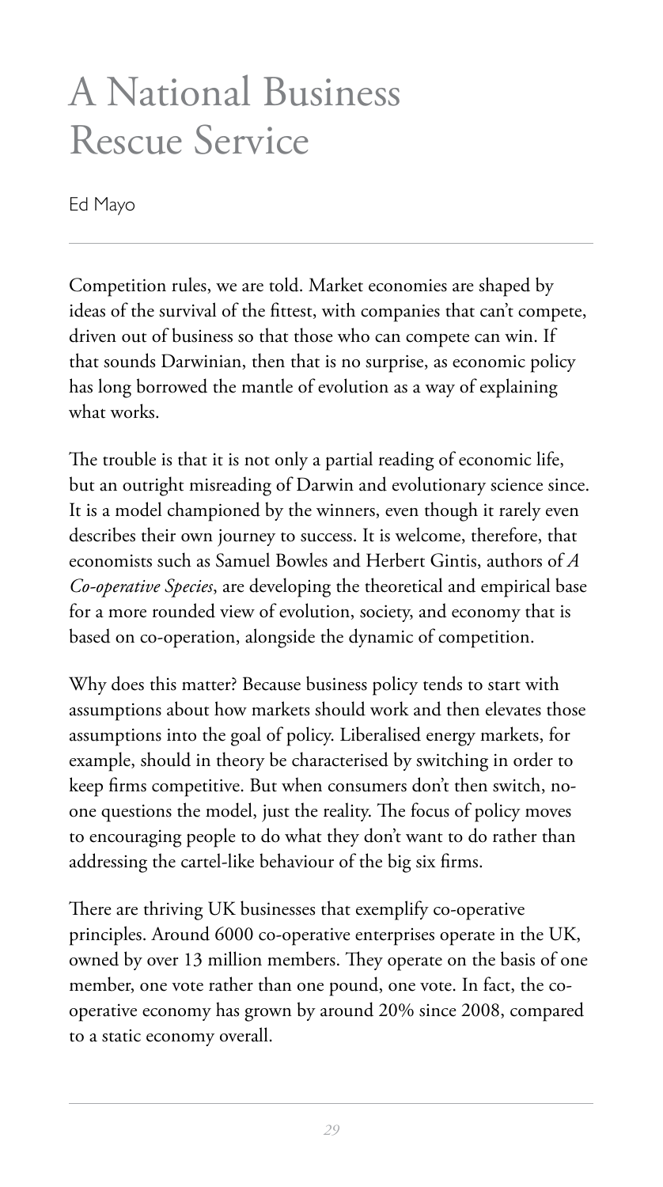# A National Business Rescue Service

Ed Mayo

Competition rules, we are told. Market economies are shaped by ideas of the survival of the fittest, with companies that can't compete, driven out of business so that those who can compete can win. If that sounds Darwinian, then that is no surprise, as economic policy has long borrowed the mantle of evolution as a way of explaining what works.

The trouble is that it is not only a partial reading of economic life, but an outright misreading of Darwin and evolutionary science since. It is a model championed by the winners, even though it rarely even describes their own journey to success. It is welcome, therefore, that economists such as Samuel Bowles and Herbert Gintis, authors of *A Co-operative Species*, are developing the theoretical and empirical base for a more rounded view of evolution, society, and economy that is based on co-operation, alongside the dynamic of competition.

Why does this matter? Because business policy tends to start with assumptions about how markets should work and then elevates those assumptions into the goal of policy. Liberalised energy markets, for example, should in theory be characterised by switching in order to keep firms competitive. But when consumers don't then switch, no-one questions the model, just the reality. The focus of policy moves to encouraging people to do what they don't want to do rather than addressing the cartel-like behaviour of the big six firms.

There are thriving UK businesses that exemplify co-operative principles. Around 6000 co-operative enterprises operate in the UK, owned by over 13 million members. They operate on the basis of one member, one vote rather than one pound, one vote. In fact, the co-operative economy has grown by around 20% since 2008, compared to a static economy overall.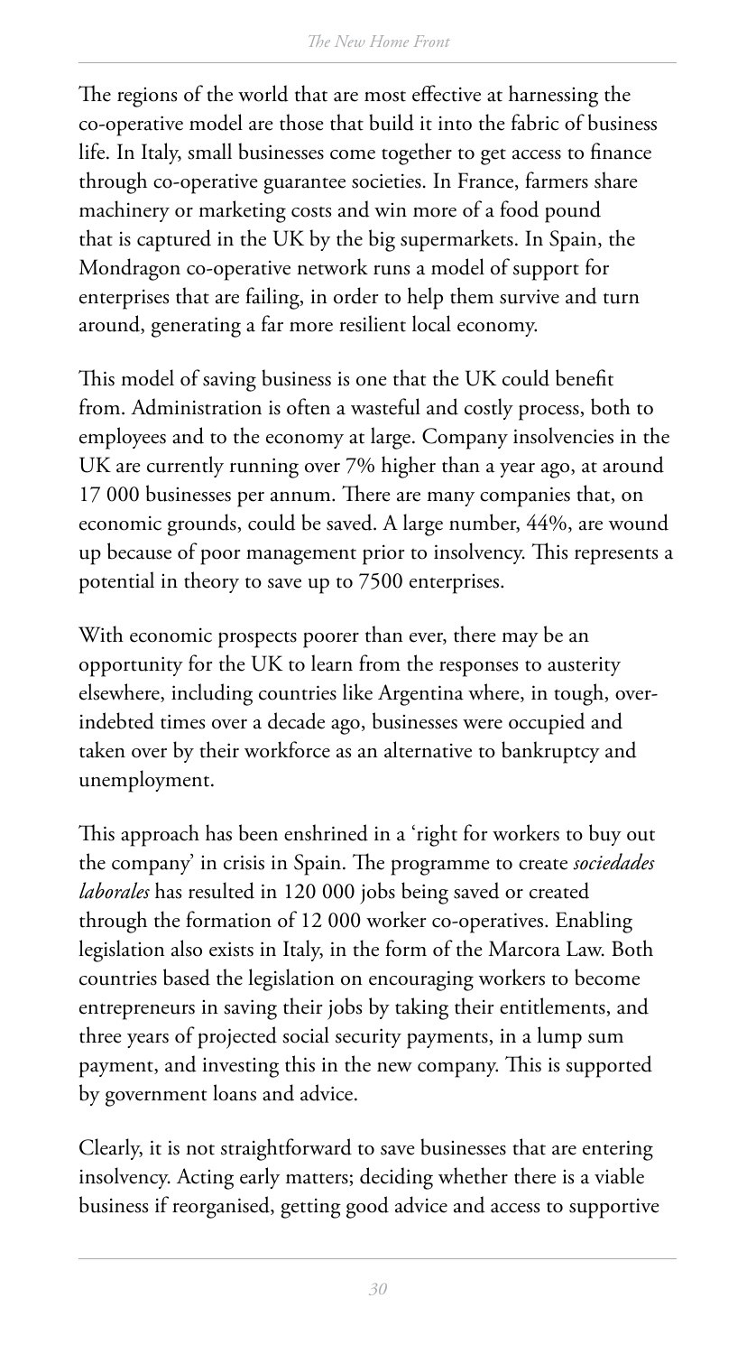The regions of the world that are most effective at harnessing the co-operative model are those that build it into the fabric of business life. In Italy, small businesses come together to get access to finance through co-operative guarantee societies. In France, farmers share machinery or marketing costs and win more of a food pound that is captured in the UK by the big supermarkets. In Spain, the Mondragon co-operative network runs a model of support for enterprises that are failing, in order to help them survive and turn around, generating a far more resilient local economy.

This model of saving business is one that the UK could benefit from. Administration is often a wasteful and costly process, both to employees and to the economy at large. Company insolvencies in the UK are currently running over 7% higher than a year ago, at around 17 000 businesses per annum. There are many companies that, on economic grounds, could be saved. A large number, 44%, are wound up because of poor management prior to insolvency. This represents a potential in theory to save up to 7500 enterprises.

With economic prospects poorer than ever, there may be an opportunity for the UK to learn from the responses to austerity elsewhere, including countries like Argentina where, in tough, over-indebted times over a decade ago, businesses were occupied and taken over by their workforce as an alternative to bankruptcy and unemployment.

This approach has been enshrined in a 'right for workers to buy out the company' in crisis in Spain. The programme to create *sociedades laborales* has resulted in 120 000 jobs being saved or created through the formation of 12 000 worker co-operatives. Enabling legislation also exists in Italy, in the form of the Marcora Law. Both countries based the legislation on encouraging workers to become entrepreneurs in saving their jobs by taking their entitlements, and three years of projected social security payments, in a lump sum payment, and investing this in the new company. This is supported by government loans and advice.

Clearly, it is not straightforward to save businesses that are entering insolvency. Acting early matters; deciding whether there is a viable business if reorganised, getting good advice and access to supportive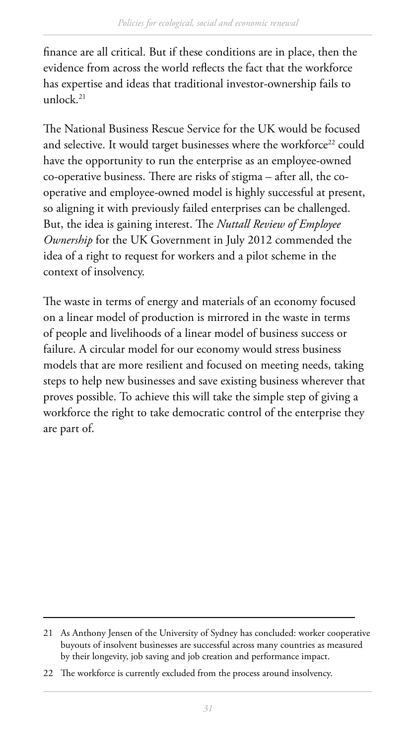finance are all critical. But if these conditions are in place, then the evidence from across the world reflects the fact that the workforce has expertise and ideas that traditional investor-ownership fails to unlock.[21]

The National Business Rescue Service for the UK would be focused and selective. It would target businesses where the workforce[22] could have the opportunity to run the enterprise as an employee-owned co-operative business. There are risks of stigma – after all, the co-operative and employee-owned model is highly successful at present, so aligning it with previously failed enterprises can be challenged. But, the idea is gaining interest. The *Nuttall Review of Employee Ownership* for the UK Government in July 2012 commended the idea of a right to request for workers and a pilot scheme in the context of insolvency.

The waste in terms of energy and materials of an economy focused on a linear model of production is mirrored in the waste in terms of people and livelihoods of a linear model of business success or failure. A circular model for our economy would stress business models that are more resilient and focused on meeting needs, taking steps to help new businesses and save existing business wherever that proves possible. To achieve this will take the simple step of giving a workforce the right to take democratic control of the enterprise they are part of.

---

21 As Anthony Jensen of the University of Sydney has concluded: worker cooperative buyouts of insolvent businesses are successful across many countries as measured by their longevity, job saving and job creation and performance impact.

22 The workforce is currently excluded from the process around insolvency.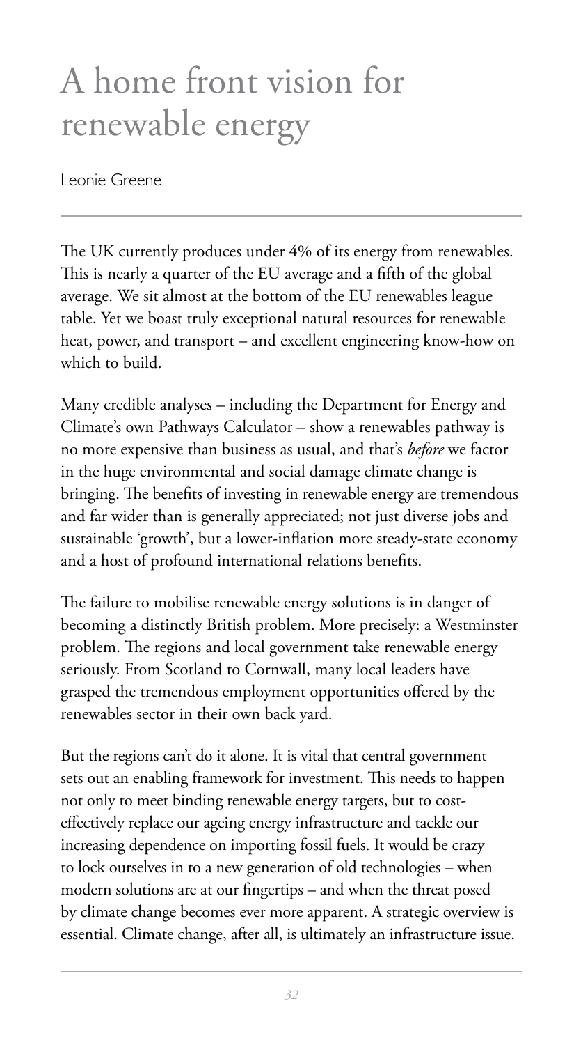# A home front vision for renewable energy

Leonie Greene

The UK currently produces under 4% of its energy from renewables. This is nearly a quarter of the EU average and a fifth of the global average. We sit almost at the bottom of the EU renewables league table. Yet we boast truly exceptional natural resources for renewable heat, power, and transport – and excellent engineering know-how on which to build.

Many credible analyses – including the Department for Energy and Climate's own Pathways Calculator – show a renewables pathway is no more expensive than business as usual, and that's *before* we factor in the huge environmental and social damage climate change is bringing. The benefits of investing in renewable energy are tremendous and far wider than is generally appreciated; not just diverse jobs and sustainable 'growth', but a lower-inflation more steady-state economy and a host of profound international relations benefits.

The failure to mobilise renewable energy solutions is in danger of becoming a distinctly British problem. More precisely: a Westminster problem. The regions and local government take renewable energy seriously. From Scotland to Cornwall, many local leaders have grasped the tremendous employment opportunities offered by the renewables sector in their own back yard.

But the regions can't do it alone. It is vital that central government sets out an enabling framework for investment. This needs to happen not only to meet binding renewable energy targets, but to cost-effectively replace our ageing energy infrastructure and tackle our increasing dependence on importing fossil fuels. It would be crazy to lock ourselves in to a new generation of old technologies – when modern solutions are at our fingertips – and when the threat posed by climate change becomes ever more apparent. A strategic overview is essential. Climate change, after all, is ultimately an infrastructure issue.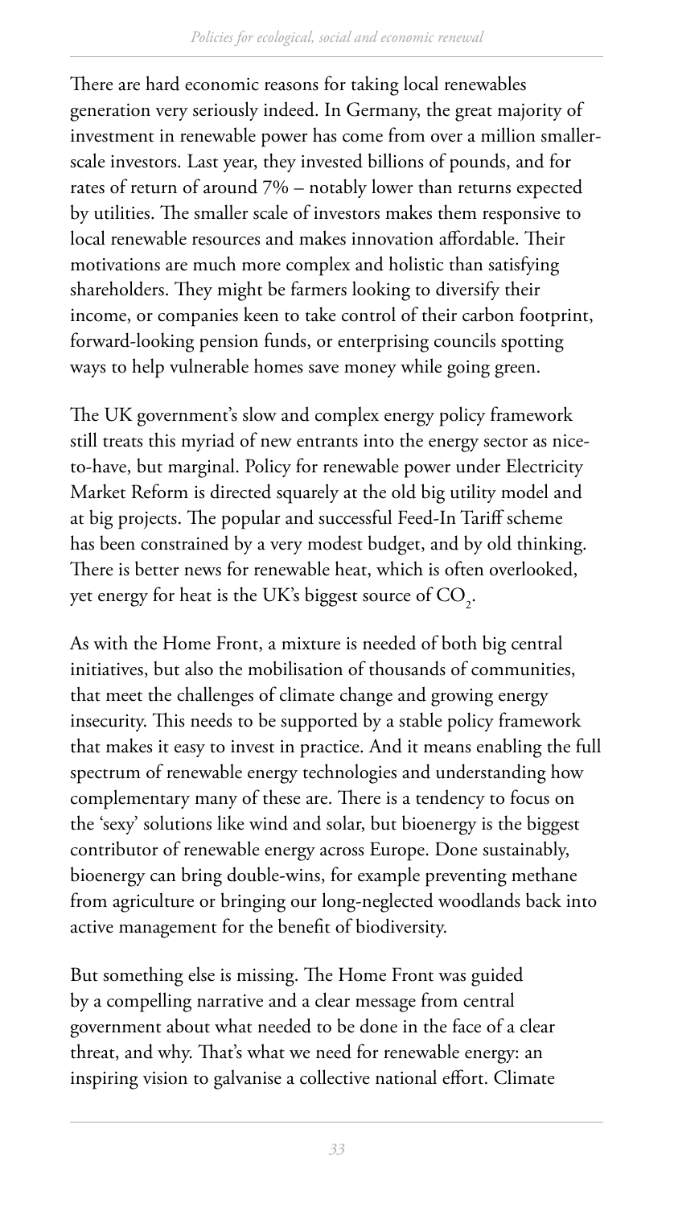There are hard economic reasons for taking local renewables generation very seriously indeed. In Germany, the great majority of investment in renewable power has come from over a million smaller-scale investors. Last year, they invested billions of pounds, and for rates of return of around 7% – notably lower than returns expected by utilities. The smaller scale of investors makes them responsive to local renewable resources and makes innovation affordable. Their motivations are much more complex and holistic than satisfying shareholders. They might be farmers looking to diversify their income, or companies keen to take control of their carbon footprint, forward-looking pension funds, or enterprising councils spotting ways to help vulnerable homes save money while going green.

The UK government's slow and complex energy policy framework still treats this myriad of new entrants into the energy sector as nice-to-have, but marginal. Policy for renewable power under Electricity Market Reform is directed squarely at the old big utility model and at big projects. The popular and successful Feed-In Tariff scheme has been constrained by a very modest budget, and by old thinking. There is better news for renewable heat, which is often overlooked, yet energy for heat is the UK's biggest source of $CO_2$.

As with the Home Front, a mixture is needed of both big central initiatives, but also the mobilisation of thousands of communities, that meet the challenges of climate change and growing energy insecurity. This needs to be supported by a stable policy framework that makes it easy to invest in practice. And it means enabling the full spectrum of renewable energy technologies and understanding how complementary many of these are. There is a tendency to focus on the 'sexy' solutions like wind and solar, but bioenergy is the biggest contributor of renewable energy across Europe. Done sustainably, bioenergy can bring double-wins, for example preventing methane from agriculture or bringing our long-neglected woodlands back into active management for the benefit of biodiversity.

But something else is missing. The Home Front was guided by a compelling narrative and a clear message from central government about what needed to be done in the face of a clear threat, and why. That's what we need for renewable energy: an inspiring vision to galvanise a collective national effort. Climate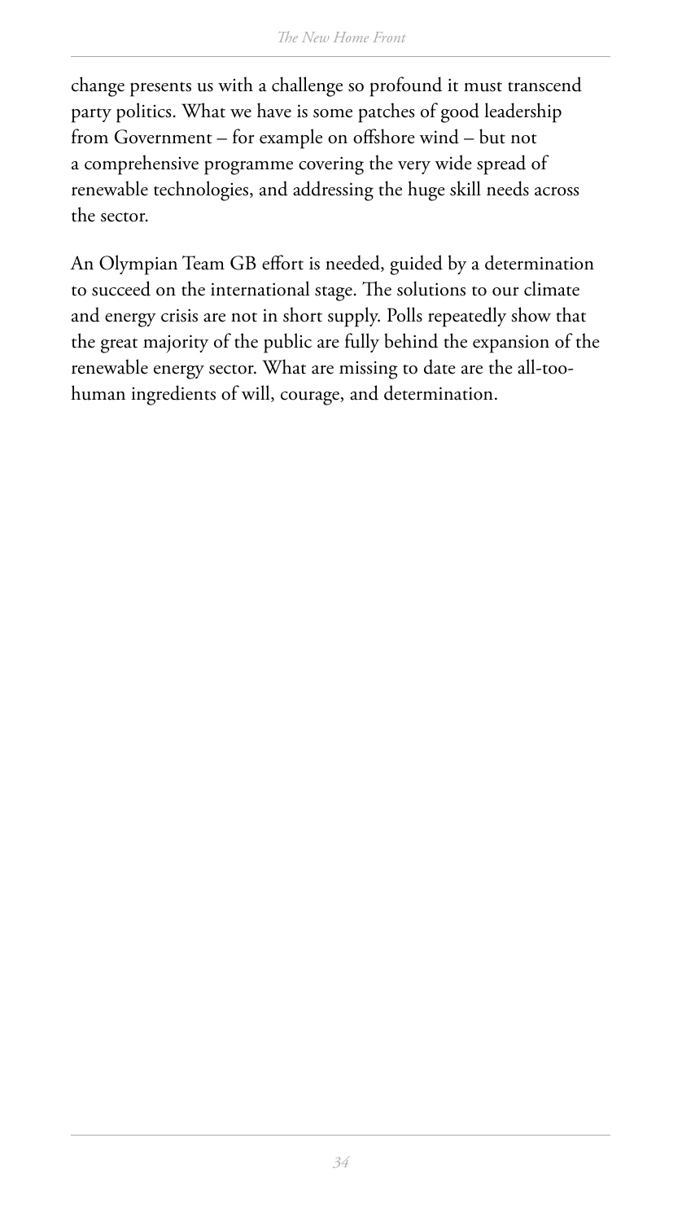change presents us with a challenge so profound it must transcend party politics. What we have is some patches of good leadership from Government – for example on offshore wind – but not a comprehensive programme covering the very wide spread of renewable technologies, and addressing the huge skill needs across the sector.

An Olympian Team GB effort is needed, guided by a determination to succeed on the international stage. The solutions to our climate and energy crisis are not in short supply. Polls repeatedly show that the great majority of the public are fully behind the expansion of the renewable energy sector. What are missing to date are the all-too-human ingredients of will, courage, and determination.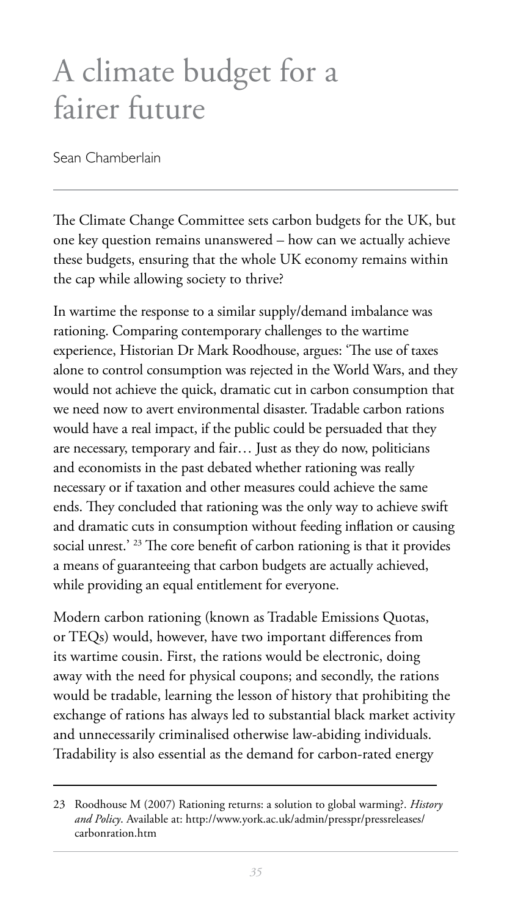# A climate budget for a fairer future

Sean Chamberlain

The Climate Change Committee sets carbon budgets for the UK, but one key question remains unanswered – how can we actually achieve these budgets, ensuring that the whole UK economy remains within the cap while allowing society to thrive?

In wartime the response to a similar supply/demand imbalance was rationing. Comparing contemporary challenges to the wartime experience, Historian Dr Mark Roodhouse, argues: 'The use of taxes alone to control consumption was rejected in the World Wars, and they would not achieve the quick, dramatic cut in carbon consumption that we need now to avert environmental disaster. Tradable carbon rations would have a real impact, if the public could be persuaded that they are necessary, temporary and fair… Just as they do now, politicians and economists in the past debated whether rationing was really necessary or if taxation and other measures could achieve the same ends. They concluded that rationing was the only way to achieve swift and dramatic cuts in consumption without feeding inflation or causing social unrest.' [23] The core benefit of carbon rationing is that it provides a means of guaranteeing that carbon budgets are actually achieved, while providing an equal entitlement for everyone.

Modern carbon rationing (known as Tradable Emissions Quotas, or TEQs) would, however, have two important differences from its wartime cousin. First, the rations would be electronic, doing away with the need for physical coupons; and secondly, the rations would be tradable, learning the lesson of history that prohibiting the exchange of rations has always led to substantial black market activity and unnecessarily criminalised otherwise law-abiding individuals. Tradability is also essential as the demand for carbon-rated energy

---

23 Roodhouse M (2007) Rationing returns: a solution to global warming?. *History and Policy*. Available at: http://www.york.ac.uk/admin/presspr/pressreleases/carbonration.htm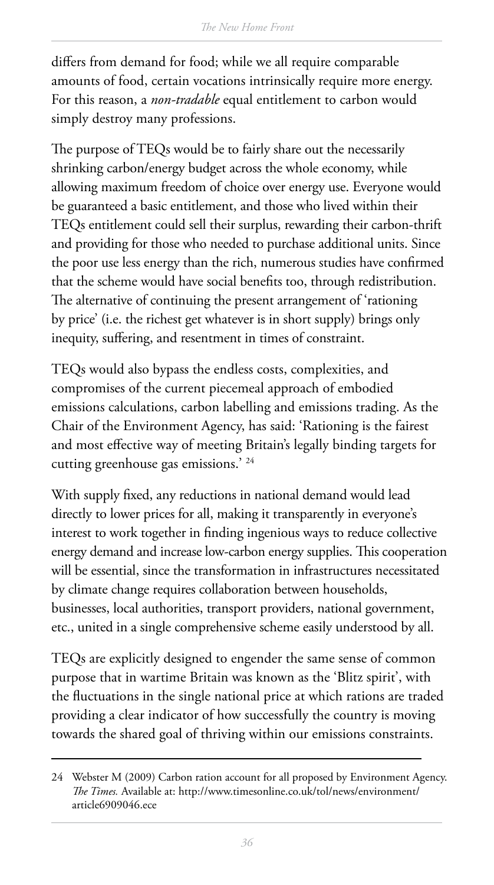differs from demand for food; while we all require comparable amounts of food, certain vocations intrinsically require more energy. For this reason, a *non-tradable* equal entitlement to carbon would simply destroy many professions.

The purpose of TEQs would be to fairly share out the necessarily shrinking carbon/energy budget across the whole economy, while allowing maximum freedom of choice over energy use. Everyone would be guaranteed a basic entitlement, and those who lived within their TEQs entitlement could sell their surplus, rewarding their carbon-thrift and providing for those who needed to purchase additional units. Since the poor use less energy than the rich, numerous studies have confirmed that the scheme would have social benefits too, through redistribution. The alternative of continuing the present arrangement of 'rationing by price' (i.e. the richest get whatever is in short supply) brings only inequity, suffering, and resentment in times of constraint.

TEQs would also bypass the endless costs, complexities, and compromises of the current piecemeal approach of embodied emissions calculations, carbon labelling and emissions trading. As the Chair of the Environment Agency, has said: 'Rationing is the fairest and most effective way of meeting Britain's legally binding targets for cutting greenhouse gas emissions.' [24]

With supply fixed, any reductions in national demand would lead directly to lower prices for all, making it transparently in everyone's interest to work together in finding ingenious ways to reduce collective energy demand and increase low-carbon energy supplies. This cooperation will be essential, since the transformation in infrastructures necessitated by climate change requires collaboration between households, businesses, local authorities, transport providers, national government, etc., united in a single comprehensive scheme easily understood by all.

TEQs are explicitly designed to engender the same sense of common purpose that in wartime Britain was known as the 'Blitz spirit', with the fluctuations in the single national price at which rations are traded providing a clear indicator of how successfully the country is moving towards the shared goal of thriving within our emissions constraints.

---

24 Webster M (2009) Carbon ration account for all proposed by Environment Agency. *The Times.* Available at: http://www.timesonline.co.uk/tol/news/environment/article6909046.ece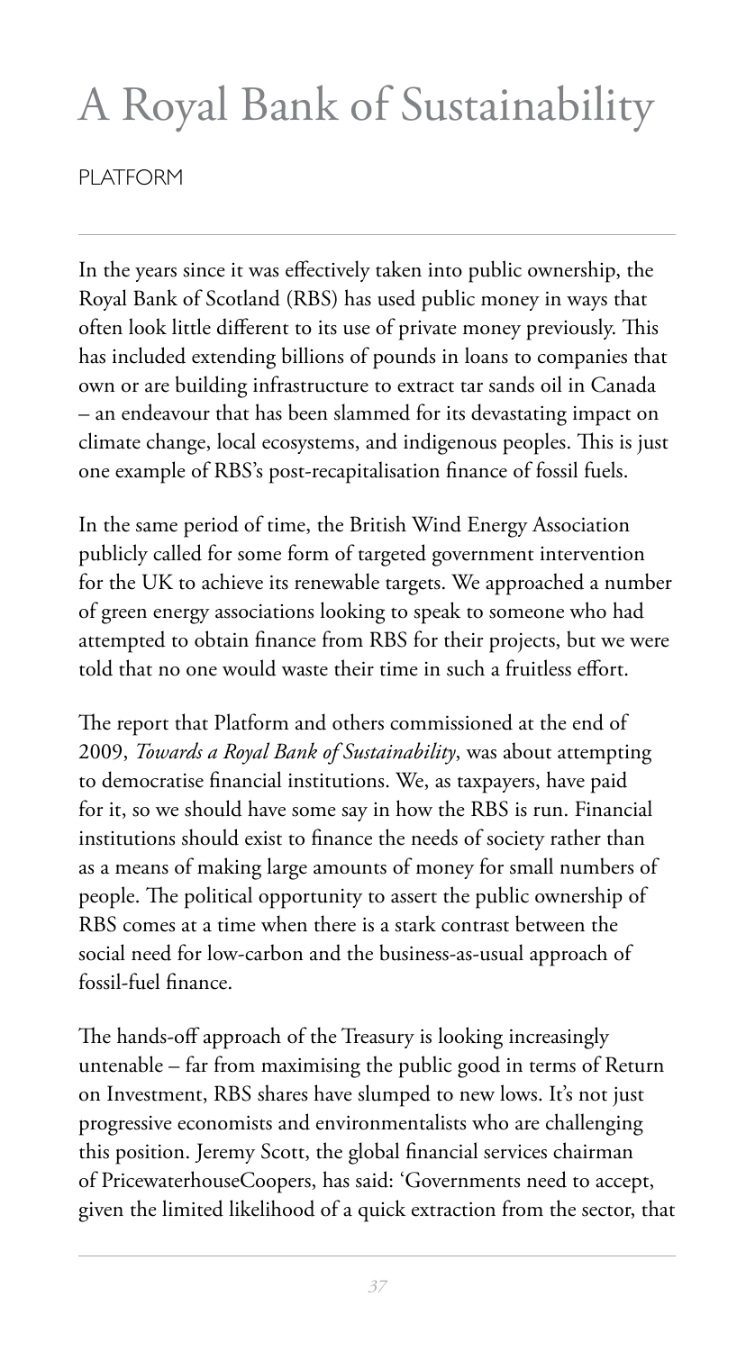# A Royal Bank of Sustainability

PLATFORM

In the years since it was effectively taken into public ownership, the Royal Bank of Scotland (RBS) has used public money in ways that often look little different to its use of private money previously. This has included extending billions of pounds in loans to companies that own or are building infrastructure to extract tar sands oil in Canada – an endeavour that has been slammed for its devastating impact on climate change, local ecosystems, and indigenous peoples. This is just one example of RBS's post-recapitalisation finance of fossil fuels.

In the same period of time, the British Wind Energy Association publicly called for some form of targeted government intervention for the UK to achieve its renewable targets. We approached a number of green energy associations looking to speak to someone who had attempted to obtain finance from RBS for their projects, but we were told that no one would waste their time in such a fruitless effort.

The report that Platform and others commissioned at the end of 2009, *Towards a Royal Bank of Sustainability*, was about attempting to democratise financial institutions. We, as taxpayers, have paid for it, so we should have some say in how the RBS is run. Financial institutions should exist to finance the needs of society rather than as a means of making large amounts of money for small numbers of people. The political opportunity to assert the public ownership of RBS comes at a time when there is a stark contrast between the social need for low-carbon and the business-as-usual approach of fossil-fuel finance.

The hands-off approach of the Treasury is looking increasingly untenable – far from maximising the public good in terms of Return on Investment, RBS shares have slumped to new lows. It's not just progressive economists and environmentalists who are challenging this position. Jeremy Scott, the global financial services chairman of PricewaterhouseCoopers, has said: 'Governments need to accept, given the limited likelihood of a quick extraction from the sector, that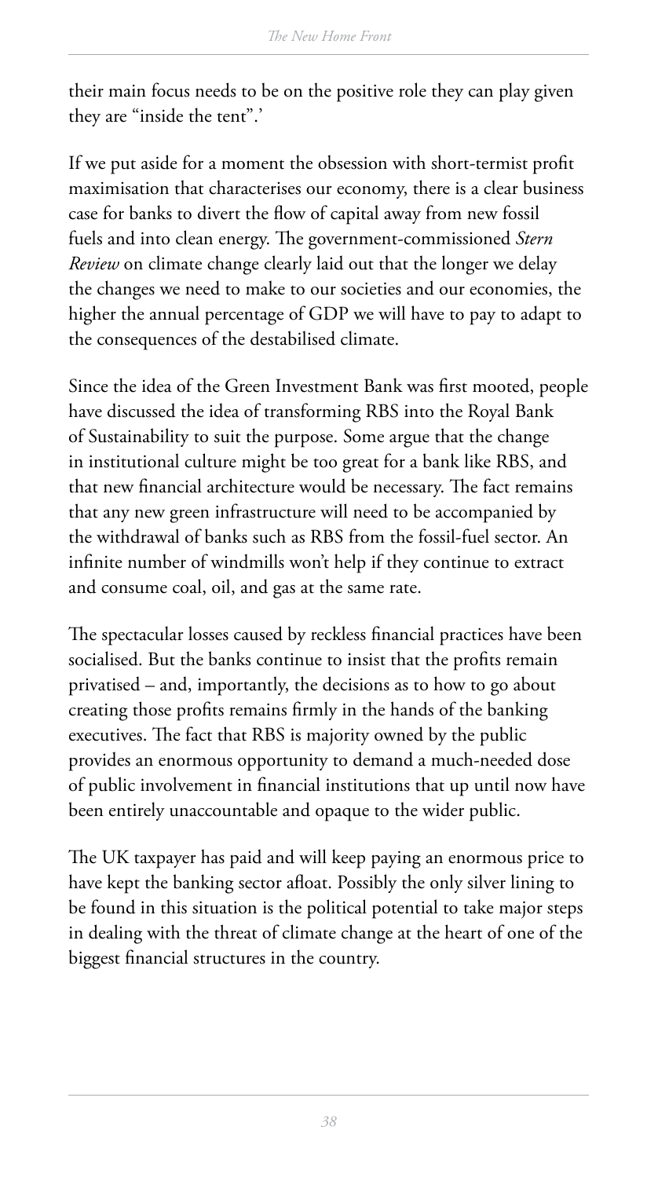their main focus needs to be on the positive role they can play given they are "inside the tent".'

If we put aside for a moment the obsession with short-termist profit maximisation that characterises our economy, there is a clear business case for banks to divert the flow of capital away from new fossil fuels and into clean energy. The government-commissioned *Stern Review* on climate change clearly laid out that the longer we delay the changes we need to make to our societies and our economies, the higher the annual percentage of GDP we will have to pay to adapt to the consequences of the destabilised climate.

Since the idea of the Green Investment Bank was first mooted, people have discussed the idea of transforming RBS into the Royal Bank of Sustainability to suit the purpose. Some argue that the change in institutional culture might be too great for a bank like RBS, and that new financial architecture would be necessary. The fact remains that any new green infrastructure will need to be accompanied by the withdrawal of banks such as RBS from the fossil-fuel sector. An infinite number of windmills won't help if they continue to extract and consume coal, oil, and gas at the same rate.

The spectacular losses caused by reckless financial practices have been socialised. But the banks continue to insist that the profits remain privatised – and, importantly, the decisions as to how to go about creating those profits remains firmly in the hands of the banking executives. The fact that RBS is majority owned by the public provides an enormous opportunity to demand a much-needed dose of public involvement in financial institutions that up until now have been entirely unaccountable and opaque to the wider public.

The UK taxpayer has paid and will keep paying an enormous price to have kept the banking sector afloat. Possibly the only silver lining to be found in this situation is the political potential to take major steps in dealing with the threat of climate change at the heart of one of the biggest financial structures in the country.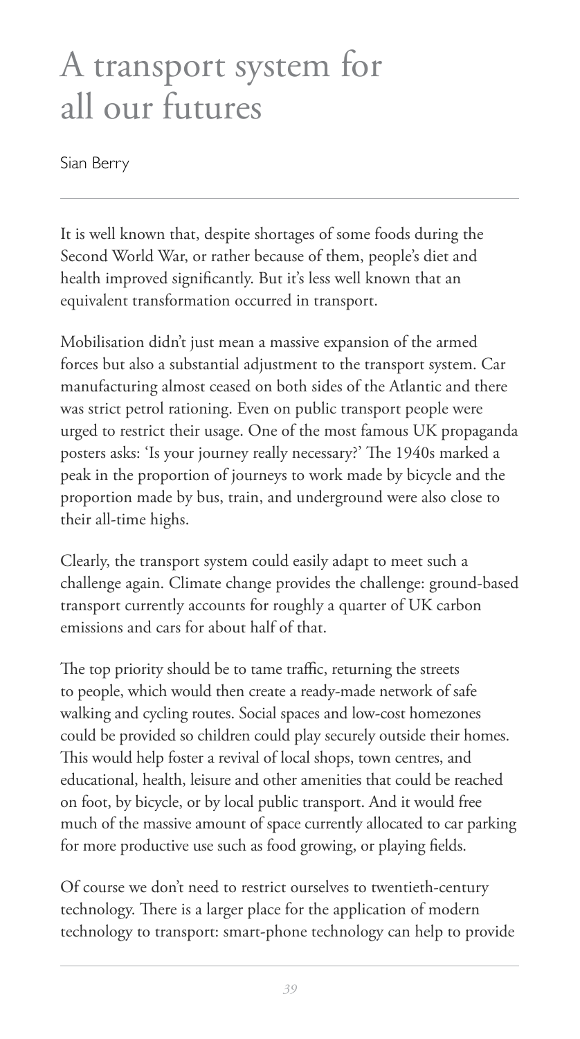# A transport system for all our futures

Sian Berry

It is well known that, despite shortages of some foods during the Second World War, or rather because of them, people's diet and health improved significantly. But it's less well known that an equivalent transformation occurred in transport.

Mobilisation didn't just mean a massive expansion of the armed forces but also a substantial adjustment to the transport system. Car manufacturing almost ceased on both sides of the Atlantic and there was strict petrol rationing. Even on public transport people were urged to restrict their usage. One of the most famous UK propaganda posters asks: 'Is your journey really necessary?' The 1940s marked a peak in the proportion of journeys to work made by bicycle and the proportion made by bus, train, and underground were also close to their all-time highs.

Clearly, the transport system could easily adapt to meet such a challenge again. Climate change provides the challenge: ground-based transport currently accounts for roughly a quarter of UK carbon emissions and cars for about half of that.

The top priority should be to tame traffic, returning the streets to people, which would then create a ready-made network of safe walking and cycling routes. Social spaces and low-cost homezones could be provided so children could play securely outside their homes. This would help foster a revival of local shops, town centres, and educational, health, leisure and other amenities that could be reached on foot, by bicycle, or by local public transport. And it would free much of the massive amount of space currently allocated to car parking for more productive use such as food growing, or playing fields.

Of course we don't need to restrict ourselves to twentieth-century technology. There is a larger place for the application of modern technology to transport: smart-phone technology can help to provide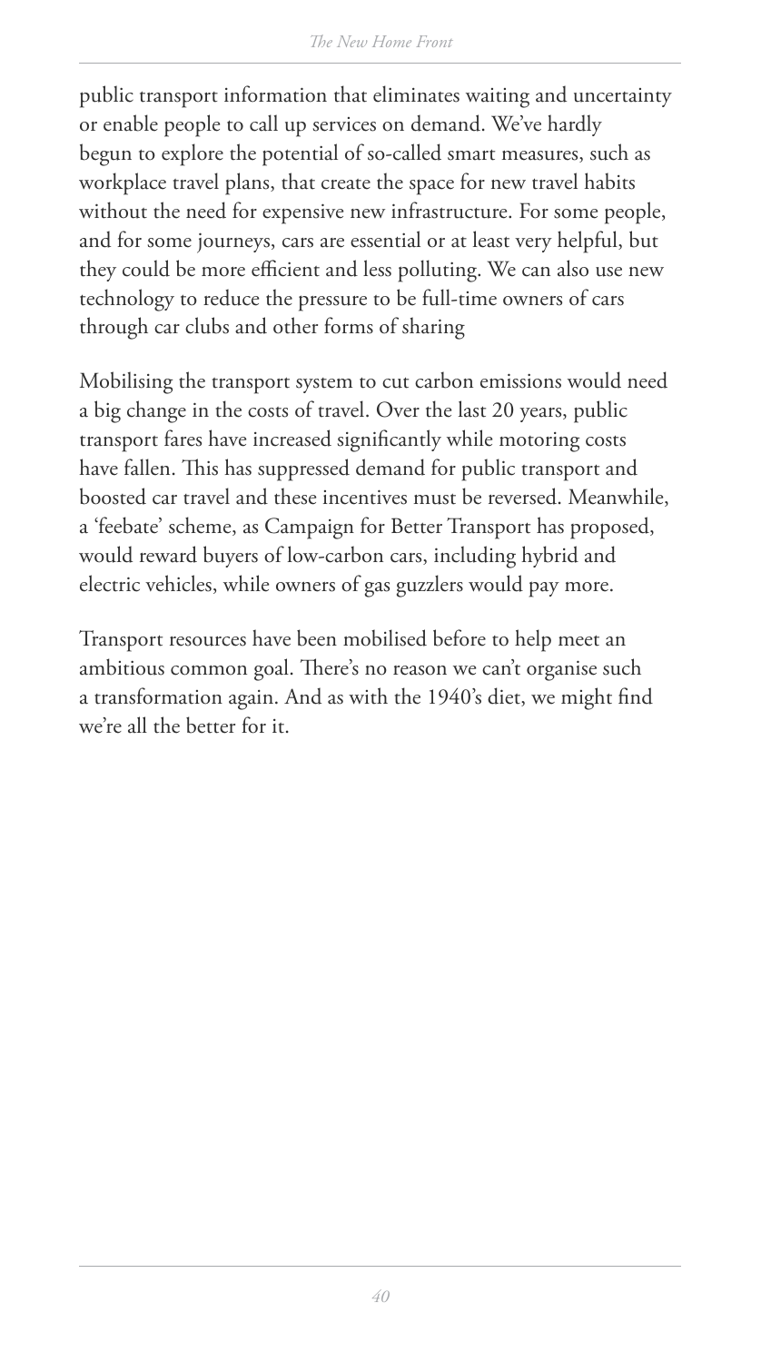public transport information that eliminates waiting and uncertainty or enable people to call up services on demand. We've hardly begun to explore the potential of so-called smart measures, such as workplace travel plans, that create the space for new travel habits without the need for expensive new infrastructure. For some people, and for some journeys, cars are essential or at least very helpful, but they could be more efficient and less polluting. We can also use new technology to reduce the pressure to be full-time owners of cars through car clubs and other forms of sharing

Mobilising the transport system to cut carbon emissions would need a big change in the costs of travel. Over the last 20 years, public transport fares have increased significantly while motoring costs have fallen. This has suppressed demand for public transport and boosted car travel and these incentives must be reversed. Meanwhile, a 'feebate' scheme, as Campaign for Better Transport has proposed, would reward buyers of low-carbon cars, including hybrid and electric vehicles, while owners of gas guzzlers would pay more.

Transport resources have been mobilised before to help meet an ambitious common goal. There's no reason we can't organise such a transformation again. And as with the 1940's diet, we might find we're all the better for it.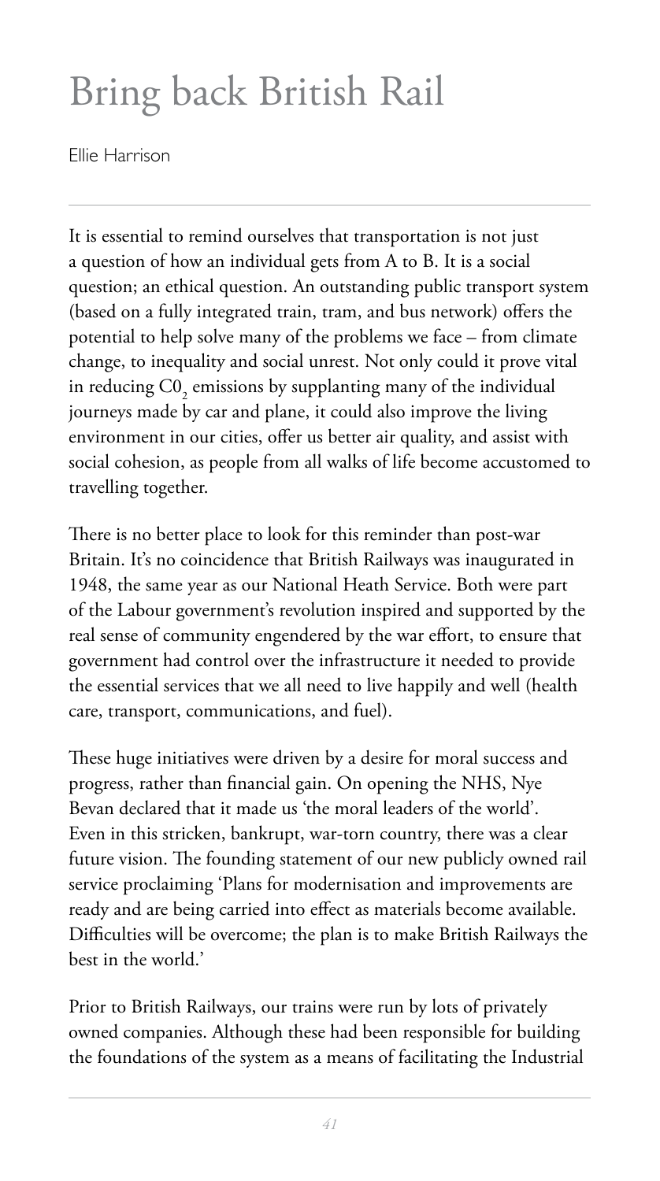# Bring back British Rail

Ellie Harrison

It is essential to remind ourselves that transportation is not just a question of how an individual gets from A to B. It is a social question; an ethical question. An outstanding public transport system (based on a fully integrated train, tram, and bus network) offers the potential to help solve many of the problems we face – from climate change, to inequality and social unrest. Not only could it prove vital in reducing $C0_2$ emissions by supplanting many of the individual journeys made by car and plane, it could also improve the living environment in our cities, offer us better air quality, and assist with social cohesion, as people from all walks of life become accustomed to travelling together.

There is no better place to look for this reminder than post-war Britain. It's no coincidence that British Railways was inaugurated in 1948, the same year as our National Heath Service. Both were part of the Labour government's revolution inspired and supported by the real sense of community engendered by the war effort, to ensure that government had control over the infrastructure it needed to provide the essential services that we all need to live happily and well (health care, transport, communications, and fuel).

These huge initiatives were driven by a desire for moral success and progress, rather than financial gain. On opening the NHS, Nye Bevan declared that it made us 'the moral leaders of the world'. Even in this stricken, bankrupt, war-torn country, there was a clear future vision. The founding statement of our new publicly owned rail service proclaiming 'Plans for modernisation and improvements are ready and are being carried into effect as materials become available. Difficulties will be overcome; the plan is to make British Railways the best in the world.'

Prior to British Railways, our trains were run by lots of privately owned companies. Although these had been responsible for building the foundations of the system as a means of facilitating the Industrial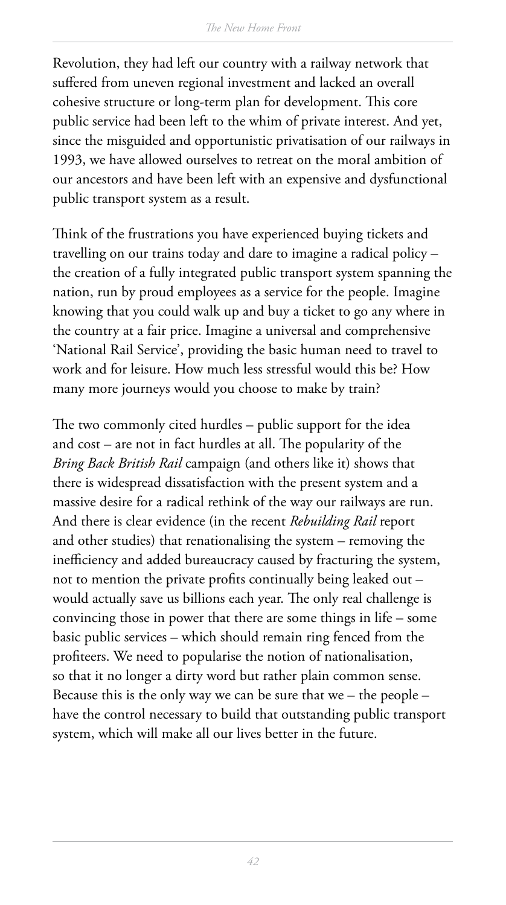Revolution, they had left our country with a railway network that suffered from uneven regional investment and lacked an overall cohesive structure or long-term plan for development. This core public service had been left to the whim of private interest. And yet, since the misguided and opportunistic privatisation of our railways in 1993, we have allowed ourselves to retreat on the moral ambition of our ancestors and have been left with an expensive and dysfunctional public transport system as a result.

Think of the frustrations you have experienced buying tickets and travelling on our trains today and dare to imagine a radical policy – the creation of a fully integrated public transport system spanning the nation, run by proud employees as a service for the people. Imagine knowing that you could walk up and buy a ticket to go any where in the country at a fair price. Imagine a universal and comprehensive 'National Rail Service', providing the basic human need to travel to work and for leisure. How much less stressful would this be? How many more journeys would you choose to make by train?

The two commonly cited hurdles – public support for the idea and cost – are not in fact hurdles at all. The popularity of the *Bring Back British Rail* campaign (and others like it) shows that there is widespread dissatisfaction with the present system and a massive desire for a radical rethink of the way our railways are run. And there is clear evidence (in the recent *Rebuilding Rail* report and other studies) that renationalising the system – removing the inefficiency and added bureaucracy caused by fracturing the system, not to mention the private profits continually being leaked out – would actually save us billions each year. The only real challenge is convincing those in power that there are some things in life – some basic public services – which should remain ring fenced from the profiteers. We need to popularise the notion of nationalisation, so that it no longer a dirty word but rather plain common sense. Because this is the only way we can be sure that we – the people – have the control necessary to build that outstanding public transport system, which will make all our lives better in the future.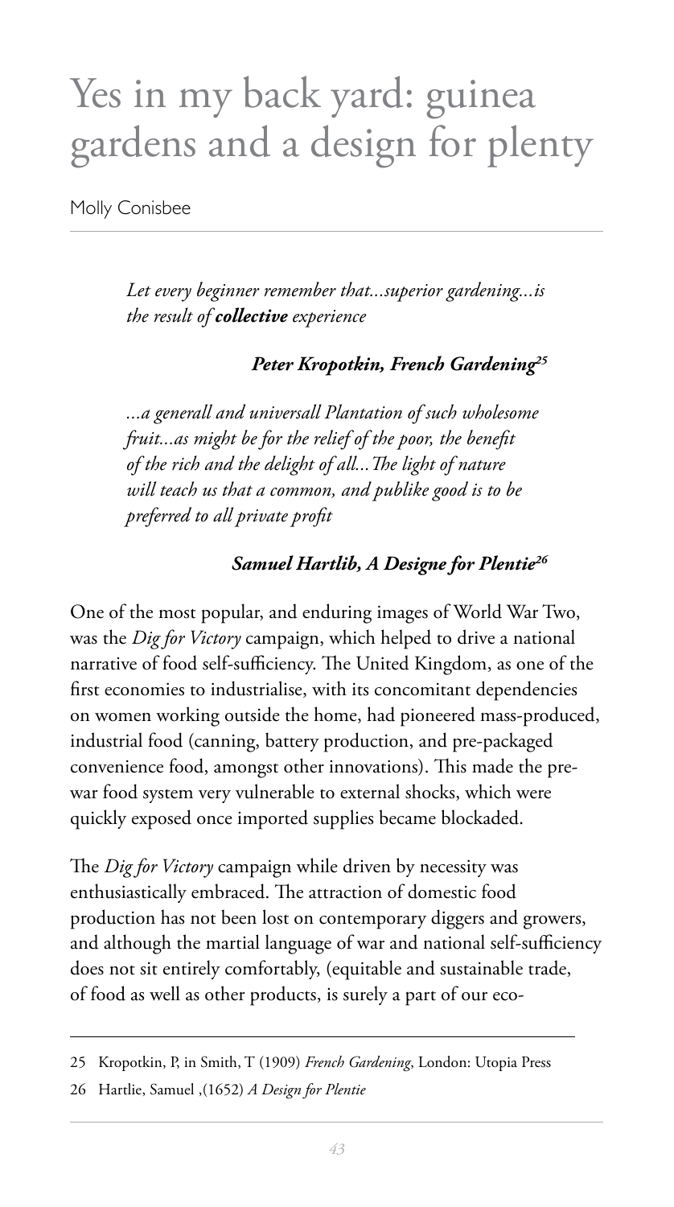# Yes in my back yard: guinea gardens and a design for plenty

Molly Conisbee

> *Let every beginner remember that...superior gardening...is the result of **collective** experience*
>
> ***Peter Kropotkin, French Gardening*[25]**

> *...a generall and universall Plantation of such wholesome fruit...as might be for the relief of the poor, the benefit of the rich and the delight of all...The light of nature will teach us that a common, and publike good is to be preferred to all private profit*
>
> ***Samuel Hartlib, A Designe for Plentie*[26]**

One of the most popular, and enduring images of World War Two, was the *Dig for Victory* campaign, which helped to drive a national narrative of food self-sufficiency. The United Kingdom, as one of the first economies to industrialise, with its concomitant dependencies on women working outside the home, had pioneered mass-produced, industrial food (canning, battery production, and pre-packaged convenience food, amongst other innovations). This made the pre-war food system very vulnerable to external shocks, which were quickly exposed once imported supplies became blockaded.

The *Dig for Victory* campaign while driven by necessity was enthusiastically embraced. The attraction of domestic food production has not been lost on contemporary diggers and growers, and although the martial language of war and national self-sufficiency does not sit entirely comfortably, (equitable and sustainable trade, of food as well as other products, is surely a part of our eco-

---

25 Kropotkin, P, in Smith, T (1909) *French Gardening*, London: Utopia Press

26 Hartlie, Samuel ,(1652) *A Design for Plentie*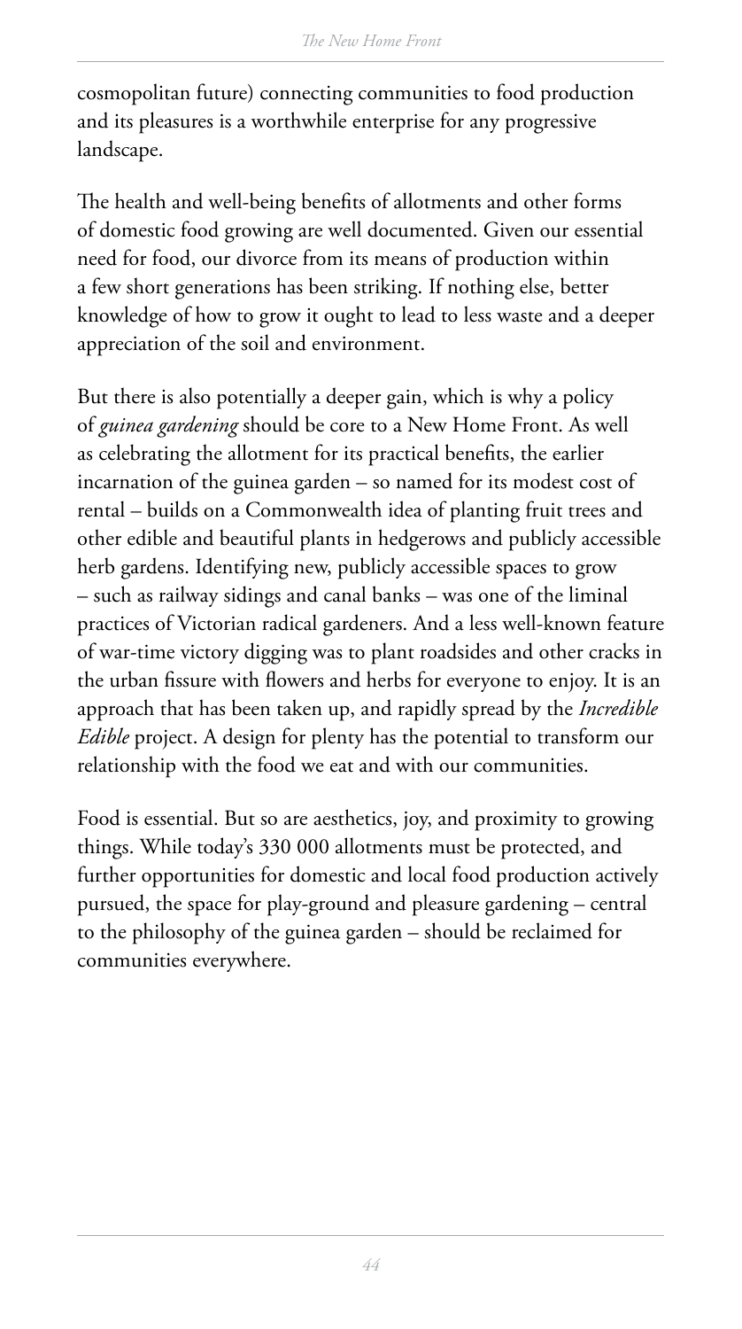cosmopolitan future) connecting communities to food production and its pleasures is a worthwhile enterprise for any progressive landscape.

The health and well-being benefits of allotments and other forms of domestic food growing are well documented. Given our essential need for food, our divorce from its means of production within a few short generations has been striking. If nothing else, better knowledge of how to grow it ought to lead to less waste and a deeper appreciation of the soil and environment.

But there is also potentially a deeper gain, which is why a policy of *guinea gardening* should be core to a New Home Front. As well as celebrating the allotment for its practical benefits, the earlier incarnation of the guinea garden – so named for its modest cost of rental – builds on a Commonwealth idea of planting fruit trees and other edible and beautiful plants in hedgerows and publicly accessible herb gardens. Identifying new, publicly accessible spaces to grow – such as railway sidings and canal banks – was one of the liminal practices of Victorian radical gardeners. And a less well-known feature of war-time victory digging was to plant roadsides and other cracks in the urban fissure with flowers and herbs for everyone to enjoy. It is an approach that has been taken up, and rapidly spread by the *Incredible Edible* project. A design for plenty has the potential to transform our relationship with the food we eat and with our communities.

Food is essential. But so are aesthetics, joy, and proximity to growing things. While today's 330 000 allotments must be protected, and further opportunities for domestic and local food production actively pursued, the space for play-ground and pleasure gardening – central to the philosophy of the guinea garden – should be reclaimed for communities everywhere.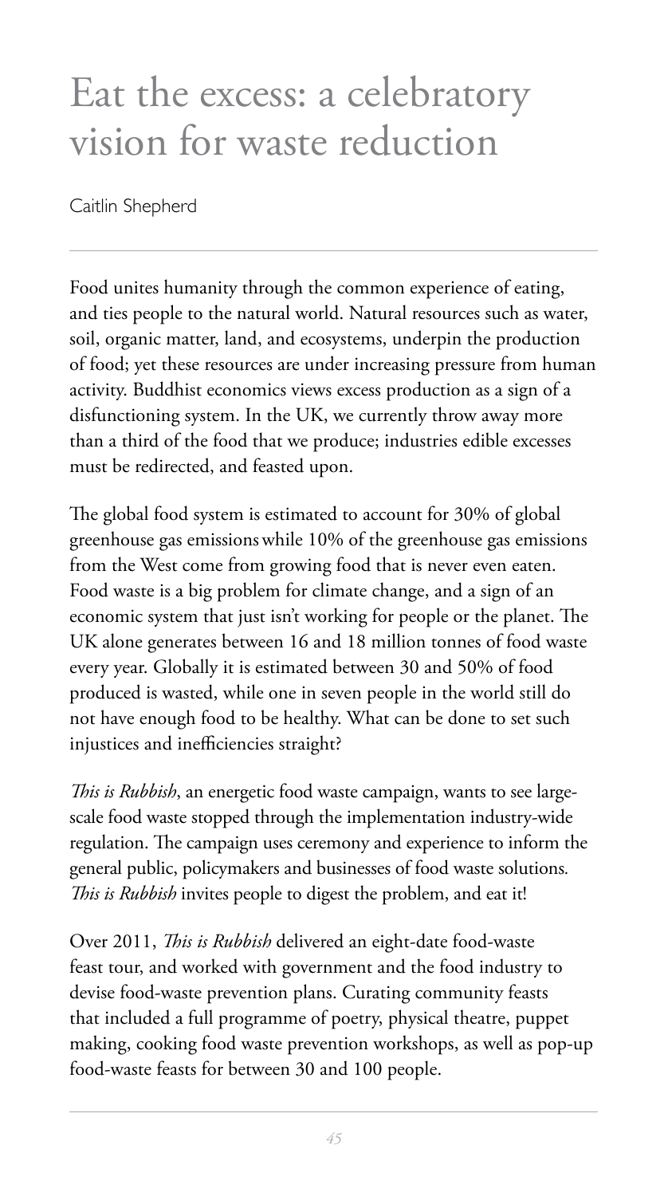# Eat the excess: a celebratory vision for waste reduction

Caitlin Shepherd

Food unites humanity through the common experience of eating, and ties people to the natural world. Natural resources such as water, soil, organic matter, land, and ecosystems, underpin the production of food; yet these resources are under increasing pressure from human activity. Buddhist economics views excess production as a sign of a disfunctioning system. In the UK, we currently throw away more than a third of the food that we produce; industries edible excesses must be redirected, and feasted upon.

The global food system is estimated to account for 30% of global greenhouse gas emissions while 10% of the greenhouse gas emissions from the West come from growing food that is never even eaten. Food waste is a big problem for climate change, and a sign of an economic system that just isn't working for people or the planet. The UK alone generates between 16 and 18 million tonnes of food waste every year. Globally it is estimated between 30 and 50% of food produced is wasted, while one in seven people in the world still do not have enough food to be healthy. What can be done to set such injustices and inefficiencies straight?

*This is Rubbish*, an energetic food waste campaign, wants to see large-scale food waste stopped through the implementation industry-wide regulation. The campaign uses ceremony and experience to inform the general public, policymakers and businesses of food waste solutions. *This is Rubbish* invites people to digest the problem, and eat it!

Over 2011, *This is Rubbish* delivered an eight-date food-waste feast tour, and worked with government and the food industry to devise food-waste prevention plans. Curating community feasts that included a full programme of poetry, physical theatre, puppet making, cooking food waste prevention workshops, as well as pop-up food-waste feasts for between 30 and 100 people.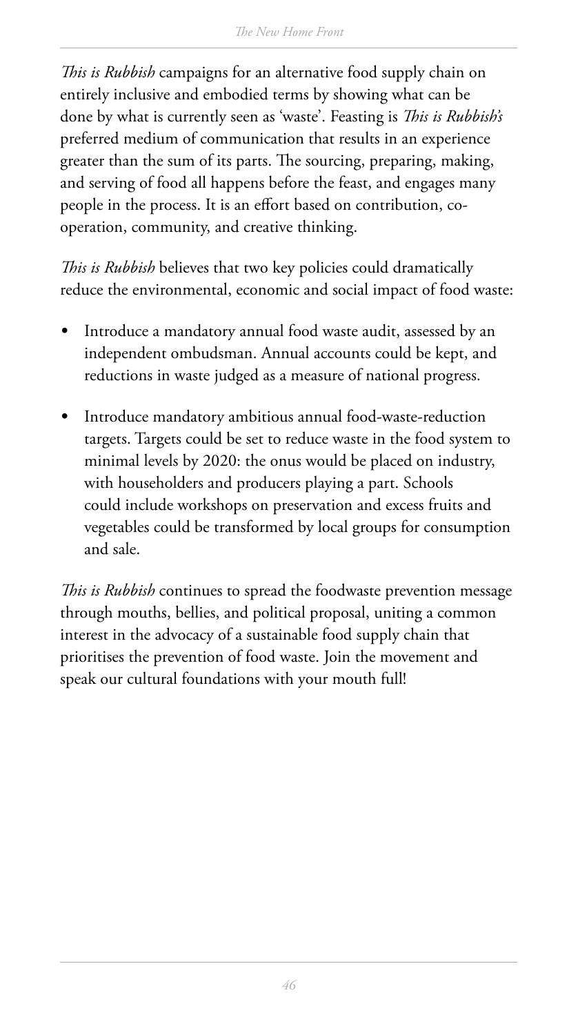*This is Rubbish* campaigns for an alternative food supply chain on entirely inclusive and embodied terms by showing what can be done by what is currently seen as 'waste'. Feasting is *This is Rubbish's* preferred medium of communication that results in an experience greater than the sum of its parts. The sourcing, preparing, making, and serving of food all happens before the feast, and engages many people in the process. It is an effort based on contribution, co-operation, community, and creative thinking.

*This is Rubbish* believes that two key policies could dramatically reduce the environmental, economic and social impact of food waste:

- Introduce a mandatory annual food waste audit, assessed by an independent ombudsman. Annual accounts could be kept, and reductions in waste judged as a measure of national progress.
- Introduce mandatory ambitious annual food-waste-reduction targets. Targets could be set to reduce waste in the food system to minimal levels by 2020: the onus would be placed on industry, with householders and producers playing a part. Schools could include workshops on preservation and excess fruits and vegetables could be transformed by local groups for consumption and sale.

*This is Rubbish* continues to spread the foodwaste prevention message through mouths, bellies, and political proposal, uniting a common interest in the advocacy of a sustainable food supply chain that prioritises the prevention of food waste. Join the movement and speak our cultural foundations with your mouth full!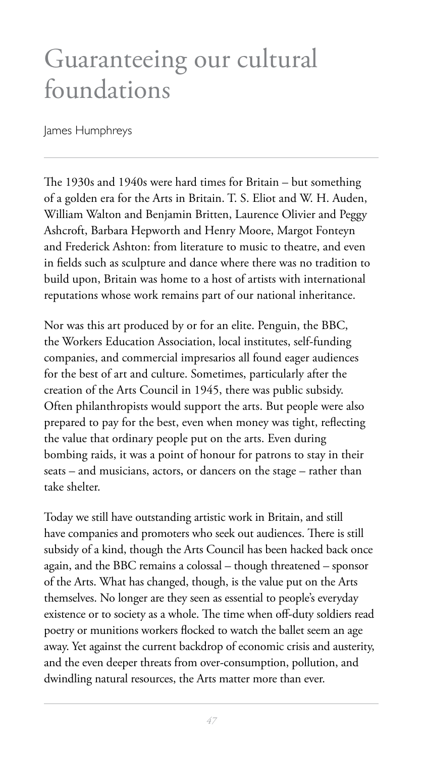# Guaranteeing our cultural foundations

James Humphreys

The 1930s and 1940s were hard times for Britain – but something of a golden era for the Arts in Britain. T. S. Eliot and W. H. Auden, William Walton and Benjamin Britten, Laurence Olivier and Peggy Ashcroft, Barbara Hepworth and Henry Moore, Margot Fonteyn and Frederick Ashton: from literature to music to theatre, and even in fields such as sculpture and dance where there was no tradition to build upon, Britain was home to a host of artists with international reputations whose work remains part of our national inheritance.

Nor was this art produced by or for an elite. Penguin, the BBC, the Workers Education Association, local institutes, self-funding companies, and commercial impresarios all found eager audiences for the best of art and culture. Sometimes, particularly after the creation of the Arts Council in 1945, there was public subsidy. Often philanthropists would support the arts. But people were also prepared to pay for the best, even when money was tight, reflecting the value that ordinary people put on the arts. Even during bombing raids, it was a point of honour for patrons to stay in their seats – and musicians, actors, or dancers on the stage – rather than take shelter.

Today we still have outstanding artistic work in Britain, and still have companies and promoters who seek out audiences. There is still subsidy of a kind, though the Arts Council has been hacked back once again, and the BBC remains a colossal – though threatened – sponsor of the Arts. What has changed, though, is the value put on the Arts themselves. No longer are they seen as essential to people's everyday existence or to society as a whole. The time when off-duty soldiers read poetry or munitions workers flocked to watch the ballet seem an age away. Yet against the current backdrop of economic crisis and austerity, and the even deeper threats from over-consumption, pollution, and dwindling natural resources, the Arts matter more than ever.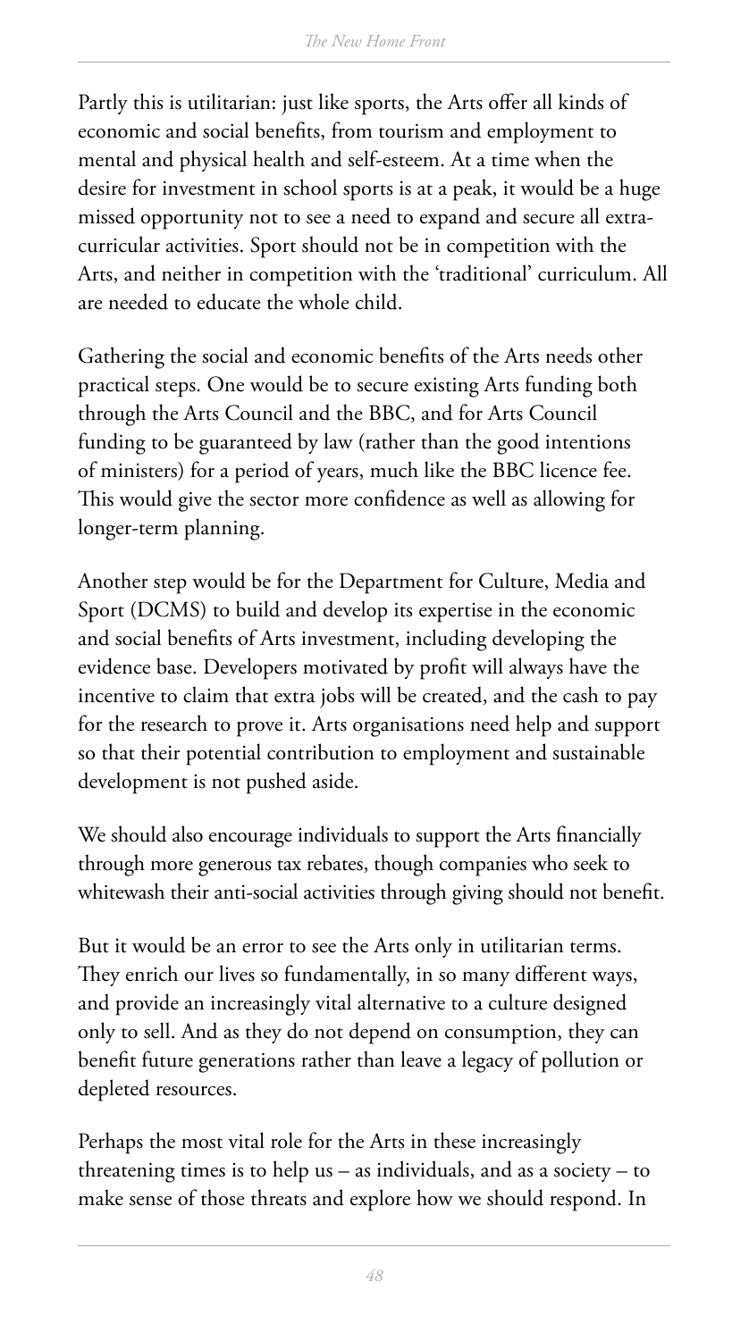Partly this is utilitarian: just like sports, the Arts offer all kinds of economic and social benefits, from tourism and employment to mental and physical health and self-esteem. At a time when the desire for investment in school sports is at a peak, it would be a huge missed opportunity not to see a need to expand and secure all extra-curricular activities. Sport should not be in competition with the Arts, and neither in competition with the 'traditional' curriculum. All are needed to educate the whole child.

Gathering the social and economic benefits of the Arts needs other practical steps. One would be to secure existing Arts funding both through the Arts Council and the BBC, and for Arts Council funding to be guaranteed by law (rather than the good intentions of ministers) for a period of years, much like the BBC licence fee. This would give the sector more confidence as well as allowing for longer-term planning.

Another step would be for the Department for Culture, Media and Sport (DCMS) to build and develop its expertise in the economic and social benefits of Arts investment, including developing the evidence base. Developers motivated by profit will always have the incentive to claim that extra jobs will be created, and the cash to pay for the research to prove it. Arts organisations need help and support so that their potential contribution to employment and sustainable development is not pushed aside.

We should also encourage individuals to support the Arts financially through more generous tax rebates, though companies who seek to whitewash their anti-social activities through giving should not benefit.

But it would be an error to see the Arts only in utilitarian terms. They enrich our lives so fundamentally, in so many different ways, and provide an increasingly vital alternative to a culture designed only to sell. And as they do not depend on consumption, they can benefit future generations rather than leave a legacy of pollution or depleted resources.

Perhaps the most vital role for the Arts in these increasingly threatening times is to help us – as individuals, and as a society – to make sense of those threats and explore how we should respond. In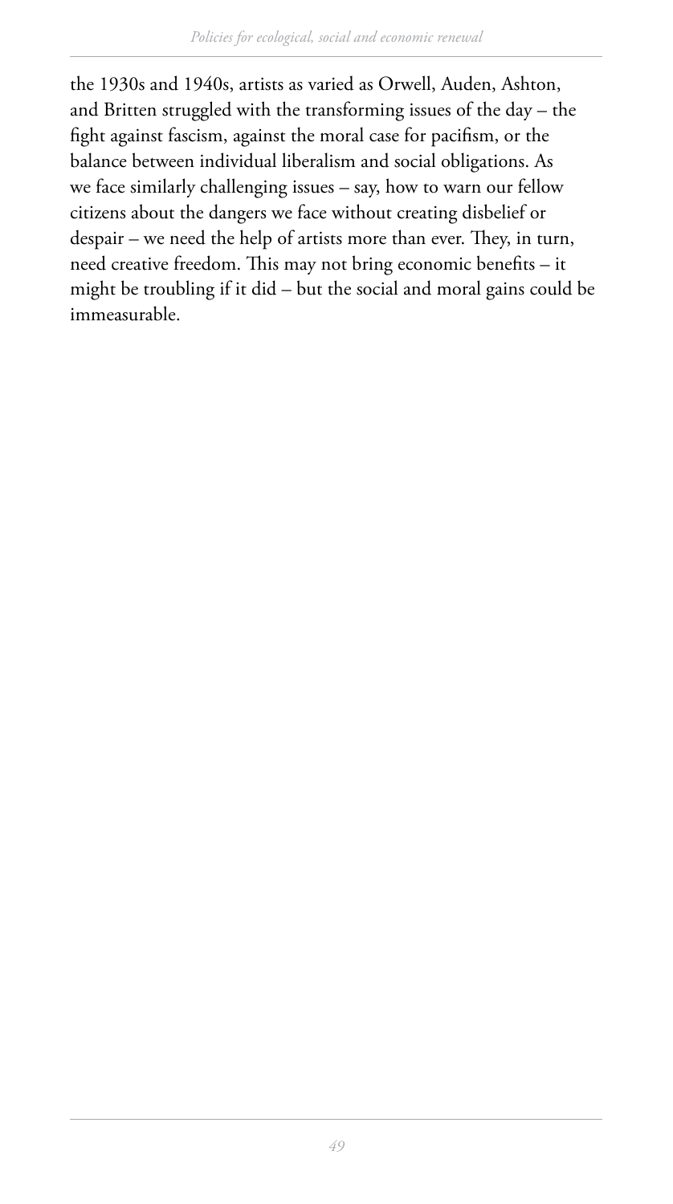the 1930s and 1940s, artists as varied as Orwell, Auden, Ashton, and Britten struggled with the transforming issues of the day – the fight against fascism, against the moral case for pacifism, or the balance between individual liberalism and social obligations. As we face similarly challenging issues – say, how to warn our fellow citizens about the dangers we face without creating disbelief or despair – we need the help of artists more than ever. They, in turn, need creative freedom. This may not bring economic benefits – it might be troubling if it did – but the social and moral gains could be immeasurable.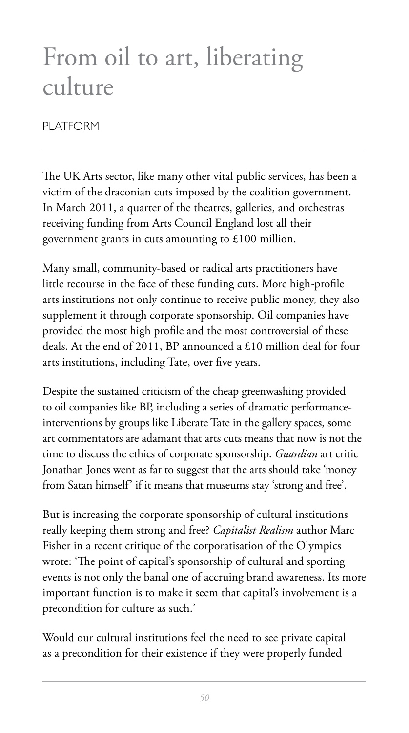# From oil to art, liberating culture

PLATFORM

The UK Arts sector, like many other vital public services, has been a victim of the draconian cuts imposed by the coalition government. In March 2011, a quarter of the theatres, galleries, and orchestras receiving funding from Arts Council England lost all their government grants in cuts amounting to £100 million.

Many small, community-based or radical arts practitioners have little recourse in the face of these funding cuts. More high-profile arts institutions not only continue to receive public money, they also supplement it through corporate sponsorship. Oil companies have provided the most high profile and the most controversial of these deals. At the end of 2011, BP announced a £10 million deal for four arts institutions, including Tate, over five years.

Despite the sustained criticism of the cheap greenwashing provided to oil companies like BP, including a series of dramatic performance-interventions by groups like Liberate Tate in the gallery spaces, some art commentators are adamant that arts cuts means that now is not the time to discuss the ethics of corporate sponsorship. *Guardian* art critic Jonathan Jones went as far to suggest that the arts should take 'money from Satan himself' if it means that museums stay 'strong and free'.

But is increasing the corporate sponsorship of cultural institutions really keeping them strong and free? *Capitalist Realism* author Marc Fisher in a recent critique of the corporatisation of the Olympics wrote: 'The point of capital's sponsorship of cultural and sporting events is not only the banal one of accruing brand awareness. Its more important function is to make it seem that capital's involvement is a precondition for culture as such.'

Would our cultural institutions feel the need to see private capital as a precondition for their existence if they were properly funded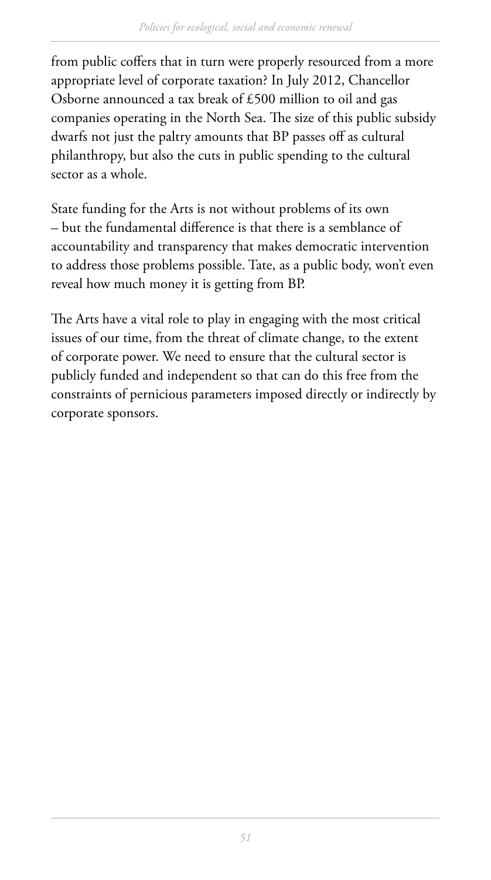from public coffers that in turn were properly resourced from a more appropriate level of corporate taxation? In July 2012, Chancellor Osborne announced a tax break of £500 million to oil and gas companies operating in the North Sea. The size of this public subsidy dwarfs not just the paltry amounts that BP passes off as cultural philanthropy, but also the cuts in public spending to the cultural sector as a whole.

State funding for the Arts is not without problems of its own – but the fundamental difference is that there is a semblance of accountability and transparency that makes democratic intervention to address those problems possible. Tate, as a public body, won't even reveal how much money it is getting from BP.

The Arts have a vital role to play in engaging with the most critical issues of our time, from the threat of climate change, to the extent of corporate power. We need to ensure that the cultural sector is publicly funded and independent so that can do this free from the constraints of pernicious parameters imposed directly or indirectly by corporate sponsors.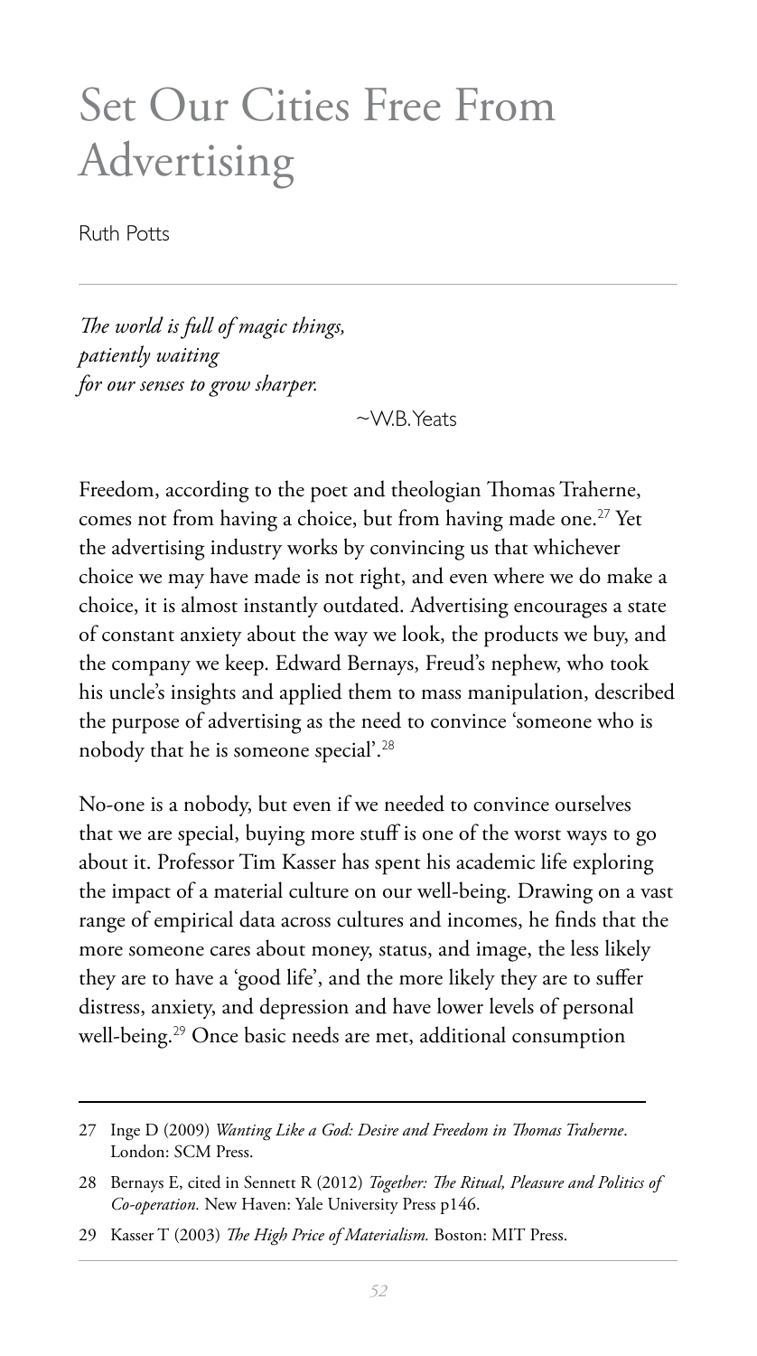# Set Our Cities Free From Advertising

Ruth Potts

*The world is full of magic things,*
*patiently waiting*
*for our senses to grow sharper.*

~W.B. Yeats

Freedom, according to the poet and theologian Thomas Traherne, comes not from having a choice, but from having made one.[27] Yet the advertising industry works by convincing us that whichever choice we may have made is not right, and even where we do make a choice, it is almost instantly outdated. Advertising encourages a state of constant anxiety about the way we look, the products we buy, and the company we keep. Edward Bernays, Freud's nephew, who took his uncle's insights and applied them to mass manipulation, described the purpose of advertising as the need to convince 'someone who is nobody that he is someone special'.[28]

No-one is a nobody, but even if we needed to convince ourselves that we are special, buying more stuff is one of the worst ways to go about it. Professor Tim Kasser has spent his academic life exploring the impact of a material culture on our well-being. Drawing on a vast range of empirical data across cultures and incomes, he finds that the more someone cares about money, status, and image, the less likely they are to have a 'good life', and the more likely they are to suffer distress, anxiety, and depression and have lower levels of personal well-being.[29] Once basic needs are met, additional consumption

---

27 Inge D (2009) *Wanting Like a God: Desire and Freedom in Thomas Traherne*. London: SCM Press.

28 Bernays E, cited in Sennett R (2012) *Together: The Ritual, Pleasure and Politics of Co-operation.* New Haven: Yale University Press p146.

29 Kasser T (2003) *The High Price of Materialism.* Boston: MIT Press.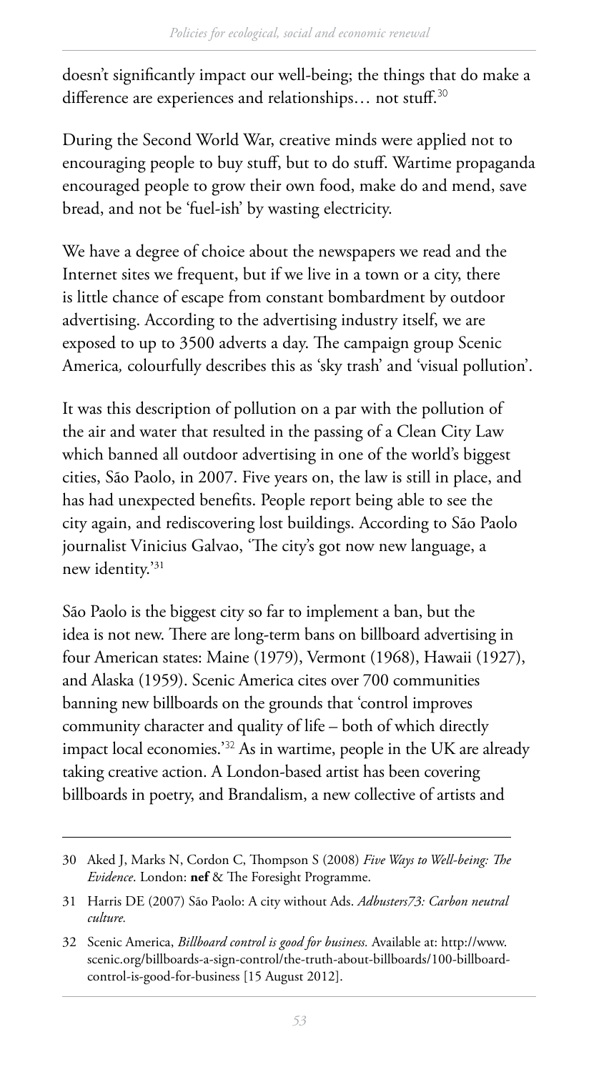doesn't significantly impact our well-being; the things that do make a difference are experiences and relationships… not stuff.[30]

During the Second World War, creative minds were applied not to encouraging people to buy stuff, but to do stuff. Wartime propaganda encouraged people to grow their own food, make do and mend, save bread, and not be 'fuel-ish' by wasting electricity.

We have a degree of choice about the newspapers we read and the Internet sites we frequent, but if we live in a town or a city, there is little chance of escape from constant bombardment by outdoor advertising. According to the advertising industry itself, we are exposed to up to 3500 adverts a day. The campaign group Scenic America*,* colourfully describes this as 'sky trash' and 'visual pollution'.

It was this description of pollution on a par with the pollution of the air and water that resulted in the passing of a Clean City Law which banned all outdoor advertising in one of the world's biggest cities, São Paolo, in 2007. Five years on, the law is still in place, and has had unexpected benefits. People report being able to see the city again, and rediscovering lost buildings. According to São Paolo journalist Vinicius Galvao, 'The city's got now new language, a new identity.'[31]

São Paolo is the biggest city so far to implement a ban, but the idea is not new. There are long-term bans on billboard advertising in four American states: Maine (1979), Vermont (1968), Hawaii (1927), and Alaska (1959). Scenic America cites over 700 communities banning new billboards on the grounds that 'control improves community character and quality of life – both of which directly impact local economies.'[32] As in wartime, people in the UK are already taking creative action. A London-based artist has been covering billboards in poetry, and Brandalism, a new collective of artists and

---

30 Aked J, Marks N, Cordon C, Thompson S (2008) *Five Ways to Well-being: The Evidence*. London: **nef** & The Foresight Programme.

31 Harris DE (2007) São Paolo: A city without Ads. *Adbusters73: Carbon neutral culture.*

32 Scenic America, *Billboard control is good for business.* Available at: http://www.scenic.org/billboards-a-sign-control/the-truth-about-billboards/100-billboard-control-is-good-for-business [15 August 2012].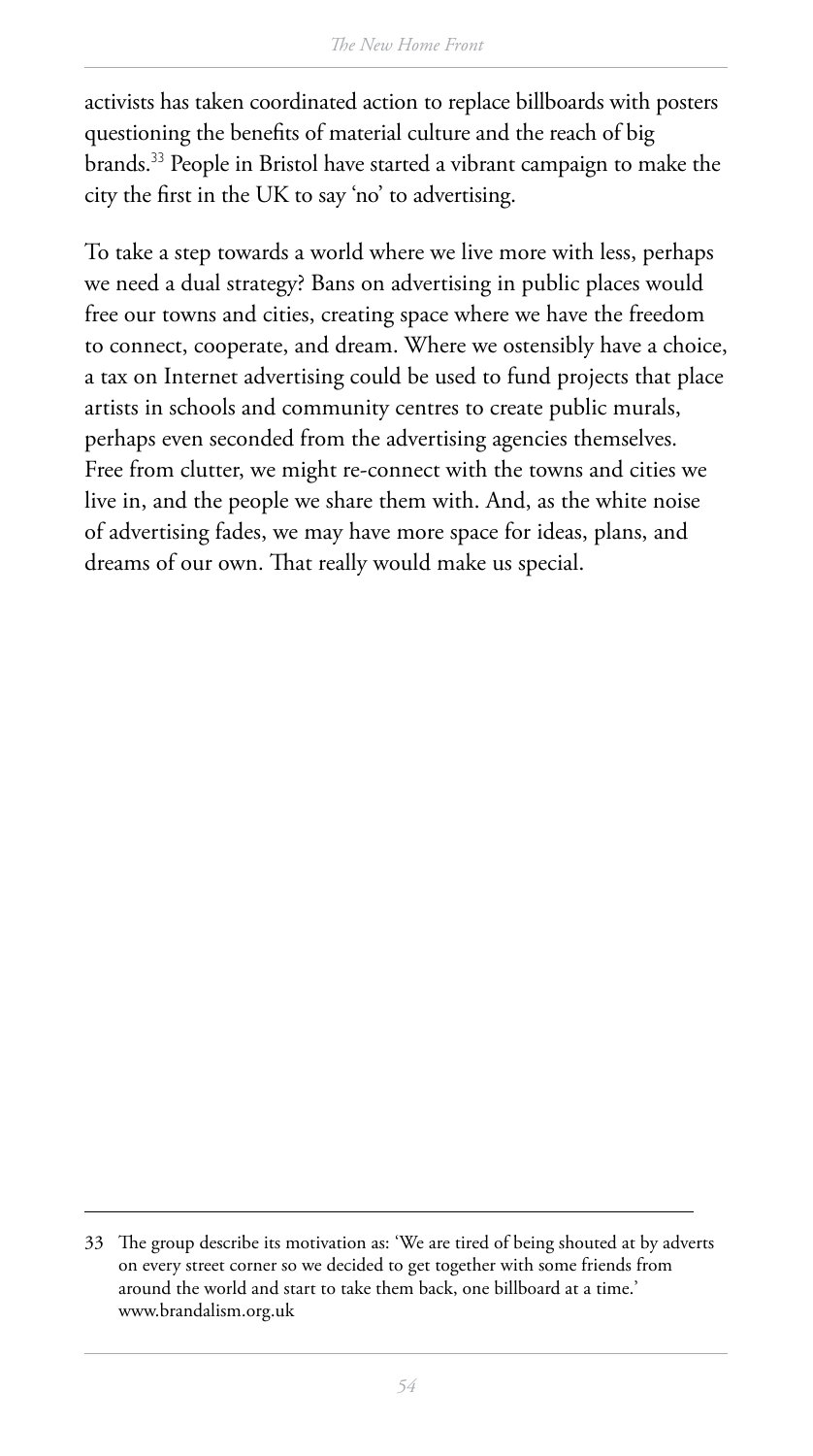activists has taken coordinated action to replace billboards with posters questioning the benefits of material culture and the reach of big brands.[33] People in Bristol have started a vibrant campaign to make the city the first in the UK to say 'no' to advertising.

To take a step towards a world where we live more with less, perhaps we need a dual strategy? Bans on advertising in public places would free our towns and cities, creating space where we have the freedom to connect, cooperate, and dream. Where we ostensibly have a choice, a tax on Internet advertising could be used to fund projects that place artists in schools and community centres to create public murals, perhaps even seconded from the advertising agencies themselves. Free from clutter, we might re-connect with the towns and cities we live in, and the people we share them with. And, as the white noise of advertising fades, we may have more space for ideas, plans, and dreams of our own. That really would make us special.

---

33 The group describe its motivation as: 'We are tired of being shouted at by adverts on every street corner so we decided to get together with some friends from around the world and start to take them back, one billboard at a time.' www.brandalism.org.uk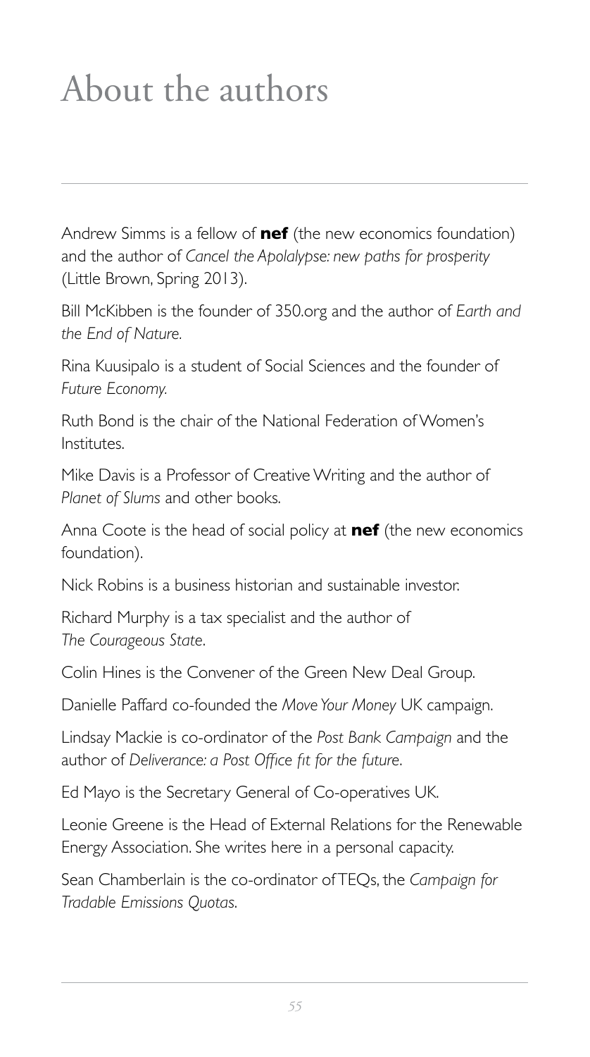# About the authors

Andrew Simms is a fellow of **nef** (the new economics foundation) and the author of *Cancel the Apolalypse: new paths for prosperity* (Little Brown, Spring 2013).

Bill McKibben is the founder of 350.org and the author of *Earth and the End of Nature.*

Rina Kuusipalo is a student of Social Sciences and the founder of *Future Economy.*

Ruth Bond is the chair of the National Federation of Women's Institutes.

Mike Davis is a Professor of Creative Writing and the author of *Planet of Slums* and other books.

Anna Coote is the head of social policy at **nef** (the new economics foundation).

Nick Robins is a business historian and sustainable investor.

Richard Murphy is a tax specialist and the author of *The Courageous State*.

Colin Hines is the Convener of the Green New Deal Group.

Danielle Paffard co-founded the *Move Your Money* UK campaign.

Lindsay Mackie is co-ordinator of the *Post Bank Campaign* and the author of *Deliverance: a Post Office fit for the future*.

Ed Mayo is the Secretary General of Co-operatives UK.

Leonie Greene is the Head of External Relations for the Renewable Energy Association. She writes here in a personal capacity.

Sean Chamberlain is the co-ordinator of TEQs, the *Campaign for Tradable Emissions Quotas.*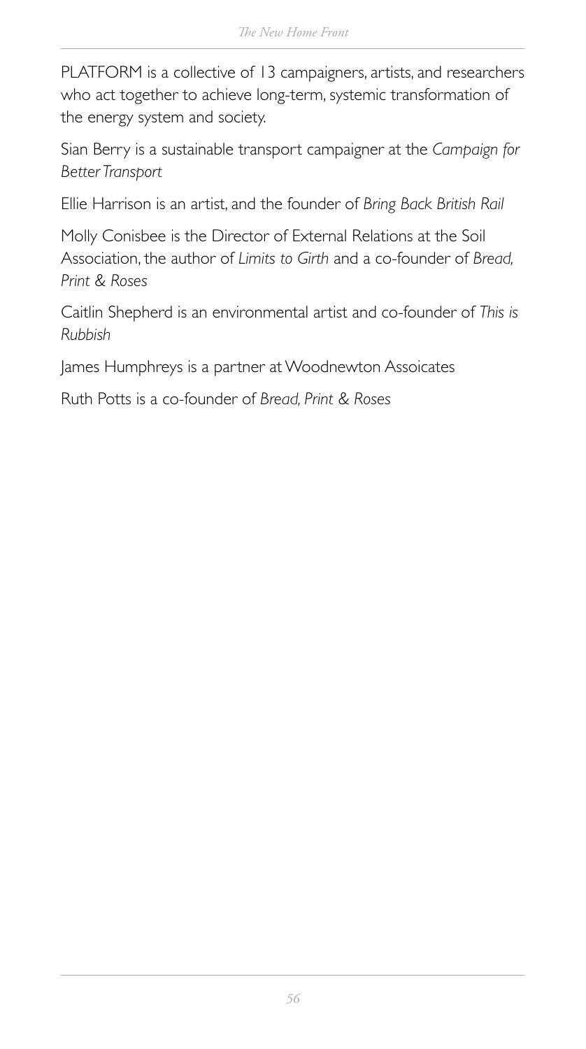PLATFORM is a collective of 13 campaigners, artists, and researchers who act together to achieve long-term, systemic transformation of the energy system and society.

Sian Berry is a sustainable transport campaigner at the *Campaign for Better Transport*

Ellie Harrison is an artist, and the founder of *Bring Back British Rail*

Molly Conisbee is the Director of External Relations at the Soil Association, the author of *Limits to Girth* and a co-founder of *Bread, Print & Roses*

Caitlin Shepherd is an environmental artist and co-founder of *This is Rubbish*

James Humphreys is a partner at Woodnewton Assoicates

Ruth Potts is a co-founder of *Bread, Print & Roses*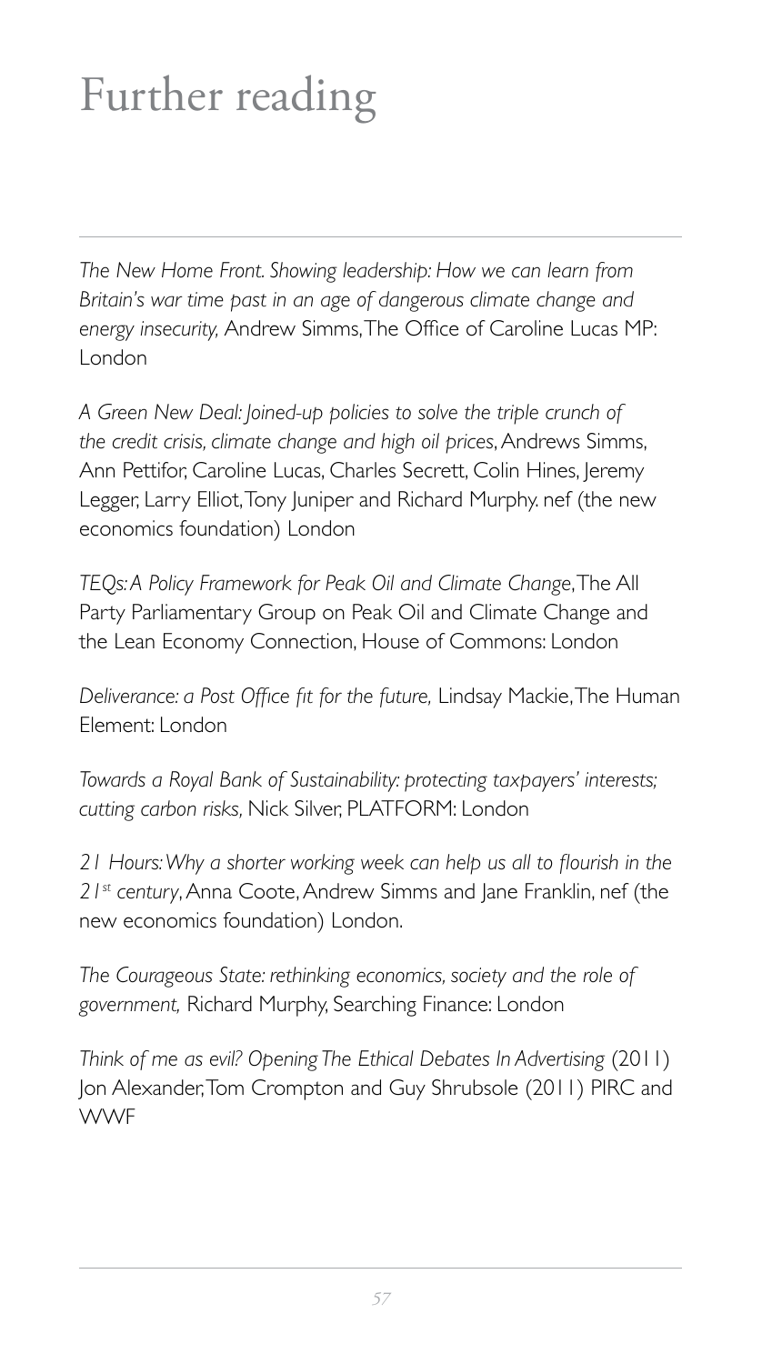# Further reading

*The New Home Front. Showing leadership: How we can learn from Britain's war time past in an age of dangerous climate change and energy insecurity,* Andrew Simms, The Office of Caroline Lucas MP: London

*A Green New Deal: Joined-up policies to solve the triple crunch of the credit crisis, climate change and high oil prices*, Andrews Simms, Ann Pettifor, Caroline Lucas, Charles Secrett, Colin Hines, Jeremy Legger, Larry Elliot, Tony Juniper and Richard Murphy. nef (the new economics foundation) London

*TEQs: A Policy Framework for Peak Oil and Climate Change*, The All Party Parliamentary Group on Peak Oil and Climate Change and the Lean Economy Connection, House of Commons: London

*Deliverance: a Post Office fit for the future,* Lindsay Mackie, The Human Element: London

*Towards a Royal Bank of Sustainability: protecting taxpayers' interests; cutting carbon risks,* Nick Silver, PLATFORM: London

*21 Hours: Why a shorter working week can help us all to flourish in the 21st century*, Anna Coote, Andrew Simms and Jane Franklin, nef (the new economics foundation) London.

*The Courageous State: rethinking economics, society and the role of government,* Richard Murphy, Searching Finance: London

*Think of me as evil? Opening The Ethical Debates In Advertising* (2011) Jon Alexander, Tom Crompton and Guy Shrubsole (2011) PIRC and WWF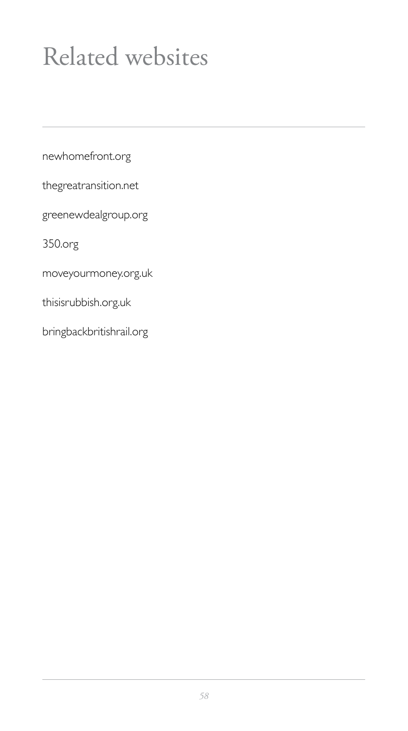# Related websites

newhomefront.org

thegreatransition.net

greenewdealgroup.org

350.org

moveyourmoney.org.uk

thisisrubbish.org.uk

bringbackbritishrail.org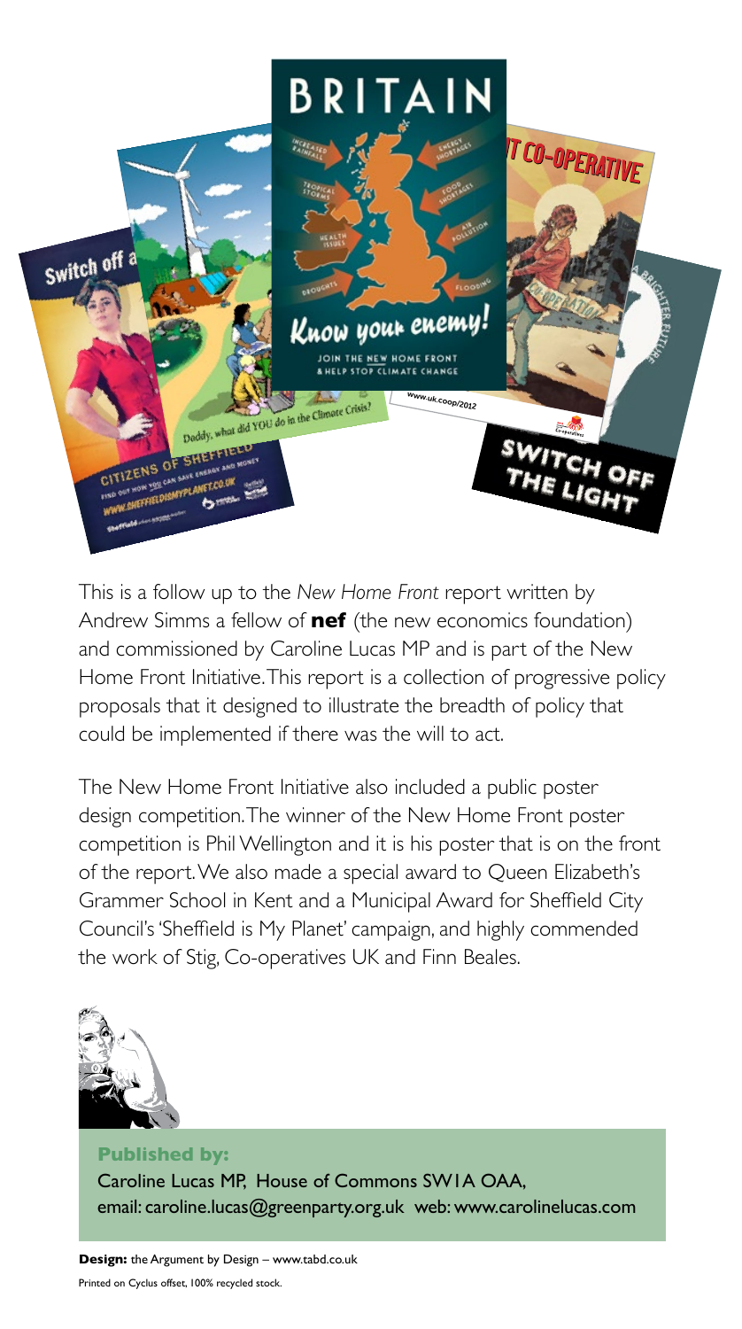This is a follow up to the *New Home Front* report written by Andrew Simms a fellow of **nef** (the new economics foundation) and commissioned by Caroline Lucas MP and is part of the New Home Front Initiative. This report is a collection of progressive policy proposals that it designed to illustrate the breadth of policy that could be implemented if there was the will to act.

The New Home Front Initiative also included a public poster design competition. The winner of the New Home Front poster competition is Phil Wellington and it is his poster that is on the front of the report. We also made a special award to Queen Elizabeth's Grammer School in Kent and a Municipal Award for Sheffield City Council's 'Sheffield is My Planet' campaign, and highly commended the work of Stig, Co-operatives UK and Finn Beales.

**Published by:**
Caroline Lucas MP, House of Commons SW1A OAA,
email: caroline.lucas@greenparty.org.uk web: www.carolinelucas.com

**Design:** the Argument by Design – www.tabd.co.uk

Printed on Cyclus offset, 100% recycled stock.